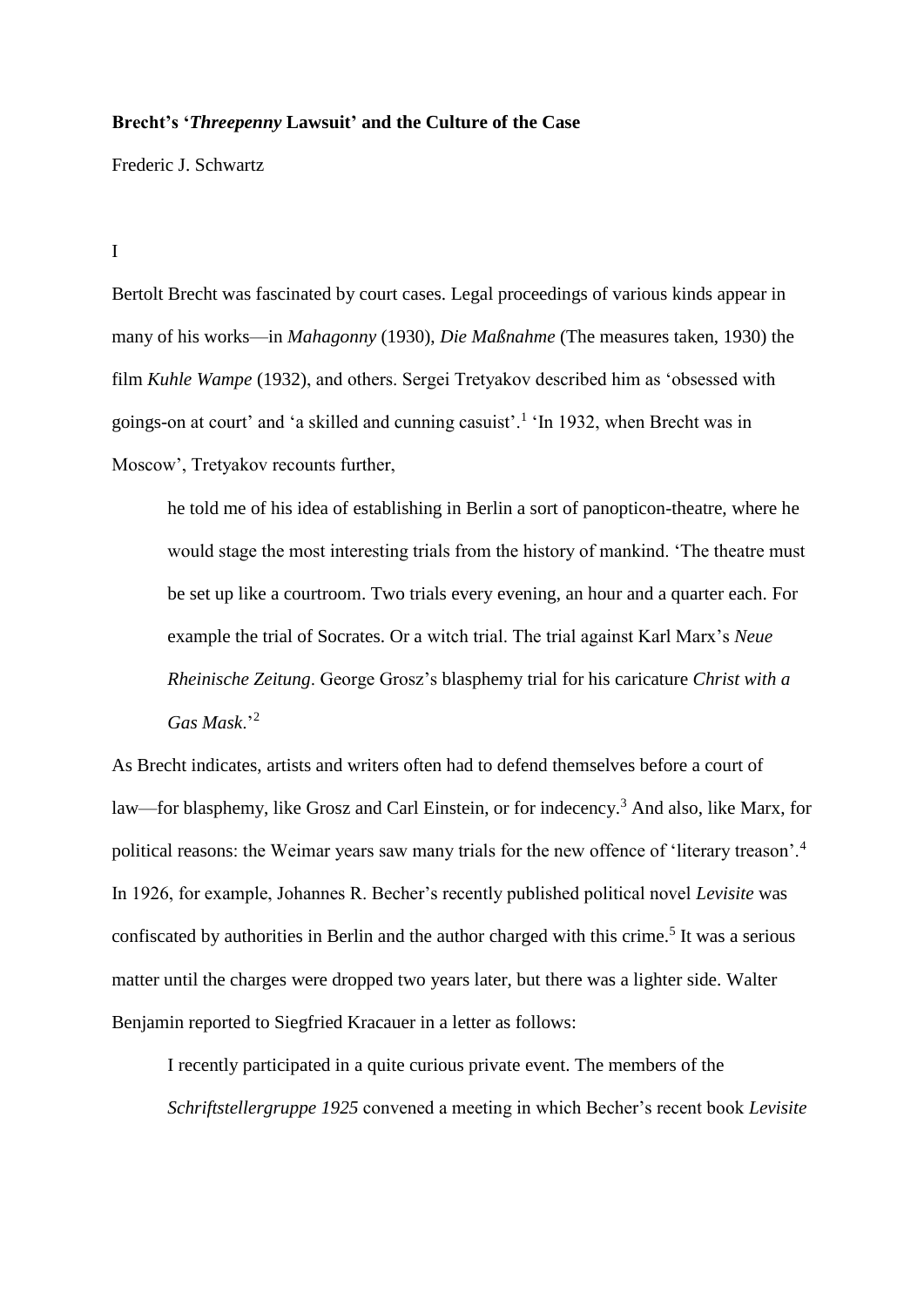**Brecht's '*Threepenny* Lawsuit' and the Culture of the Case**

Frederic J. Schwartz

I

Bertolt Brecht was fascinated by court cases. Legal proceedings of various kinds appear in many of his works—in *Mahagonny* (1930), *Die Maßnahme* (The measures taken, 1930) the film *Kuhle Wampe* (1932), and others. Sergei Tretyakov described him as 'obsessed with goings-on at court' and 'a skilled and cunning casuist'.[1] 'In 1932, when Brecht was in Moscow', Tretyakov recounts further,

> he told me of his idea of establishing in Berlin a sort of panopticon-theatre, where he would stage the most interesting trials from the history of mankind. 'The theatre must be set up like a courtroom. Two trials every evening, an hour and a quarter each. For example the trial of Socrates. Or a witch trial. The trial against Karl Marx's *Neue Rheinische Zeitung*. George Grosz's blasphemy trial for his caricature *Christ with a Gas Mask*.'[2]

As Brecht indicates, artists and writers often had to defend themselves before a court of law—for blasphemy, like Grosz and Carl Einstein, or for indecency.[3] And also, like Marx, for political reasons: the Weimar years saw many trials for the new offence of 'literary treason'.[4] In 1926, for example, Johannes R. Becher's recently published political novel *Levisite* was confiscated by authorities in Berlin and the author charged with this crime.[5] It was a serious matter until the charges were dropped two years later, but there was a lighter side. Walter Benjamin reported to Siegfried Kracauer in a letter as follows:

> I recently participated in a quite curious private event. The members of the *Schriftstellergruppe 1925* convened a meeting in which Becher's recent book *Levisite*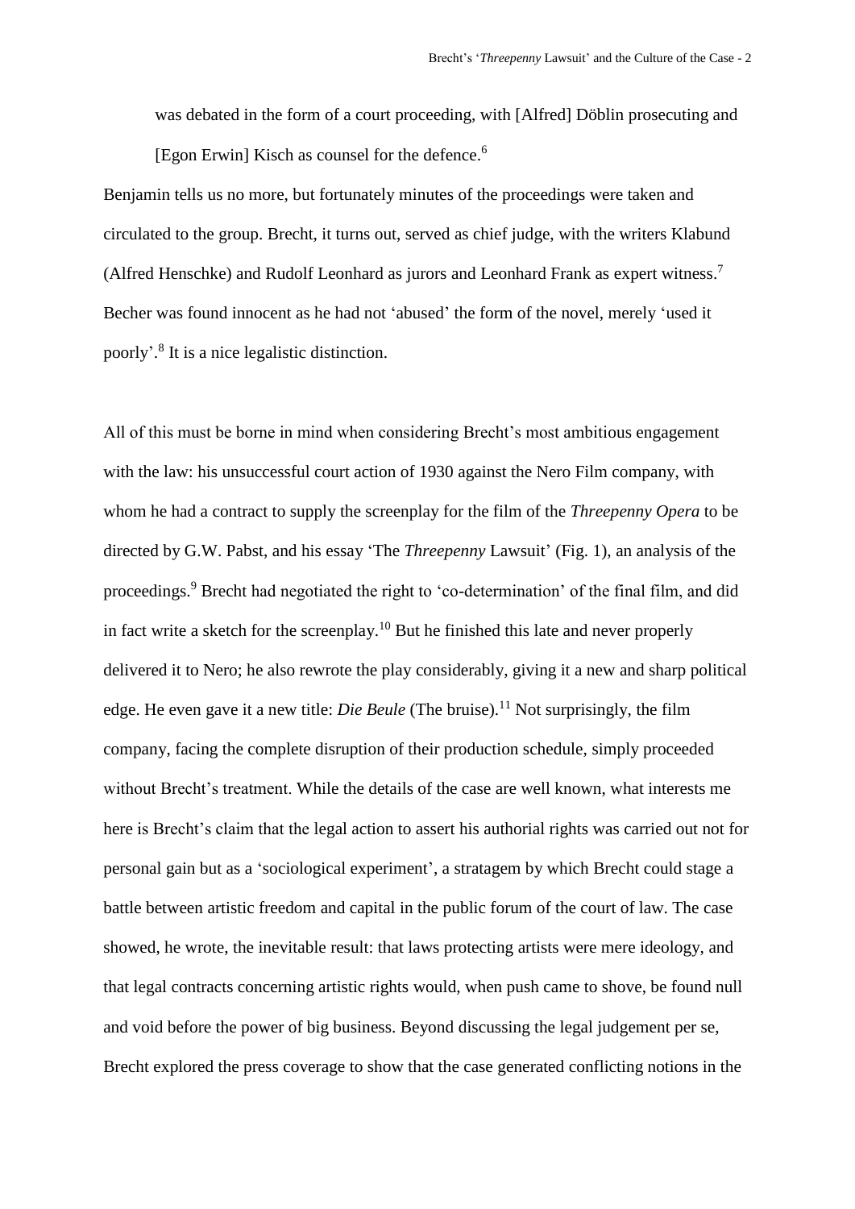was debated in the form of a court proceeding, with [Alfred] Döblin prosecuting and [Egon Erwin] Kisch as counsel for the defence.[6]

Benjamin tells us no more, but fortunately minutes of the proceedings were taken and circulated to the group. Brecht, it turns out, served as chief judge, with the writers Klabund (Alfred Henschke) and Rudolf Leonhard as jurors and Leonhard Frank as expert witness.[7] Becher was found innocent as he had not 'abused' the form of the novel, merely 'used it poorly'.[8] It is a nice legalistic distinction.

All of this must be borne in mind when considering Brecht's most ambitious engagement with the law: his unsuccessful court action of 1930 against the Nero Film company, with whom he had a contract to supply the screenplay for the film of the *Threepenny Opera* to be directed by G.W. Pabst, and his essay 'The *Threepenny* Lawsuit' (Fig. 1), an analysis of the proceedings.[9] Brecht had negotiated the right to 'co-determination' of the final film, and did in fact write a sketch for the screenplay.[10] But he finished this late and never properly delivered it to Nero; he also rewrote the play considerably, giving it a new and sharp political edge. He even gave it a new title: *Die Beule* (The bruise).[11] Not surprisingly, the film company, facing the complete disruption of their production schedule, simply proceeded without Brecht's treatment. While the details of the case are well known, what interests me here is Brecht's claim that the legal action to assert his authorial rights was carried out not for personal gain but as a 'sociological experiment', a stratagem by which Brecht could stage a battle between artistic freedom and capital in the public forum of the court of law. The case showed, he wrote, the inevitable result: that laws protecting artists were mere ideology, and that legal contracts concerning artistic rights would, when push came to shove, be found null and void before the power of big business. Beyond discussing the legal judgement per se, Brecht explored the press coverage to show that the case generated conflicting notions in the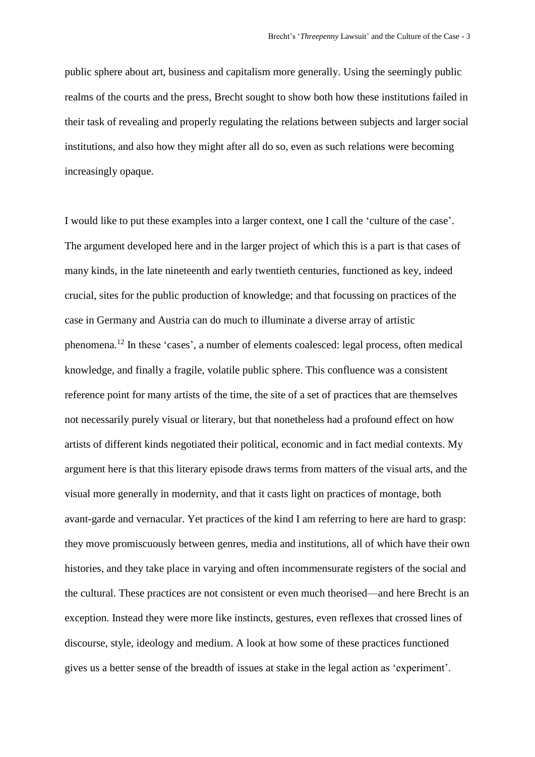public sphere about art, business and capitalism more generally. Using the seemingly public realms of the courts and the press, Brecht sought to show both how these institutions failed in their task of revealing and properly regulating the relations between subjects and larger social institutions, and also how they might after all do so, even as such relations were becoming increasingly opaque.

I would like to put these examples into a larger context, one I call the 'culture of the case'. The argument developed here and in the larger project of which this is a part is that cases of many kinds, in the late nineteenth and early twentieth centuries, functioned as key, indeed crucial, sites for the public production of knowledge; and that focussing on practices of the case in Germany and Austria can do much to illuminate a diverse array of artistic phenomena.[12] In these 'cases', a number of elements coalesced: legal process, often medical knowledge, and finally a fragile, volatile public sphere. This confluence was a consistent reference point for many artists of the time, the site of a set of practices that are themselves not necessarily purely visual or literary, but that nonetheless had a profound effect on how artists of different kinds negotiated their political, economic and in fact medial contexts. My argument here is that this literary episode draws terms from matters of the visual arts, and the visual more generally in modernity, and that it casts light on practices of montage, both avant-garde and vernacular. Yet practices of the kind I am referring to here are hard to grasp: they move promiscuously between genres, media and institutions, all of which have their own histories, and they take place in varying and often incommensurate registers of the social and the cultural. These practices are not consistent or even much theorised—and here Brecht is an exception. Instead they were more like instincts, gestures, even reflexes that crossed lines of discourse, style, ideology and medium. A look at how some of these practices functioned gives us a better sense of the breadth of issues at stake in the legal action as 'experiment'.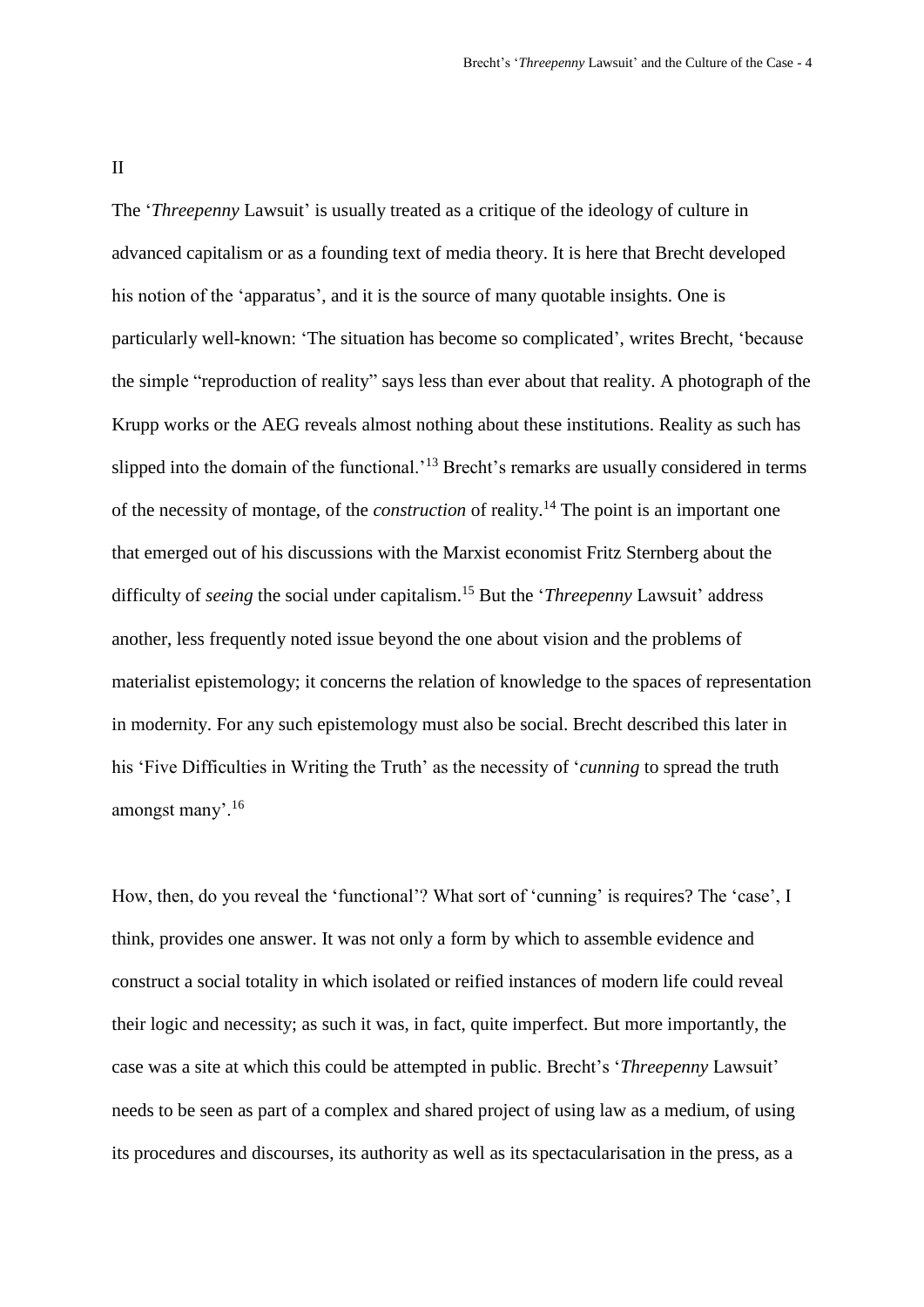II

The '*Threepenny* Lawsuit' is usually treated as a critique of the ideology of culture in advanced capitalism or as a founding text of media theory. It is here that Brecht developed his notion of the 'apparatus', and it is the source of many quotable insights. One is particularly well-known: 'The situation has become so complicated', writes Brecht, 'because the simple "reproduction of reality" says less than ever about that reality. A photograph of the Krupp works or the AEG reveals almost nothing about these institutions. Reality as such has slipped into the domain of the functional.'[13] Brecht's remarks are usually considered in terms of the necessity of montage, of the *construction* of reality.[14] The point is an important one that emerged out of his discussions with the Marxist economist Fritz Sternberg about the difficulty of *seeing* the social under capitalism.[15] But the '*Threepenny* Lawsuit' address another, less frequently noted issue beyond the one about vision and the problems of materialist epistemology; it concerns the relation of knowledge to the spaces of representation in modernity. For any such epistemology must also be social. Brecht described this later in his 'Five Difficulties in Writing the Truth' as the necessity of '*cunning* to spread the truth amongst many'.[16]

How, then, do you reveal the 'functional'? What sort of 'cunning' is requires? The 'case', I think, provides one answer. It was not only a form by which to assemble evidence and construct a social totality in which isolated or reified instances of modern life could reveal their logic and necessity; as such it was, in fact, quite imperfect. But more importantly, the case was a site at which this could be attempted in public. Brecht's '*Threepenny* Lawsuit' needs to be seen as part of a complex and shared project of using law as a medium, of using its procedures and discourses, its authority as well as its spectacularisation in the press, as a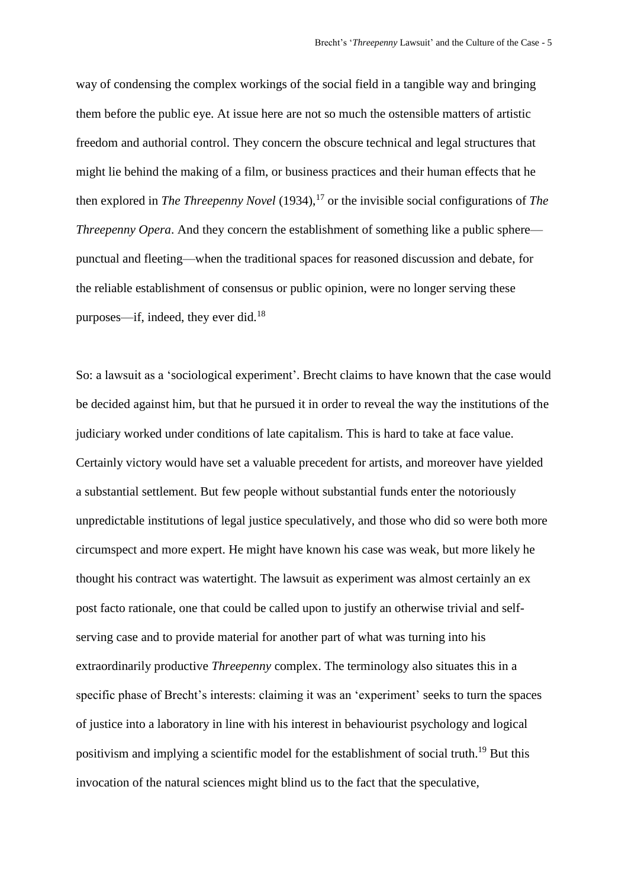way of condensing the complex workings of the social field in a tangible way and bringing them before the public eye. At issue here are not so much the ostensible matters of artistic freedom and authorial control. They concern the obscure technical and legal structures that might lie behind the making of a film, or business practices and their human effects that he then explored in *The Threepenny Novel* (1934),[17] or the invisible social configurations of *The Threepenny Opera*. And they concern the establishment of something like a public sphere—punctual and fleeting—when the traditional spaces for reasoned discussion and debate, for the reliable establishment of consensus or public opinion, were no longer serving these purposes—if, indeed, they ever did.[18]

So: a lawsuit as a 'sociological experiment'. Brecht claims to have known that the case would be decided against him, but that he pursued it in order to reveal the way the institutions of the judiciary worked under conditions of late capitalism. This is hard to take at face value. Certainly victory would have set a valuable precedent for artists, and moreover have yielded a substantial settlement. But few people without substantial funds enter the notoriously unpredictable institutions of legal justice speculatively, and those who did so were both more circumspect and more expert. He might have known his case was weak, but more likely he thought his contract was watertight. The lawsuit as experiment was almost certainly an ex post facto rationale, one that could be called upon to justify an otherwise trivial and self-serving case and to provide material for another part of what was turning into his extraordinarily productive *Threepenny* complex. The terminology also situates this in a specific phase of Brecht's interests: claiming it was an 'experiment' seeks to turn the spaces of justice into a laboratory in line with his interest in behaviourist psychology and logical positivism and implying a scientific model for the establishment of social truth.[19] But this invocation of the natural sciences might blind us to the fact that the speculative,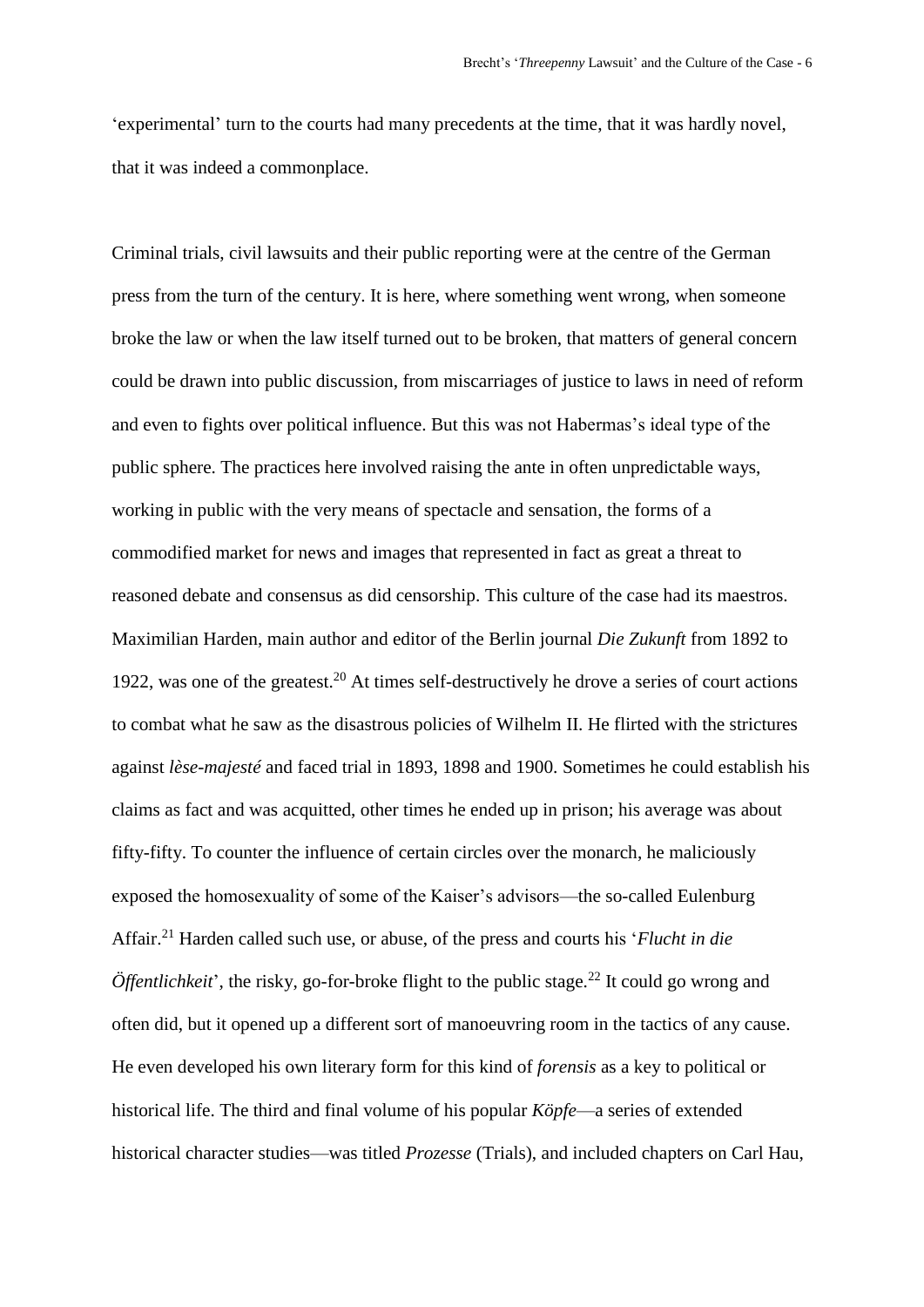'experimental' turn to the courts had many precedents at the time, that it was hardly novel, that it was indeed a commonplace.

Criminal trials, civil lawsuits and their public reporting were at the centre of the German press from the turn of the century. It is here, where something went wrong, when someone broke the law or when the law itself turned out to be broken, that matters of general concern could be drawn into public discussion, from miscarriages of justice to laws in need of reform and even to fights over political influence. But this was not Habermas's ideal type of the public sphere. The practices here involved raising the ante in often unpredictable ways, working in public with the very means of spectacle and sensation, the forms of a commodified market for news and images that represented in fact as great a threat to reasoned debate and consensus as did censorship. This culture of the case had its maestros. Maximilian Harden, main author and editor of the Berlin journal *Die Zukunft* from 1892 to 1922, was one of the greatest.[20] At times self-destructively he drove a series of court actions to combat what he saw as the disastrous policies of Wilhelm II. He flirted with the strictures against *lèse-majesté* and faced trial in 1893, 1898 and 1900. Sometimes he could establish his claims as fact and was acquitted, other times he ended up in prison; his average was about fifty-fifty. To counter the influence of certain circles over the monarch, he maliciously exposed the homosexuality of some of the Kaiser's advisors—the so-called Eulenburg Affair.[21] Harden called such use, or abuse, of the press and courts his '*Flucht in die Öffentlichkeit*', the risky, go-for-broke flight to the public stage.[22] It could go wrong and often did, but it opened up a different sort of manoeuvring room in the tactics of any cause. He even developed his own literary form for this kind of *forensis* as a key to political or historical life. The third and final volume of his popular *Köpfe*—a series of extended historical character studies—was titled *Prozesse* (Trials), and included chapters on Carl Hau,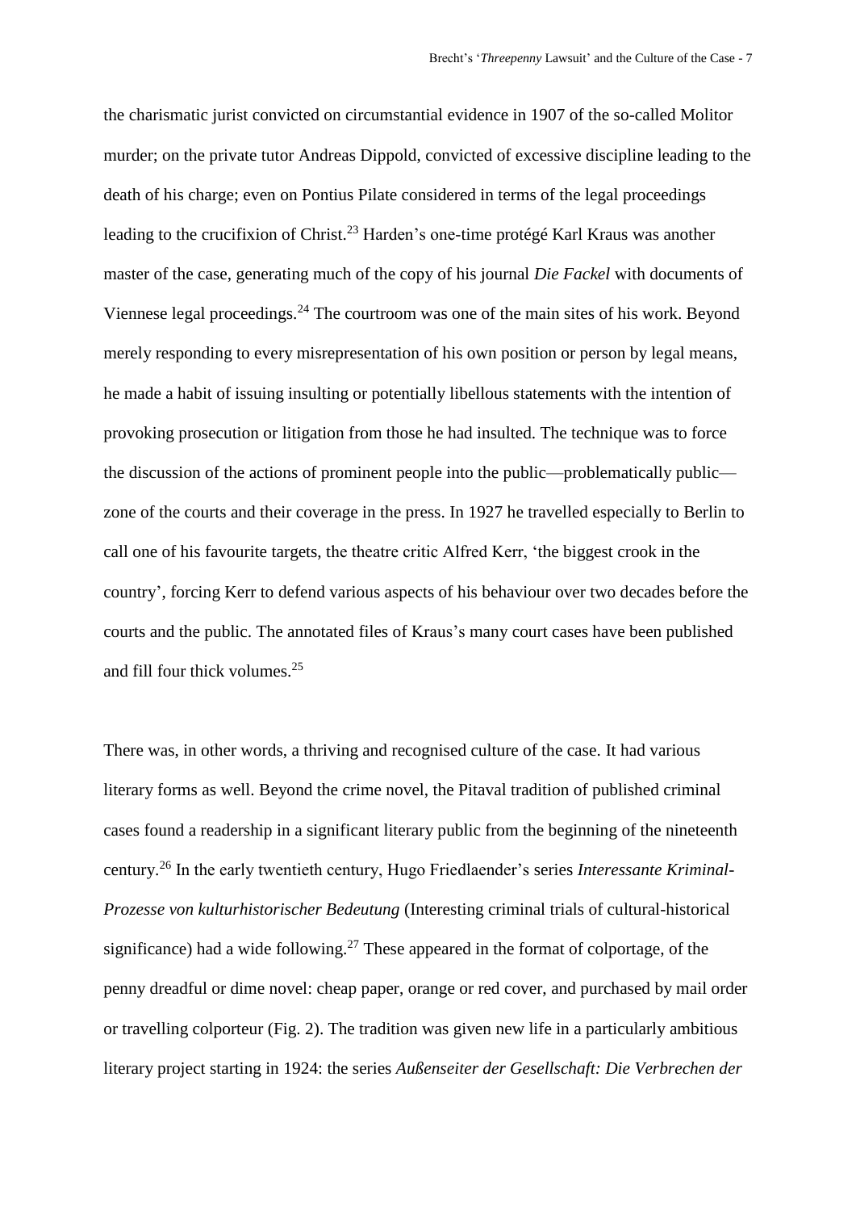the charismatic jurist convicted on circumstantial evidence in 1907 of the so-called Molitor murder; on the private tutor Andreas Dippold, convicted of excessive discipline leading to the death of his charge; even on Pontius Pilate considered in terms of the legal proceedings leading to the crucifixion of Christ.[23] Harden's one-time protégé Karl Kraus was another master of the case, generating much of the copy of his journal *Die Fackel* with documents of Viennese legal proceedings.[24] The courtroom was one of the main sites of his work. Beyond merely responding to every misrepresentation of his own position or person by legal means, he made a habit of issuing insulting or potentially libellous statements with the intention of provoking prosecution or litigation from those he had insulted. The technique was to force the discussion of the actions of prominent people into the public—problematically public—zone of the courts and their coverage in the press. In 1927 he travelled especially to Berlin to call one of his favourite targets, the theatre critic Alfred Kerr, 'the biggest crook in the country', forcing Kerr to defend various aspects of his behaviour over two decades before the courts and the public. The annotated files of Kraus's many court cases have been published and fill four thick volumes.[25]

There was, in other words, a thriving and recognised culture of the case. It had various literary forms as well. Beyond the crime novel, the Pitaval tradition of published criminal cases found a readership in a significant literary public from the beginning of the nineteenth century.[26] In the early twentieth century, Hugo Friedlaender's series *Interessante Kriminal-Prozesse von kulturhistorischer Bedeutung* (Interesting criminal trials of cultural-historical significance) had a wide following.[27] These appeared in the format of colportage, of the penny dreadful or dime novel: cheap paper, orange or red cover, and purchased by mail order or travelling colporteur (Fig. 2). The tradition was given new life in a particularly ambitious literary project starting in 1924: the series *Außenseiter der Gesellschaft: Die Verbrechen der*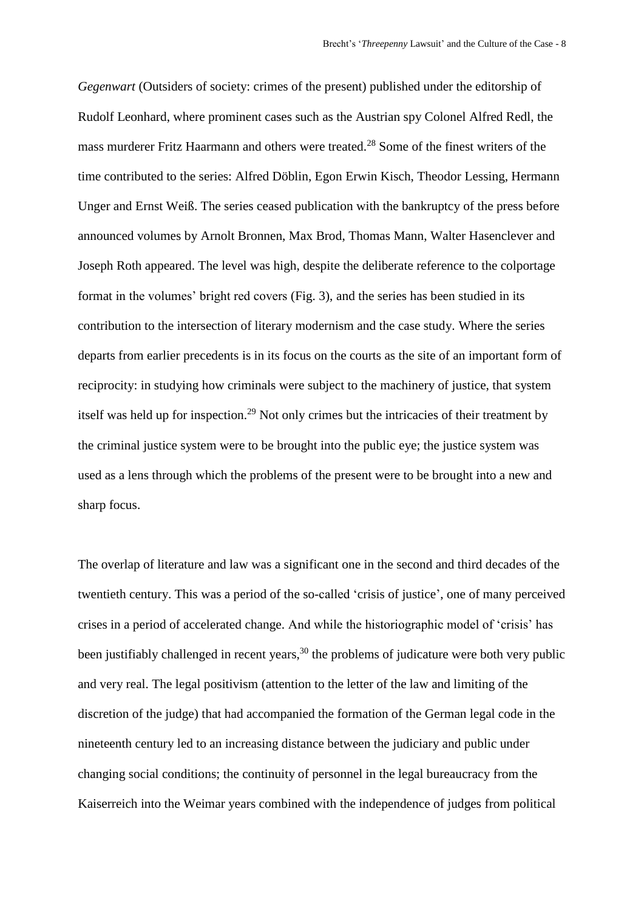*Gegenwart* (Outsiders of society: crimes of the present) published under the editorship of Rudolf Leonhard, where prominent cases such as the Austrian spy Colonel Alfred Redl, the mass murderer Fritz Haarmann and others were treated.[28] Some of the finest writers of the time contributed to the series: Alfred Döblin, Egon Erwin Kisch, Theodor Lessing, Hermann Unger and Ernst Weiß. The series ceased publication with the bankruptcy of the press before announced volumes by Arnolt Bronnen, Max Brod, Thomas Mann, Walter Hasenclever and Joseph Roth appeared. The level was high, despite the deliberate reference to the colportage format in the volumes' bright red covers (Fig. 3), and the series has been studied in its contribution to the intersection of literary modernism and the case study. Where the series departs from earlier precedents is in its focus on the courts as the site of an important form of reciprocity: in studying how criminals were subject to the machinery of justice, that system itself was held up for inspection.[29] Not only crimes but the intricacies of their treatment by the criminal justice system were to be brought into the public eye; the justice system was used as a lens through which the problems of the present were to be brought into a new and sharp focus.

The overlap of literature and law was a significant one in the second and third decades of the twentieth century. This was a period of the so-called 'crisis of justice', one of many perceived crises in a period of accelerated change. And while the historiographic model of 'crisis' has been justifiably challenged in recent years,[30] the problems of judicature were both very public and very real. The legal positivism (attention to the letter of the law and limiting of the discretion of the judge) that had accompanied the formation of the German legal code in the nineteenth century led to an increasing distance between the judiciary and public under changing social conditions; the continuity of personnel in the legal bureaucracy from the Kaiserreich into the Weimar years combined with the independence of judges from political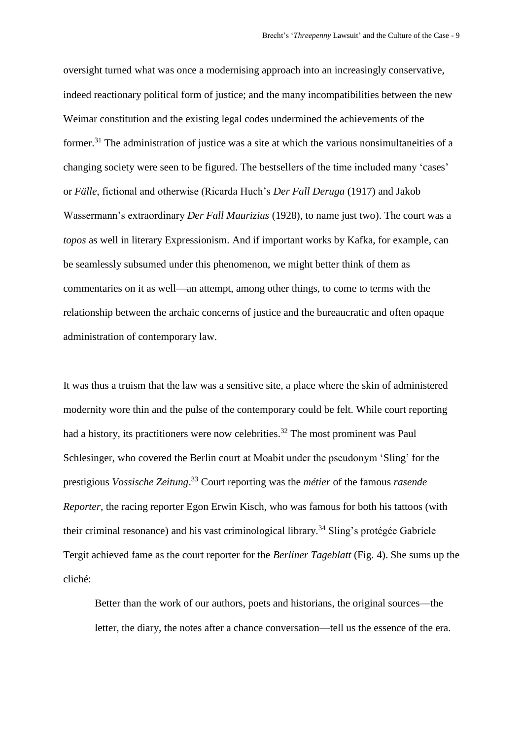oversight turned what was once a modernising approach into an increasingly conservative, indeed reactionary political form of justice; and the many incompatibilities between the new Weimar constitution and the existing legal codes undermined the achievements of the former.[31] The administration of justice was a site at which the various nonsimultaneities of a changing society were seen to be figured. The bestsellers of the time included many 'cases' or *Fälle*, fictional and otherwise (Ricarda Huch's *Der Fall Deruga* (1917) and Jakob Wassermann's extraordinary *Der Fall Maurizius* (1928), to name just two). The court was a *topos* as well in literary Expressionism. And if important works by Kafka, for example, can be seamlessly subsumed under this phenomenon, we might better think of them as commentaries on it as well—an attempt, among other things, to come to terms with the relationship between the archaic concerns of justice and the bureaucratic and often opaque administration of contemporary law.

It was thus a truism that the law was a sensitive site, a place where the skin of administered modernity wore thin and the pulse of the contemporary could be felt. While court reporting had a history, its practitioners were now celebrities.[32] The most prominent was Paul Schlesinger, who covered the Berlin court at Moabit under the pseudonym 'Sling' for the prestigious *Vossische Zeitung*.[33] Court reporting was the *métier* of the famous *rasende Reporter*, the racing reporter Egon Erwin Kisch, who was famous for both his tattoos (with their criminal resonance) and his vast criminological library.[34] Sling's protégée Gabriele Tergit achieved fame as the court reporter for the *Berliner Tageblatt* (Fig. 4). She sums up the cliché:

> Better than the work of our authors, poets and historians, the original sources—the letter, the diary, the notes after a chance conversation—tell us the essence of the era.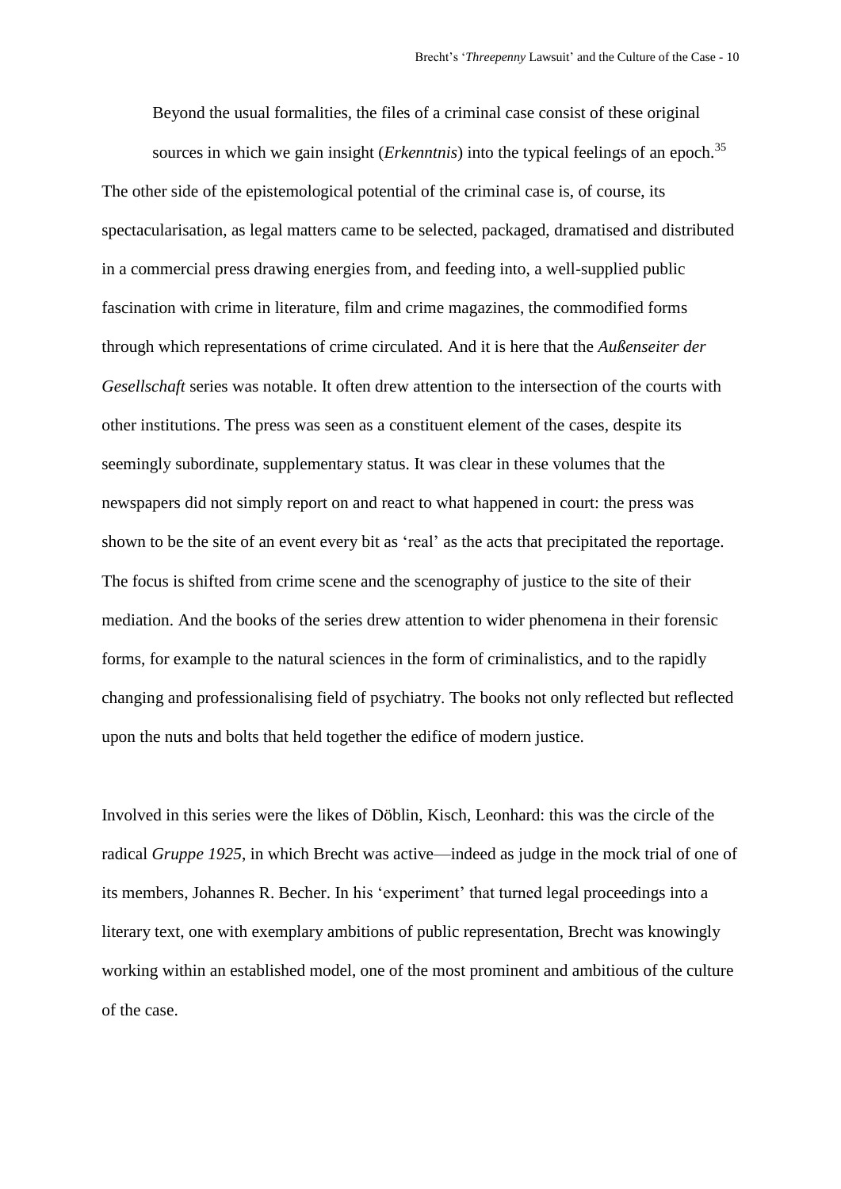> Beyond the usual formalities, the files of a criminal case consist of these original sources in which we gain insight (*Erkenntnis*) into the typical feelings of an epoch.[35]

The other side of the epistemological potential of the criminal case is, of course, its spectacularisation, as legal matters came to be selected, packaged, dramatised and distributed in a commercial press drawing energies from, and feeding into, a well-supplied public fascination with crime in literature, film and crime magazines, the commodified forms through which representations of crime circulated. And it is here that the *Außenseiter der Gesellschaft* series was notable. It often drew attention to the intersection of the courts with other institutions. The press was seen as a constituent element of the cases, despite its seemingly subordinate, supplementary status. It was clear in these volumes that the newspapers did not simply report on and react to what happened in court: the press was shown to be the site of an event every bit as 'real' as the acts that precipitated the reportage. The focus is shifted from crime scene and the scenography of justice to the site of their mediation. And the books of the series drew attention to wider phenomena in their forensic forms, for example to the natural sciences in the form of criminalistics, and to the rapidly changing and professionalising field of psychiatry. The books not only reflected but reflected upon the nuts and bolts that held together the edifice of modern justice.

Involved in this series were the likes of Döblin, Kisch, Leonhard: this was the circle of the radical *Gruppe 1925*, in which Brecht was active—indeed as judge in the mock trial of one of its members, Johannes R. Becher. In his 'experiment' that turned legal proceedings into a literary text, one with exemplary ambitions of public representation, Brecht was knowingly working within an established model, one of the most prominent and ambitious of the culture of the case.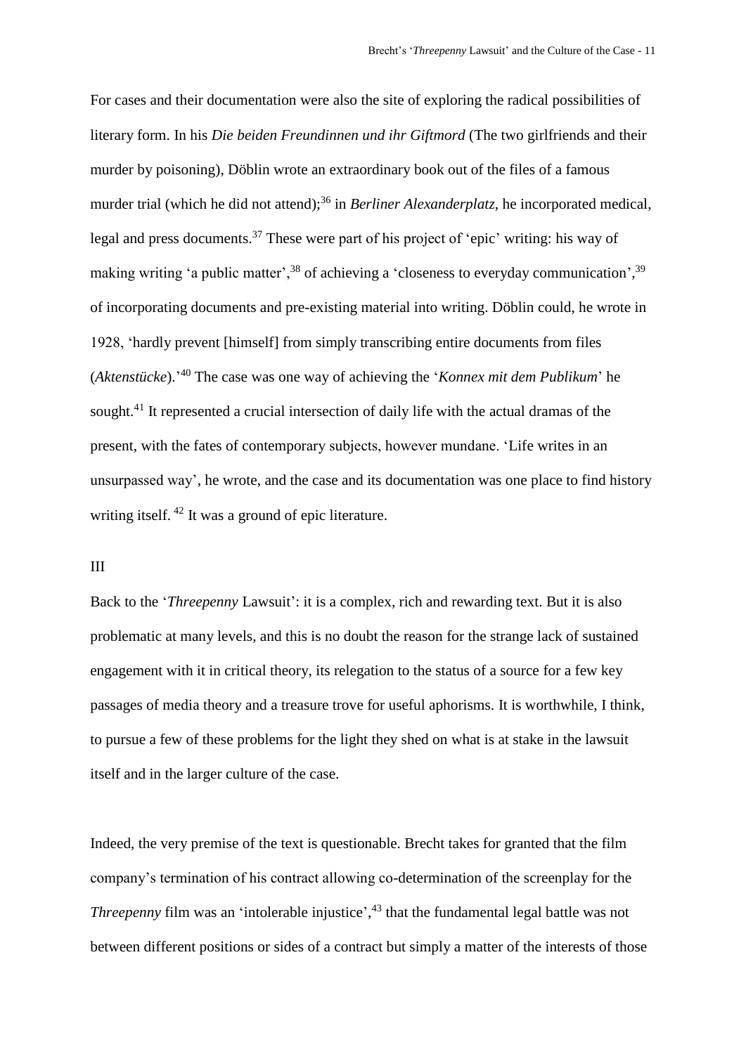For cases and their documentation were also the site of exploring the radical possibilities of literary form. In his *Die beiden Freundinnen und ihr Giftmord* (The two girlfriends and their murder by poisoning), Döblin wrote an extraordinary book out of the files of a famous murder trial (which he did not attend);[36] in *Berliner Alexanderplatz*, he incorporated medical, legal and press documents.[37] These were part of his project of 'epic' writing: his way of making writing 'a public matter',[38] of achieving a 'closeness to everyday communication',[39] of incorporating documents and pre-existing material into writing. Döblin could, he wrote in 1928, 'hardly prevent [himself] from simply transcribing entire documents from files (*Aktenstücke*).'[40] The case was one way of achieving the '*Konnex mit dem Publikum*' he sought.[41] It represented a crucial intersection of daily life with the actual dramas of the present, with the fates of contemporary subjects, however mundane. 'Life writes in an unsurpassed way', he wrote, and the case and its documentation was one place to find history writing itself. [42] It was a ground of epic literature.

## III

Back to the '*Threepenny* Lawsuit': it is a complex, rich and rewarding text. But it is also problematic at many levels, and this is no doubt the reason for the strange lack of sustained engagement with it in critical theory, its relegation to the status of a source for a few key passages of media theory and a treasure trove for useful aphorisms. It is worthwhile, I think, to pursue a few of these problems for the light they shed on what is at stake in the lawsuit itself and in the larger culture of the case.

Indeed, the very premise of the text is questionable. Brecht takes for granted that the film company's termination of his contract allowing co-determination of the screenplay for the *Threepenny* film was an 'intolerable injustice',[43] that the fundamental legal battle was not between different positions or sides of a contract but simply a matter of the interests of those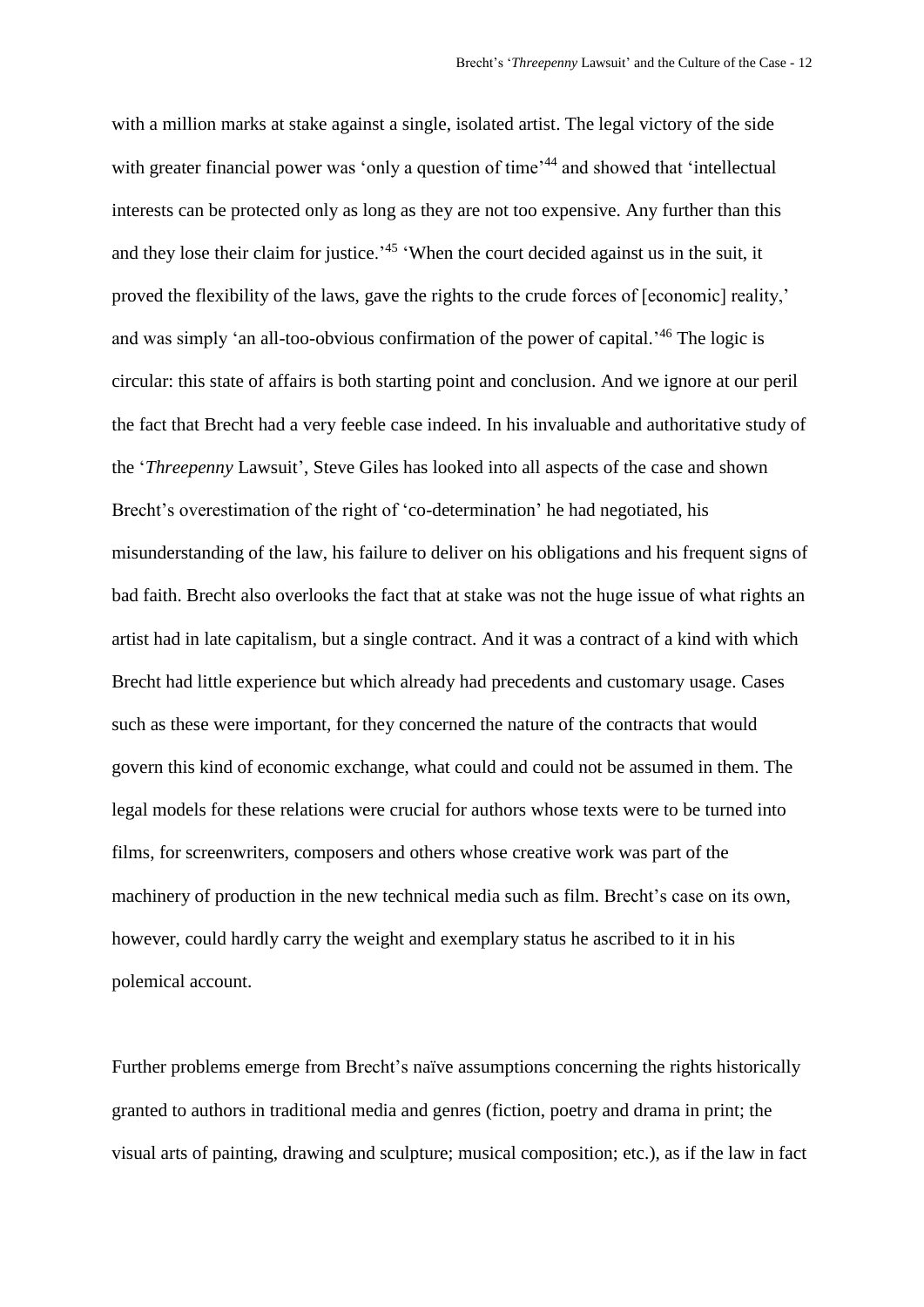with a million marks at stake against a single, isolated artist. The legal victory of the side with greater financial power was 'only a question of time'[44] and showed that 'intellectual interests can be protected only as long as they are not too expensive. Any further than this and they lose their claim for justice.'[45] 'When the court decided against us in the suit, it proved the flexibility of the laws, gave the rights to the crude forces of [economic] reality,' and was simply 'an all-too-obvious confirmation of the power of capital.'[46] The logic is circular: this state of affairs is both starting point and conclusion. And we ignore at our peril the fact that Brecht had a very feeble case indeed. In his invaluable and authoritative study of the '*Threepenny* Lawsuit', Steve Giles has looked into all aspects of the case and shown Brecht's overestimation of the right of 'co-determination' he had negotiated, his misunderstanding of the law, his failure to deliver on his obligations and his frequent signs of bad faith. Brecht also overlooks the fact that at stake was not the huge issue of what rights an artist had in late capitalism, but a single contract. And it was a contract of a kind with which Brecht had little experience but which already had precedents and customary usage. Cases such as these were important, for they concerned the nature of the contracts that would govern this kind of economic exchange, what could and could not be assumed in them. The legal models for these relations were crucial for authors whose texts were to be turned into films, for screenwriters, composers and others whose creative work was part of the machinery of production in the new technical media such as film. Brecht's case on its own, however, could hardly carry the weight and exemplary status he ascribed to it in his polemical account.

Further problems emerge from Brecht's naïve assumptions concerning the rights historically granted to authors in traditional media and genres (fiction, poetry and drama in print; the visual arts of painting, drawing and sculpture; musical composition; etc.), as if the law in fact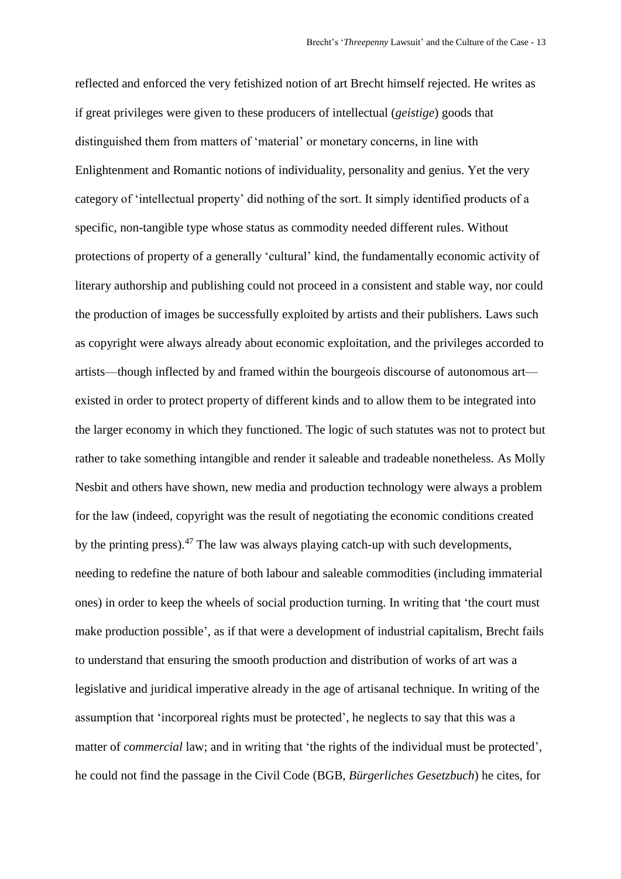reflected and enforced the very fetishized notion of art Brecht himself rejected. He writes as if great privileges were given to these producers of intellectual (*geistige*) goods that distinguished them from matters of 'material' or monetary concerns, in line with Enlightenment and Romantic notions of individuality, personality and genius. Yet the very category of 'intellectual property' did nothing of the sort. It simply identified products of a specific, non-tangible type whose status as commodity needed different rules. Without protections of property of a generally 'cultural' kind, the fundamentally economic activity of literary authorship and publishing could not proceed in a consistent and stable way, nor could the production of images be successfully exploited by artists and their publishers. Laws such as copyright were always already about economic exploitation, and the privileges accorded to artists—though inflected by and framed within the bourgeois discourse of autonomous art—existed in order to protect property of different kinds and to allow them to be integrated into the larger economy in which they functioned. The logic of such statutes was not to protect but rather to take something intangible and render it saleable and tradeable nonetheless. As Molly Nesbit and others have shown, new media and production technology were always a problem for the law (indeed, copyright was the result of negotiating the economic conditions created by the printing press).[47] The law was always playing catch-up with such developments, needing to redefine the nature of both labour and saleable commodities (including immaterial ones) in order to keep the wheels of social production turning. In writing that 'the court must make production possible', as if that were a development of industrial capitalism, Brecht fails to understand that ensuring the smooth production and distribution of works of art was a legislative and juridical imperative already in the age of artisanal technique. In writing of the assumption that 'incorporeal rights must be protected', he neglects to say that this was a matter of *commercial* law; and in writing that 'the rights of the individual must be protected', he could not find the passage in the Civil Code (BGB, *Bürgerliches Gesetzbuch*) he cites, for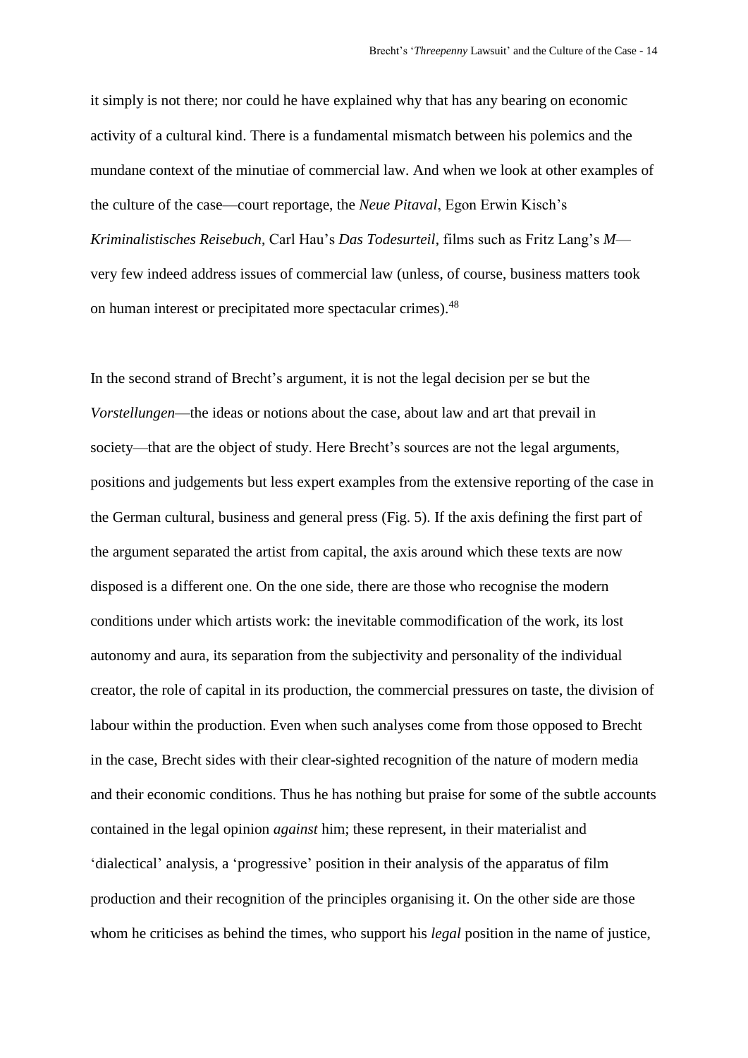it simply is not there; nor could he have explained why that has any bearing on economic activity of a cultural kind. There is a fundamental mismatch between his polemics and the mundane context of the minutiae of commercial law. And when we look at other examples of the culture of the case—court reportage, the *Neue Pitaval*, Egon Erwin Kisch's *Kriminalistisches Reisebuch*, Carl Hau's *Das Todesurteil*, films such as Fritz Lang's *M*—very few indeed address issues of commercial law (unless, of course, business matters took on human interest or precipitated more spectacular crimes).[48]

In the second strand of Brecht's argument, it is not the legal decision per se but the *Vorstellungen*—the ideas or notions about the case, about law and art that prevail in society—that are the object of study. Here Brecht's sources are not the legal arguments, positions and judgements but less expert examples from the extensive reporting of the case in the German cultural, business and general press (Fig. 5). If the axis defining the first part of the argument separated the artist from capital, the axis around which these texts are now disposed is a different one. On the one side, there are those who recognise the modern conditions under which artists work: the inevitable commodification of the work, its lost autonomy and aura, its separation from the subjectivity and personality of the individual creator, the role of capital in its production, the commercial pressures on taste, the division of labour within the production. Even when such analyses come from those opposed to Brecht in the case, Brecht sides with their clear-sighted recognition of the nature of modern media and their economic conditions. Thus he has nothing but praise for some of the subtle accounts contained in the legal opinion *against* him; these represent, in their materialist and 'dialectical' analysis, a 'progressive' position in their analysis of the apparatus of film production and their recognition of the principles organising it. On the other side are those whom he criticises as behind the times, who support his *legal* position in the name of justice,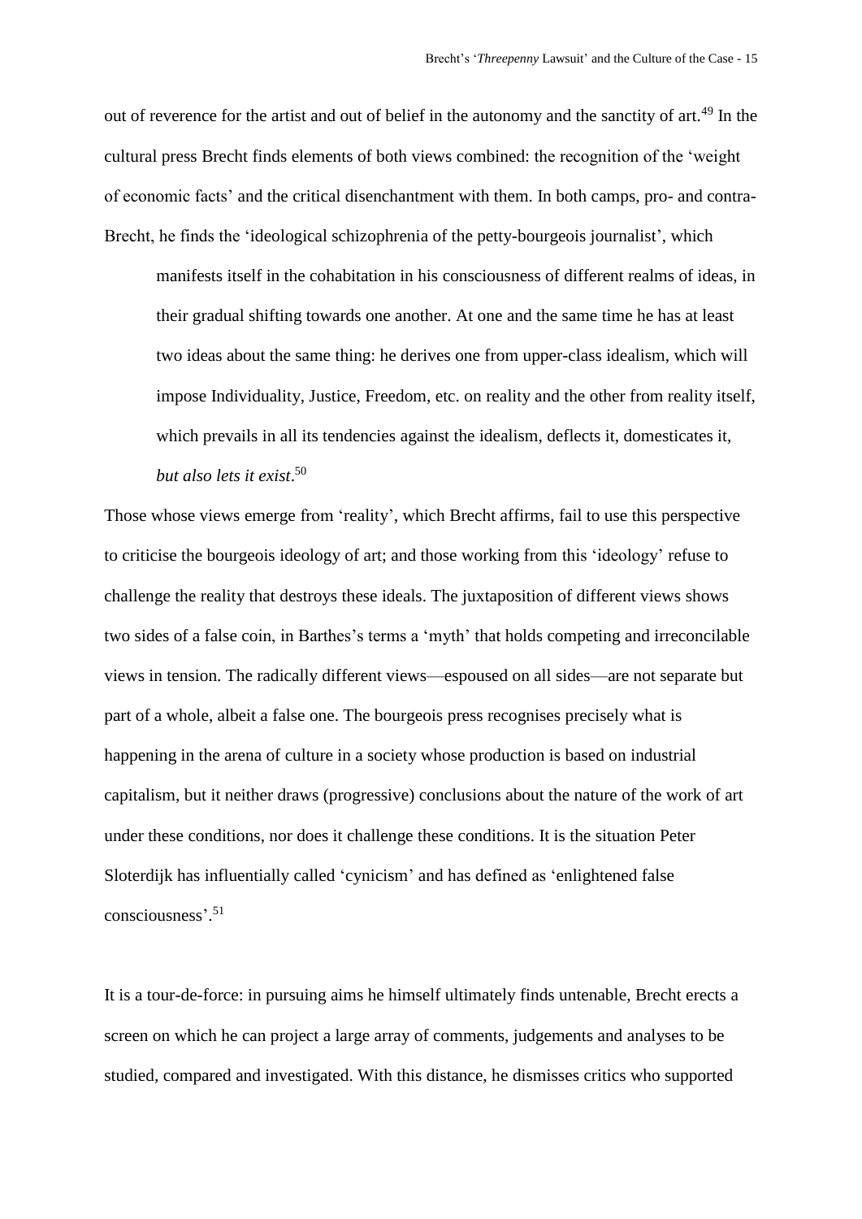out of reverence for the artist and out of belief in the autonomy and the sanctity of art.[49] In the cultural press Brecht finds elements of both views combined: the recognition of the 'weight of economic facts' and the critical disenchantment with them. In both camps, pro- and contra-Brecht, he finds the 'ideological schizophrenia of the petty-bourgeois journalist', which

> manifests itself in the cohabitation in his consciousness of different realms of ideas, in their gradual shifting towards one another. At one and the same time he has at least two ideas about the same thing: he derives one from upper-class idealism, which will impose Individuality, Justice, Freedom, etc. on reality and the other from reality itself, which prevails in all its tendencies against the idealism, deflects it, domesticates it, *but also lets it exist*.[50]

Those whose views emerge from 'reality', which Brecht affirms, fail to use this perspective to criticise the bourgeois ideology of art; and those working from this 'ideology' refuse to challenge the reality that destroys these ideals. The juxtaposition of different views shows two sides of a false coin, in Barthes's terms a 'myth' that holds competing and irreconcilable views in tension. The radically different views—espoused on all sides—are not separate but part of a whole, albeit a false one. The bourgeois press recognises precisely what is happening in the arena of culture in a society whose production is based on industrial capitalism, but it neither draws (progressive) conclusions about the nature of the work of art under these conditions, nor does it challenge these conditions. It is the situation Peter Sloterdijk has influentially called 'cynicism' and has defined as 'enlightened false consciousness'.[51]

It is a tour-de-force: in pursuing aims he himself ultimately finds untenable, Brecht erects a screen on which he can project a large array of comments, judgements and analyses to be studied, compared and investigated. With this distance, he dismisses critics who supported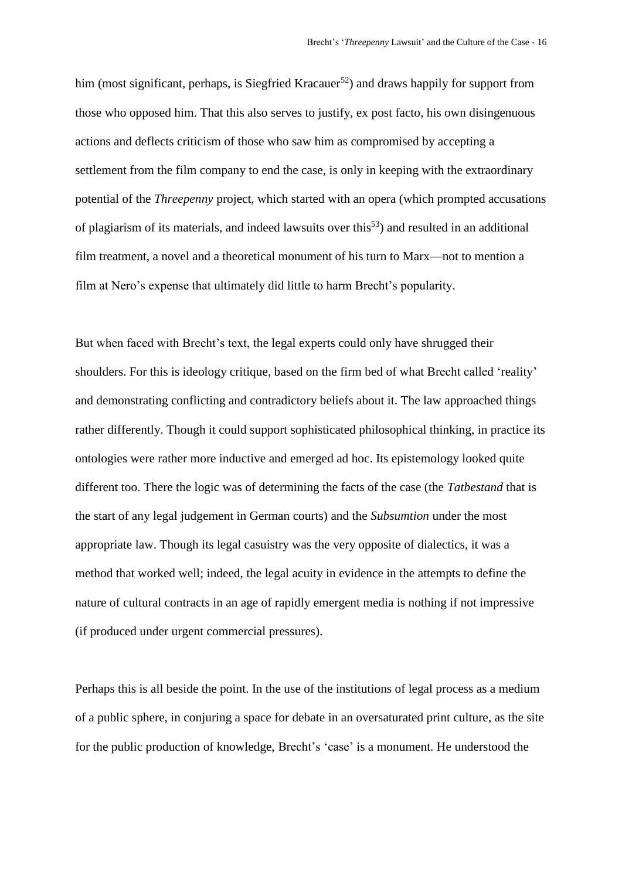him (most significant, perhaps, is Siegfried Kracauer[52]) and draws happily for support from those who opposed him. That this also serves to justify, ex post facto, his own disingenuous actions and deflects criticism of those who saw him as compromised by accepting a settlement from the film company to end the case, is only in keeping with the extraordinary potential of the *Threepenny* project, which started with an opera (which prompted accusations of plagiarism of its materials, and indeed lawsuits over this[53]) and resulted in an additional film treatment, a novel and a theoretical monument of his turn to Marx—not to mention a film at Nero's expense that ultimately did little to harm Brecht's popularity.

But when faced with Brecht's text, the legal experts could only have shrugged their shoulders. For this is ideology critique, based on the firm bed of what Brecht called 'reality' and demonstrating conflicting and contradictory beliefs about it. The law approached things rather differently. Though it could support sophisticated philosophical thinking, in practice its ontologies were rather more inductive and emerged ad hoc. Its epistemology looked quite different too. There the logic was of determining the facts of the case (the *Tatbestand* that is the start of any legal judgement in German courts) and the *Subsumtion* under the most appropriate law. Though its legal casuistry was the very opposite of dialectics, it was a method that worked well; indeed, the legal acuity in evidence in the attempts to define the nature of cultural contracts in an age of rapidly emergent media is nothing if not impressive (if produced under urgent commercial pressures).

Perhaps this is all beside the point. In the use of the institutions of legal process as a medium of a public sphere, in conjuring a space for debate in an oversaturated print culture, as the site for the public production of knowledge, Brecht's 'case' is a monument. He understood the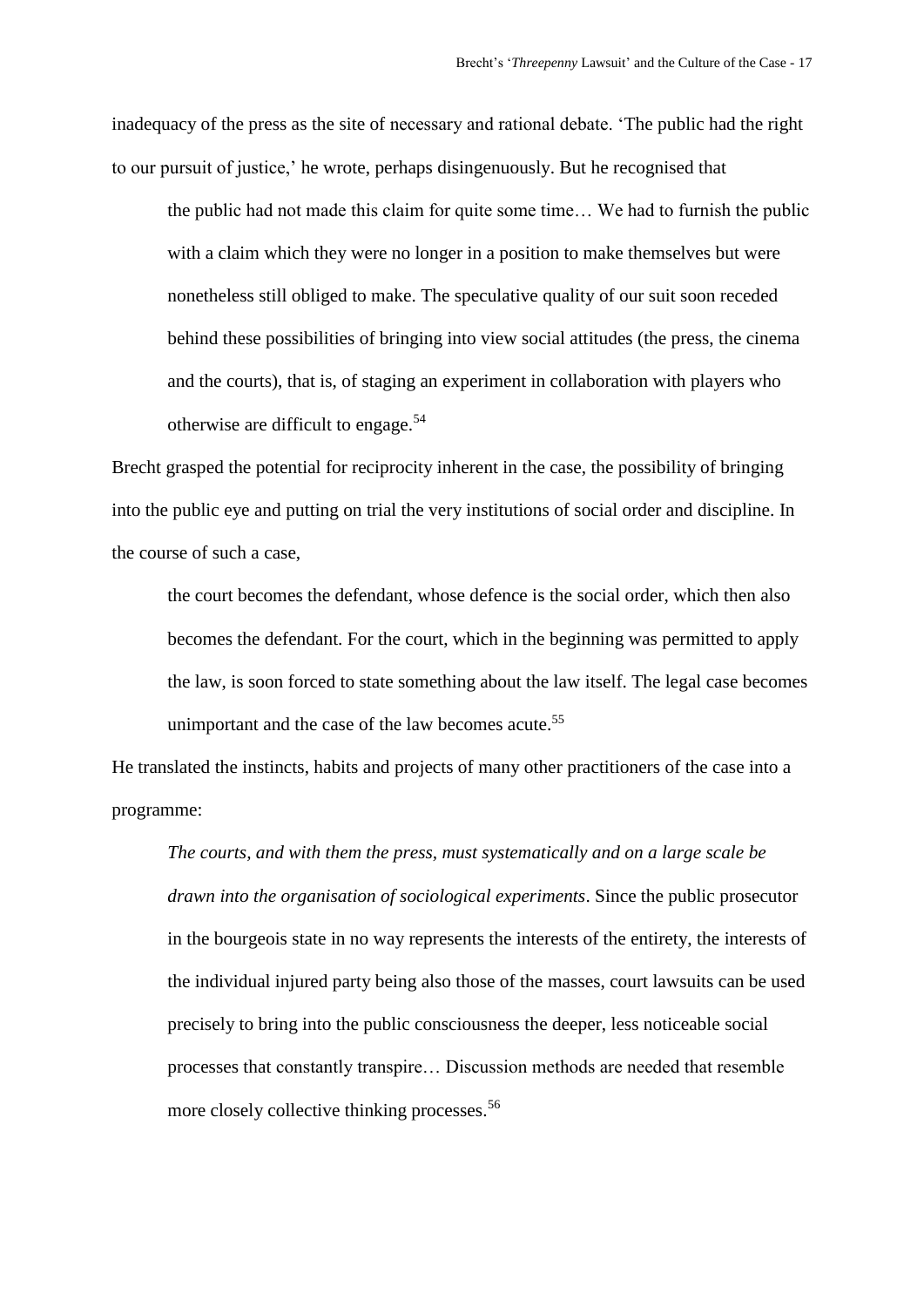inadequacy of the press as the site of necessary and rational debate. 'The public had the right to our pursuit of justice,' he wrote, perhaps disingenuously. But he recognised that

> the public had not made this claim for quite some time… We had to furnish the public with a claim which they were no longer in a position to make themselves but were nonetheless still obliged to make. The speculative quality of our suit soon receded behind these possibilities of bringing into view social attitudes (the press, the cinema and the courts), that is, of staging an experiment in collaboration with players who otherwise are difficult to engage.[54]

Brecht grasped the potential for reciprocity inherent in the case, the possibility of bringing into the public eye and putting on trial the very institutions of social order and discipline. In the course of such a case,

> the court becomes the defendant, whose defence is the social order, which then also becomes the defendant. For the court, which in the beginning was permitted to apply the law, is soon forced to state something about the law itself. The legal case becomes unimportant and the case of the law becomes acute.[55]

He translated the instincts, habits and projects of many other practitioners of the case into a programme:

> *The courts, and with them the press, must systematically and on a large scale be drawn into the organisation of sociological experiments*. Since the public prosecutor in the bourgeois state in no way represents the interests of the entirety, the interests of the individual injured party being also those of the masses, court lawsuits can be used precisely to bring into the public consciousness the deeper, less noticeable social processes that constantly transpire… Discussion methods are needed that resemble more closely collective thinking processes.[56]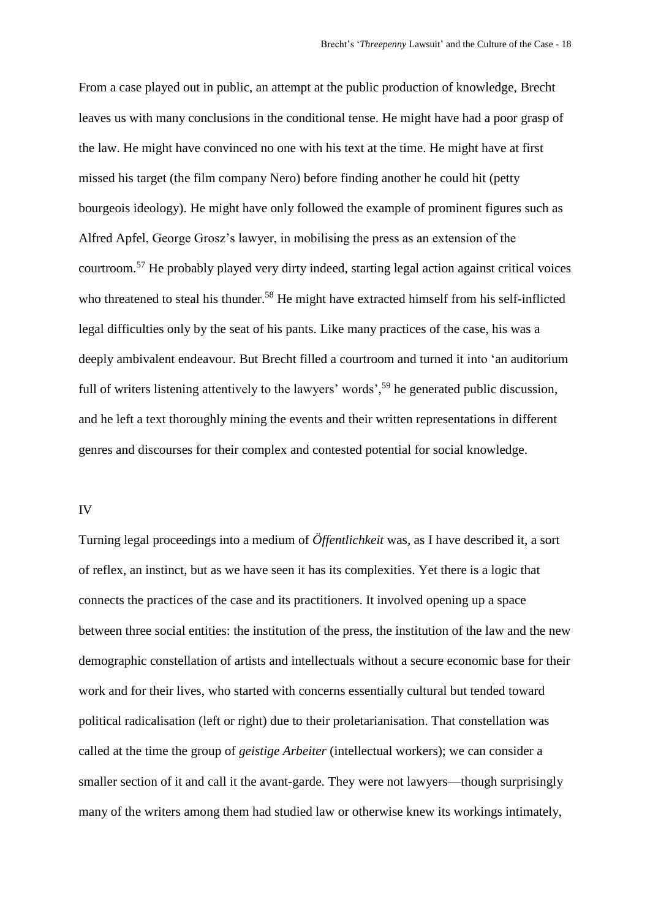From a case played out in public, an attempt at the public production of knowledge, Brecht leaves us with many conclusions in the conditional tense. He might have had a poor grasp of the law. He might have convinced no one with his text at the time. He might have at first missed his target (the film company Nero) before finding another he could hit (petty bourgeois ideology). He might have only followed the example of prominent figures such as Alfred Apfel, George Grosz's lawyer, in mobilising the press as an extension of the courtroom.[57] He probably played very dirty indeed, starting legal action against critical voices who threatened to steal his thunder.[58] He might have extracted himself from his self-inflicted legal difficulties only by the seat of his pants. Like many practices of the case, his was a deeply ambivalent endeavour. But Brecht filled a courtroom and turned it into 'an auditorium full of writers listening attentively to the lawyers' words',[59] he generated public discussion, and he left a text thoroughly mining the events and their written representations in different genres and discourses for their complex and contested potential for social knowledge.

## IV

Turning legal proceedings into a medium of *Öffentlichkeit* was, as I have described it, a sort of reflex, an instinct, but as we have seen it has its complexities. Yet there is a logic that connects the practices of the case and its practitioners. It involved opening up a space between three social entities: the institution of the press, the institution of the law and the new demographic constellation of artists and intellectuals without a secure economic base for their work and for their lives, who started with concerns essentially cultural but tended toward political radicalisation (left or right) due to their proletarianisation. That constellation was called at the time the group of *geistige Arbeiter* (intellectual workers); we can consider a smaller section of it and call it the avant-garde. They were not lawyers—though surprisingly many of the writers among them had studied law or otherwise knew its workings intimately,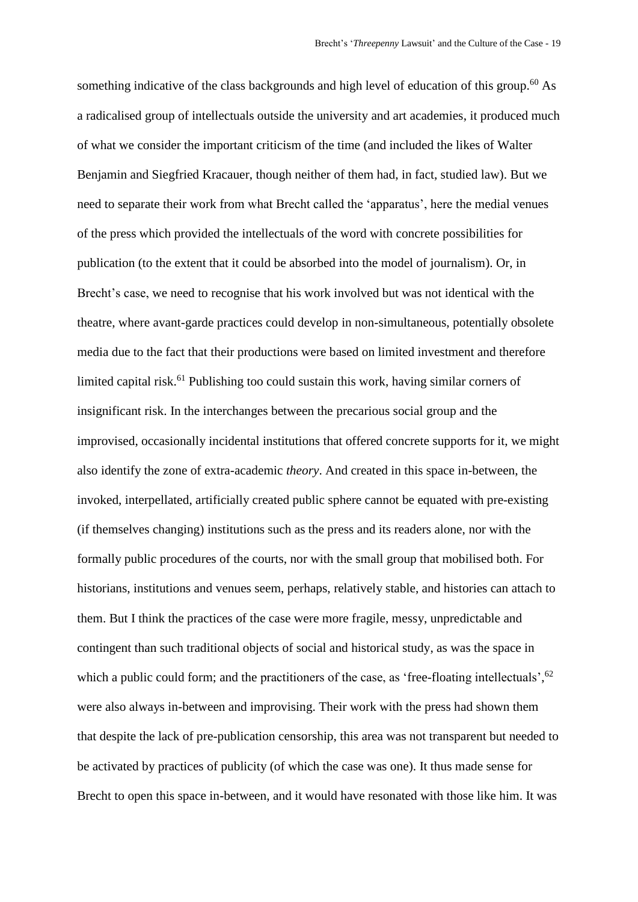something indicative of the class backgrounds and high level of education of this group.[60] As a radicalised group of intellectuals outside the university and art academies, it produced much of what we consider the important criticism of the time (and included the likes of Walter Benjamin and Siegfried Kracauer, though neither of them had, in fact, studied law). But we need to separate their work from what Brecht called the 'apparatus', here the medial venues of the press which provided the intellectuals of the word with concrete possibilities for publication (to the extent that it could be absorbed into the model of journalism). Or, in Brecht's case, we need to recognise that his work involved but was not identical with the theatre, where avant-garde practices could develop in non-simultaneous, potentially obsolete media due to the fact that their productions were based on limited investment and therefore limited capital risk.[61] Publishing too could sustain this work, having similar corners of insignificant risk. In the interchanges between the precarious social group and the improvised, occasionally incidental institutions that offered concrete supports for it, we might also identify the zone of extra-academic *theory*. And created in this space in-between, the invoked, interpellated, artificially created public sphere cannot be equated with pre-existing (if themselves changing) institutions such as the press and its readers alone, nor with the formally public procedures of the courts, nor with the small group that mobilised both. For historians, institutions and venues seem, perhaps, relatively stable, and histories can attach to them. But I think the practices of the case were more fragile, messy, unpredictable and contingent than such traditional objects of social and historical study, as was the space in which a public could form; and the practitioners of the case, as 'free-floating intellectuals',[62] were also always in-between and improvising. Their work with the press had shown them that despite the lack of pre-publication censorship, this area was not transparent but needed to be activated by practices of publicity (of which the case was one). It thus made sense for Brecht to open this space in-between, and it would have resonated with those like him. It was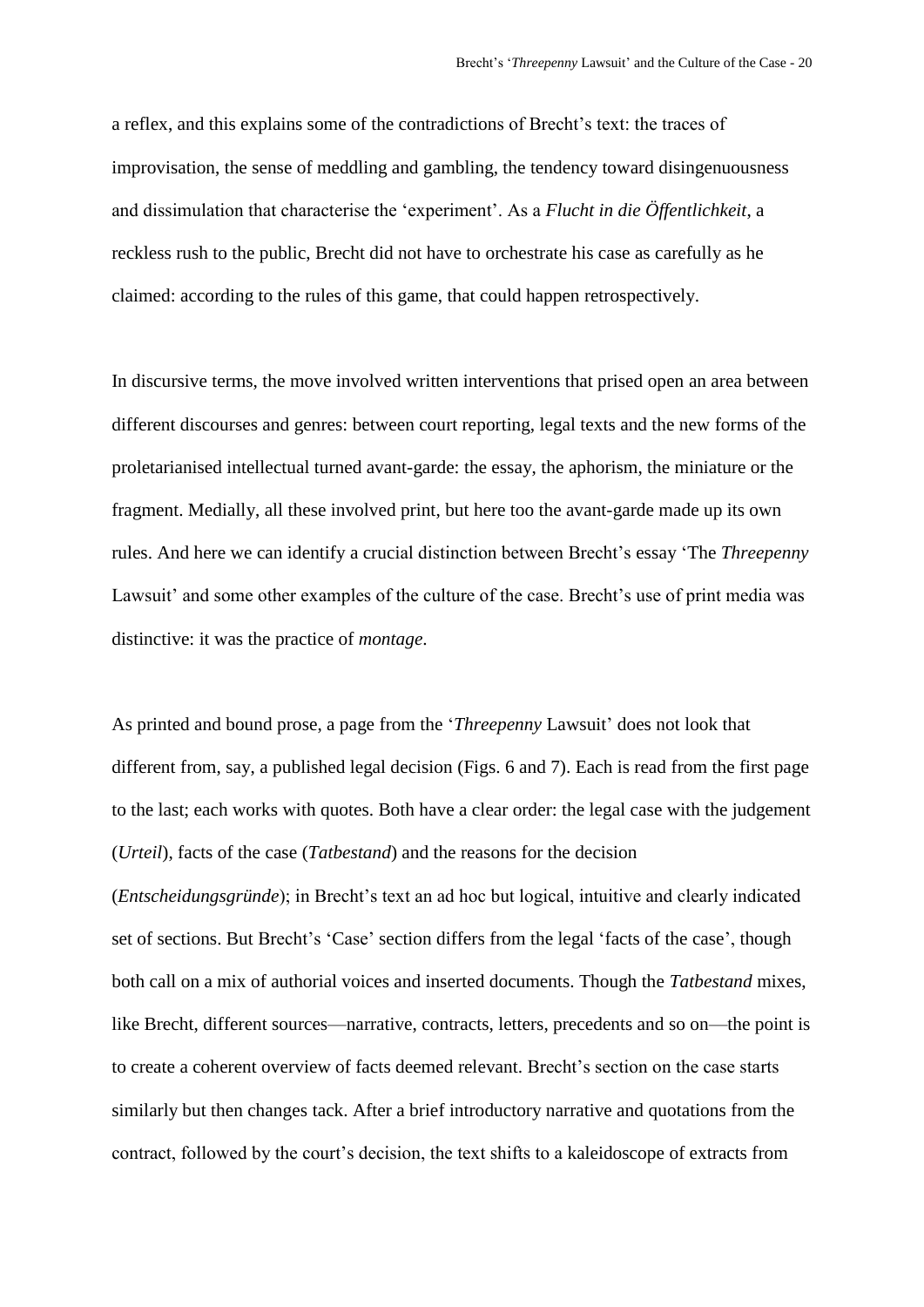a reflex, and this explains some of the contradictions of Brecht's text: the traces of improvisation, the sense of meddling and gambling, the tendency toward disingenuousness and dissimulation that characterise the 'experiment'. As a *Flucht in die Öffentlichkeit*, a reckless rush to the public, Brecht did not have to orchestrate his case as carefully as he claimed: according to the rules of this game, that could happen retrospectively.

In discursive terms, the move involved written interventions that prised open an area between different discourses and genres: between court reporting, legal texts and the new forms of the proletarianised intellectual turned avant-garde: the essay, the aphorism, the miniature or the fragment. Medially, all these involved print, but here too the avant-garde made up its own rules. And here we can identify a crucial distinction between Brecht's essay 'The *Threepenny* Lawsuit' and some other examples of the culture of the case. Brecht's use of print media was distinctive: it was the practice of *montage*.

As printed and bound prose, a page from the '*Threepenny* Lawsuit' does not look that different from, say, a published legal decision (Figs. 6 and 7). Each is read from the first page to the last; each works with quotes. Both have a clear order: the legal case with the judgement (*Urteil*), facts of the case (*Tatbestand*) and the reasons for the decision (*Entscheidungsgründe*); in Brecht's text an ad hoc but logical, intuitive and clearly indicated set of sections. But Brecht's 'Case' section differs from the legal 'facts of the case', though both call on a mix of authorial voices and inserted documents. Though the *Tatbestand* mixes, like Brecht, different sources—narrative, contracts, letters, precedents and so on—the point is to create a coherent overview of facts deemed relevant. Brecht's section on the case starts similarly but then changes tack. After a brief introductory narrative and quotations from the contract, followed by the court's decision, the text shifts to a kaleidoscope of extracts from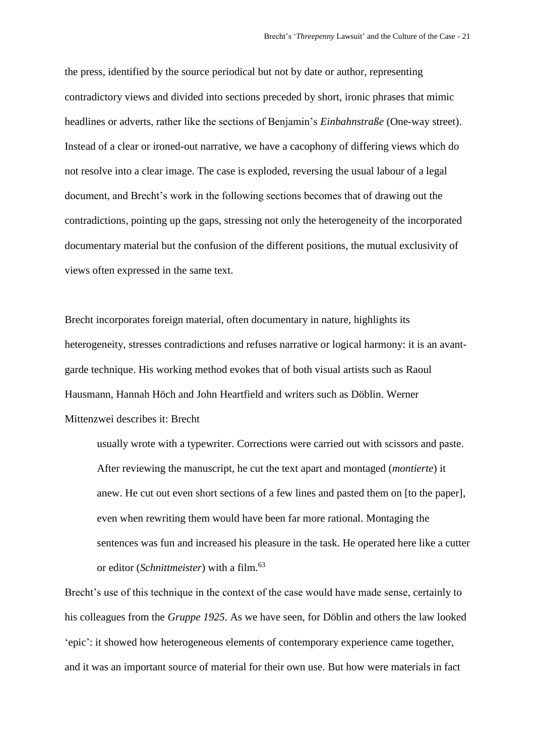the press, identified by the source periodical but not by date or author, representing contradictory views and divided into sections preceded by short, ironic phrases that mimic headlines or adverts, rather like the sections of Benjamin's *Einbahnstraße* (One-way street). Instead of a clear or ironed-out narrative, we have a cacophony of differing views which do not resolve into a clear image. The case is exploded, reversing the usual labour of a legal document, and Brecht's work in the following sections becomes that of drawing out the contradictions, pointing up the gaps, stressing not only the heterogeneity of the incorporated documentary material but the confusion of the different positions, the mutual exclusivity of views often expressed in the same text.

Brecht incorporates foreign material, often documentary in nature, highlights its heterogeneity, stresses contradictions and refuses narrative or logical harmony: it is an avant-garde technique. His working method evokes that of both visual artists such as Raoul Hausmann, Hannah Höch and John Heartfield and writers such as Döblin. Werner Mittenzwei describes it: Brecht

> usually wrote with a typewriter. Corrections were carried out with scissors and paste. After reviewing the manuscript, he cut the text apart and montaged (*montierte*) it anew. He cut out even short sections of a few lines and pasted them on [to the paper], even when rewriting them would have been far more rational. Montaging the sentences was fun and increased his pleasure in the task. He operated here like a cutter or editor (*Schnittmeister*) with a film.[63]

Brecht's use of this technique in the context of the case would have made sense, certainly to his colleagues from the *Gruppe 1925*. As we have seen, for Döblin and others the law looked 'epic': it showed how heterogeneous elements of contemporary experience came together, and it was an important source of material for their own use. But how were materials in fact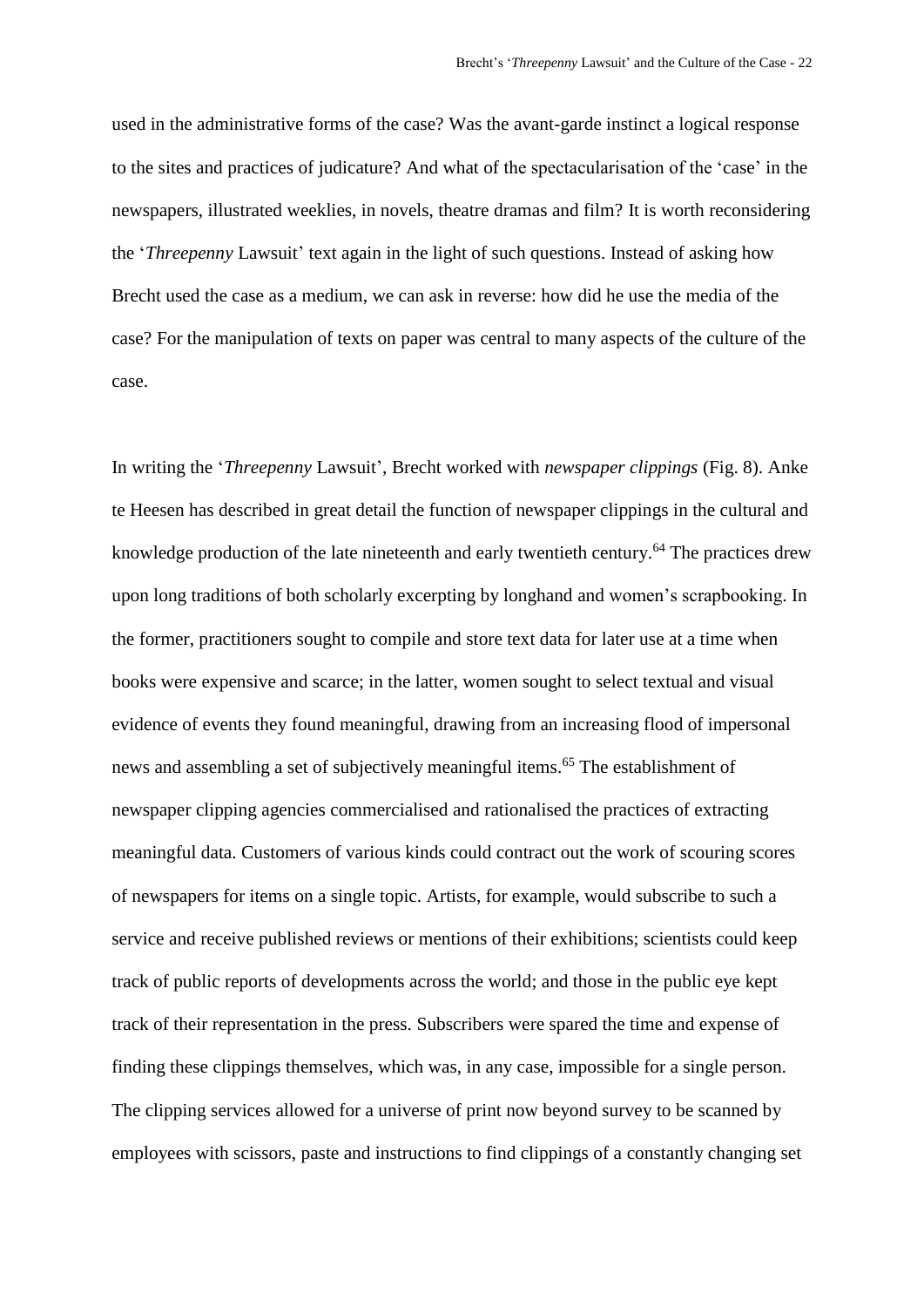used in the administrative forms of the case? Was the avant-garde instinct a logical response to the sites and practices of judicature? And what of the spectacularisation of the 'case' in the newspapers, illustrated weeklies, in novels, theatre dramas and film? It is worth reconsidering the '*Threepenny* Lawsuit' text again in the light of such questions. Instead of asking how Brecht used the case as a medium, we can ask in reverse: how did he use the media of the case? For the manipulation of texts on paper was central to many aspects of the culture of the case.

In writing the '*Threepenny* Lawsuit', Brecht worked with *newspaper clippings* (Fig. 8). Anke te Heesen has described in great detail the function of newspaper clippings in the cultural and knowledge production of the late nineteenth and early twentieth century.[64] The practices drew upon long traditions of both scholarly excerpting by longhand and women's scrapbooking. In the former, practitioners sought to compile and store text data for later use at a time when books were expensive and scarce; in the latter, women sought to select textual and visual evidence of events they found meaningful, drawing from an increasing flood of impersonal news and assembling a set of subjectively meaningful items.[65] The establishment of newspaper clipping agencies commercialised and rationalised the practices of extracting meaningful data. Customers of various kinds could contract out the work of scouring scores of newspapers for items on a single topic. Artists, for example, would subscribe to such a service and receive published reviews or mentions of their exhibitions; scientists could keep track of public reports of developments across the world; and those in the public eye kept track of their representation in the press. Subscribers were spared the time and expense of finding these clippings themselves, which was, in any case, impossible for a single person. The clipping services allowed for a universe of print now beyond survey to be scanned by employees with scissors, paste and instructions to find clippings of a constantly changing set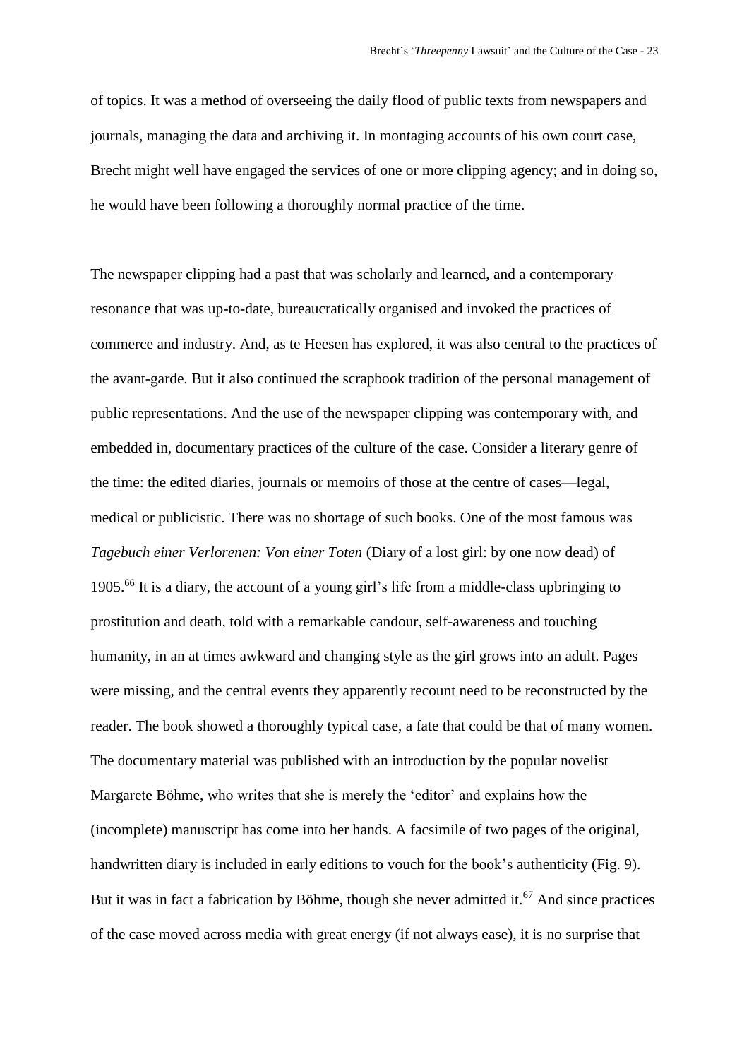of topics. It was a method of overseeing the daily flood of public texts from newspapers and journals, managing the data and archiving it. In montaging accounts of his own court case, Brecht might well have engaged the services of one or more clipping agency; and in doing so, he would have been following a thoroughly normal practice of the time.

The newspaper clipping had a past that was scholarly and learned, and a contemporary resonance that was up-to-date, bureaucratically organised and invoked the practices of commerce and industry. And, as te Heesen has explored, it was also central to the practices of the avant-garde. But it also continued the scrapbook tradition of the personal management of public representations. And the use of the newspaper clipping was contemporary with, and embedded in, documentary practices of the culture of the case. Consider a literary genre of the time: the edited diaries, journals or memoirs of those at the centre of cases—legal, medical or publicistic. There was no shortage of such books. One of the most famous was *Tagebuch einer Verlorenen: Von einer Toten* (Diary of a lost girl: by one now dead) of 1905.[66] It is a diary, the account of a young girl's life from a middle-class upbringing to prostitution and death, told with a remarkable candour, self-awareness and touching humanity, in an at times awkward and changing style as the girl grows into an adult. Pages were missing, and the central events they apparently recount need to be reconstructed by the reader. The book showed a thoroughly typical case, a fate that could be that of many women. The documentary material was published with an introduction by the popular novelist Margarete Böhme, who writes that she is merely the 'editor' and explains how the (incomplete) manuscript has come into her hands. A facsimile of two pages of the original, handwritten diary is included in early editions to vouch for the book's authenticity (Fig. 9). But it was in fact a fabrication by Böhme, though she never admitted it.[67] And since practices of the case moved across media with great energy (if not always ease), it is no surprise that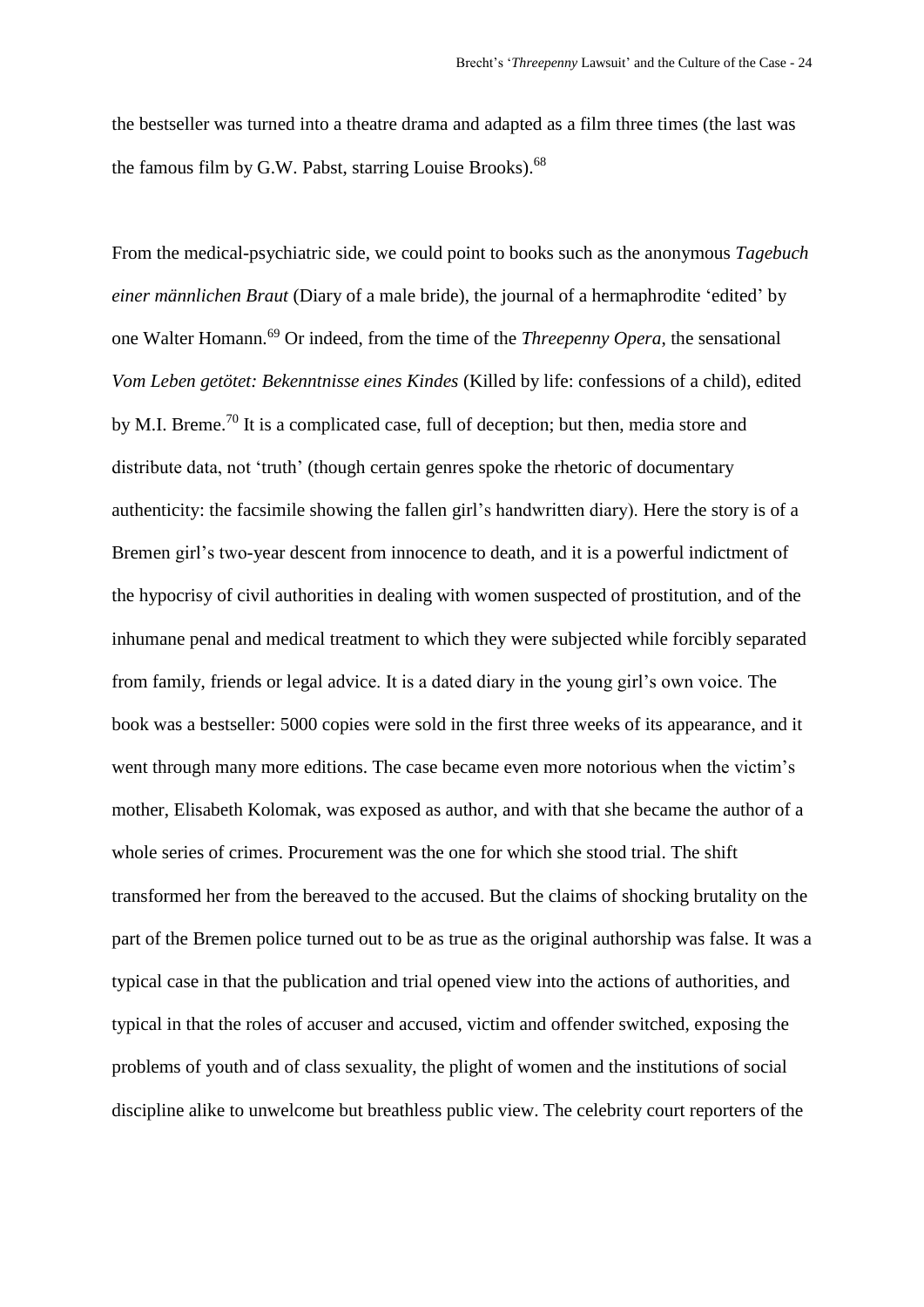the bestseller was turned into a theatre drama and adapted as a film three times (the last was the famous film by G.W. Pabst, starring Louise Brooks).[68]

From the medical-psychiatric side, we could point to books such as the anonymous *Tagebuch einer männlichen Braut* (Diary of a male bride), the journal of a hermaphrodite 'edited' by one Walter Homann.[69] Or indeed, from the time of the *Threepenny Opera*, the sensational *Vom Leben getötet: Bekenntnisse eines Kindes* (Killed by life: confessions of a child), edited by M.I. Breme.[70] It is a complicated case, full of deception; but then, media store and distribute data, not 'truth' (though certain genres spoke the rhetoric of documentary authenticity: the facsimile showing the fallen girl's handwritten diary). Here the story is of a Bremen girl's two-year descent from innocence to death, and it is a powerful indictment of the hypocrisy of civil authorities in dealing with women suspected of prostitution, and of the inhumane penal and medical treatment to which they were subjected while forcibly separated from family, friends or legal advice. It is a dated diary in the young girl's own voice. The book was a bestseller: 5000 copies were sold in the first three weeks of its appearance, and it went through many more editions. The case became even more notorious when the victim's mother, Elisabeth Kolomak, was exposed as author, and with that she became the author of a whole series of crimes. Procurement was the one for which she stood trial. The shift transformed her from the bereaved to the accused. But the claims of shocking brutality on the part of the Bremen police turned out to be as true as the original authorship was false. It was a typical case in that the publication and trial opened view into the actions of authorities, and typical in that the roles of accuser and accused, victim and offender switched, exposing the problems of youth and of class sexuality, the plight of women and the institutions of social discipline alike to unwelcome but breathless public view. The celebrity court reporters of the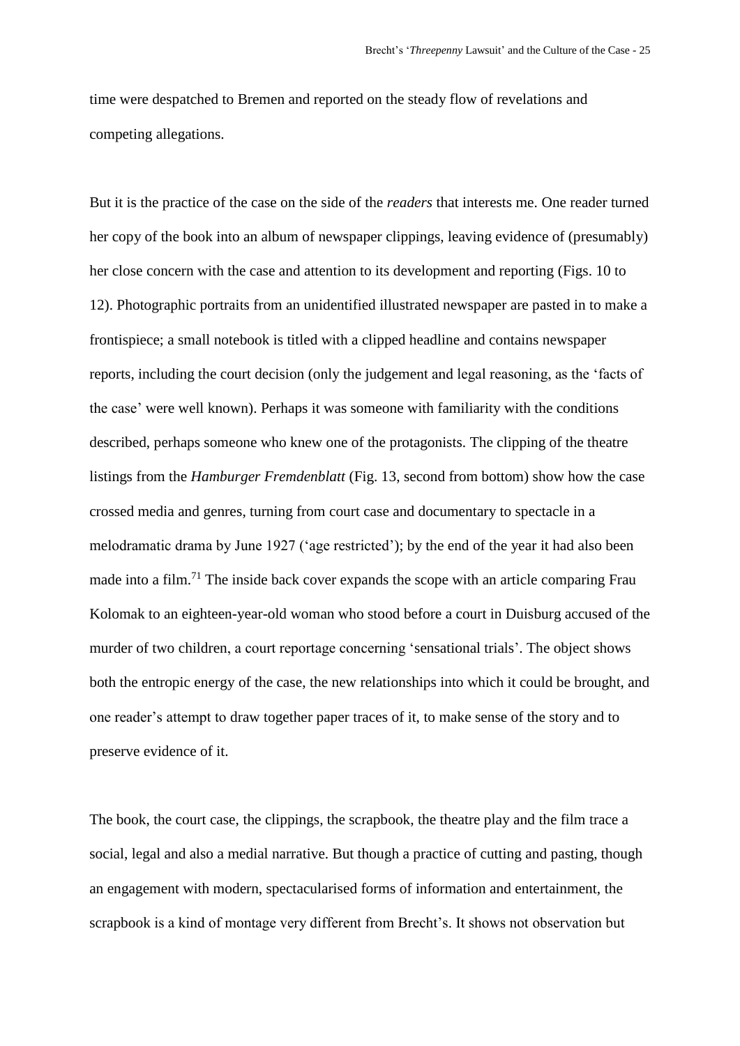time were despatched to Bremen and reported on the steady flow of revelations and competing allegations.

But it is the practice of the case on the side of the *readers* that interests me. One reader turned her copy of the book into an album of newspaper clippings, leaving evidence of (presumably) her close concern with the case and attention to its development and reporting (Figs. 10 to 12). Photographic portraits from an unidentified illustrated newspaper are pasted in to make a frontispiece; a small notebook is titled with a clipped headline and contains newspaper reports, including the court decision (only the judgement and legal reasoning, as the 'facts of the case' were well known). Perhaps it was someone with familiarity with the conditions described, perhaps someone who knew one of the protagonists. The clipping of the theatre listings from the *Hamburger Fremdenblatt* (Fig. 13, second from bottom) show how the case crossed media and genres, turning from court case and documentary to spectacle in a melodramatic drama by June 1927 ('age restricted'); by the end of the year it had also been made into a film.[71] The inside back cover expands the scope with an article comparing Frau Kolomak to an eighteen-year-old woman who stood before a court in Duisburg accused of the murder of two children, a court reportage concerning 'sensational trials'. The object shows both the entropic energy of the case, the new relationships into which it could be brought, and one reader's attempt to draw together paper traces of it, to make sense of the story and to preserve evidence of it.

The book, the court case, the clippings, the scrapbook, the theatre play and the film trace a social, legal and also a medial narrative. But though a practice of cutting and pasting, though an engagement with modern, spectacularised forms of information and entertainment, the scrapbook is a kind of montage very different from Brecht's. It shows not observation but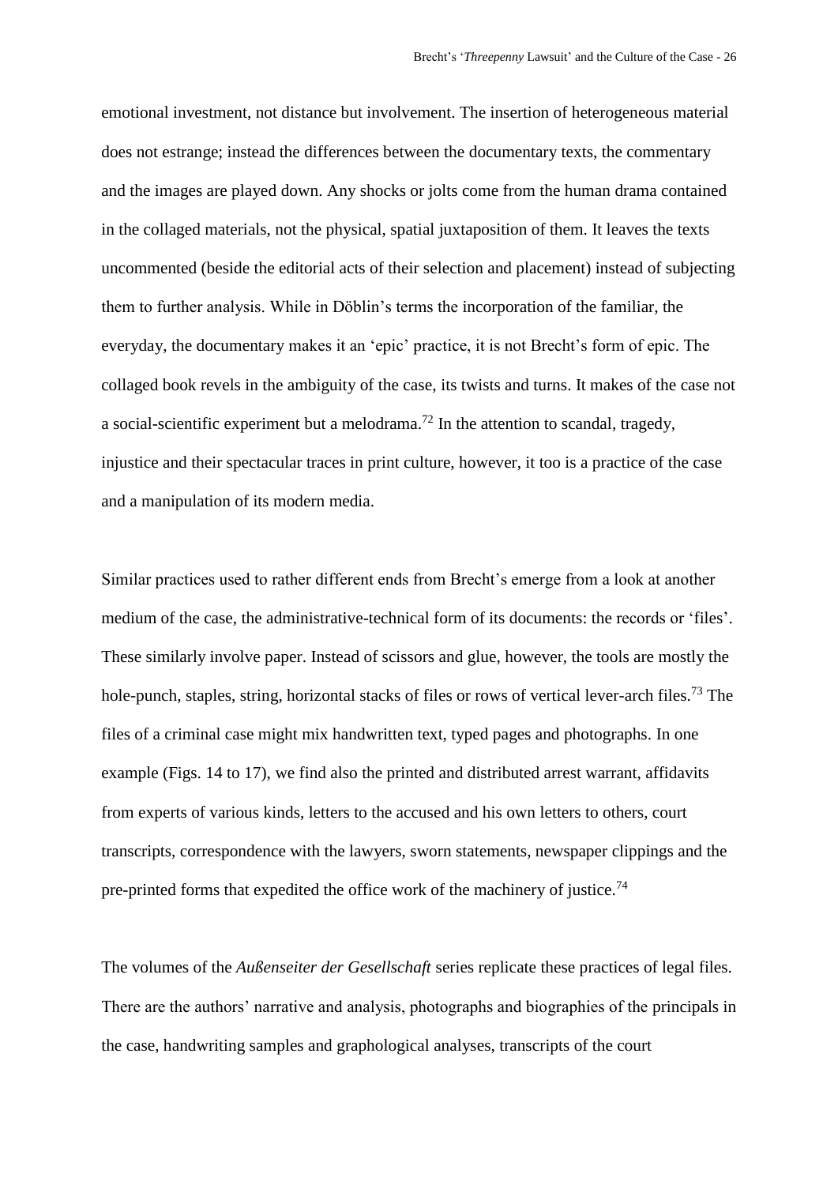emotional investment, not distance but involvement. The insertion of heterogeneous material does not estrange; instead the differences between the documentary texts, the commentary and the images are played down. Any shocks or jolts come from the human drama contained in the collaged materials, not the physical, spatial juxtaposition of them. It leaves the texts uncommented (beside the editorial acts of their selection and placement) instead of subjecting them to further analysis. While in Döblin's terms the incorporation of the familiar, the everyday, the documentary makes it an 'epic' practice, it is not Brecht's form of epic. The collaged book revels in the ambiguity of the case, its twists and turns. It makes of the case not a social-scientific experiment but a melodrama.[72] In the attention to scandal, tragedy, injustice and their spectacular traces in print culture, however, it too is a practice of the case and a manipulation of its modern media.

Similar practices used to rather different ends from Brecht's emerge from a look at another medium of the case, the administrative-technical form of its documents: the records or 'files'. These similarly involve paper. Instead of scissors and glue, however, the tools are mostly the hole-punch, staples, string, horizontal stacks of files or rows of vertical lever-arch files.[73] The files of a criminal case might mix handwritten text, typed pages and photographs. In one example (Figs. 14 to 17), we find also the printed and distributed arrest warrant, affidavits from experts of various kinds, letters to the accused and his own letters to others, court transcripts, correspondence with the lawyers, sworn statements, newspaper clippings and the pre-printed forms that expedited the office work of the machinery of justice.[74]

The volumes of the *Außenseiter der Gesellschaft* series replicate these practices of legal files. There are the authors' narrative and analysis, photographs and biographies of the principals in the case, handwriting samples and graphological analyses, transcripts of the court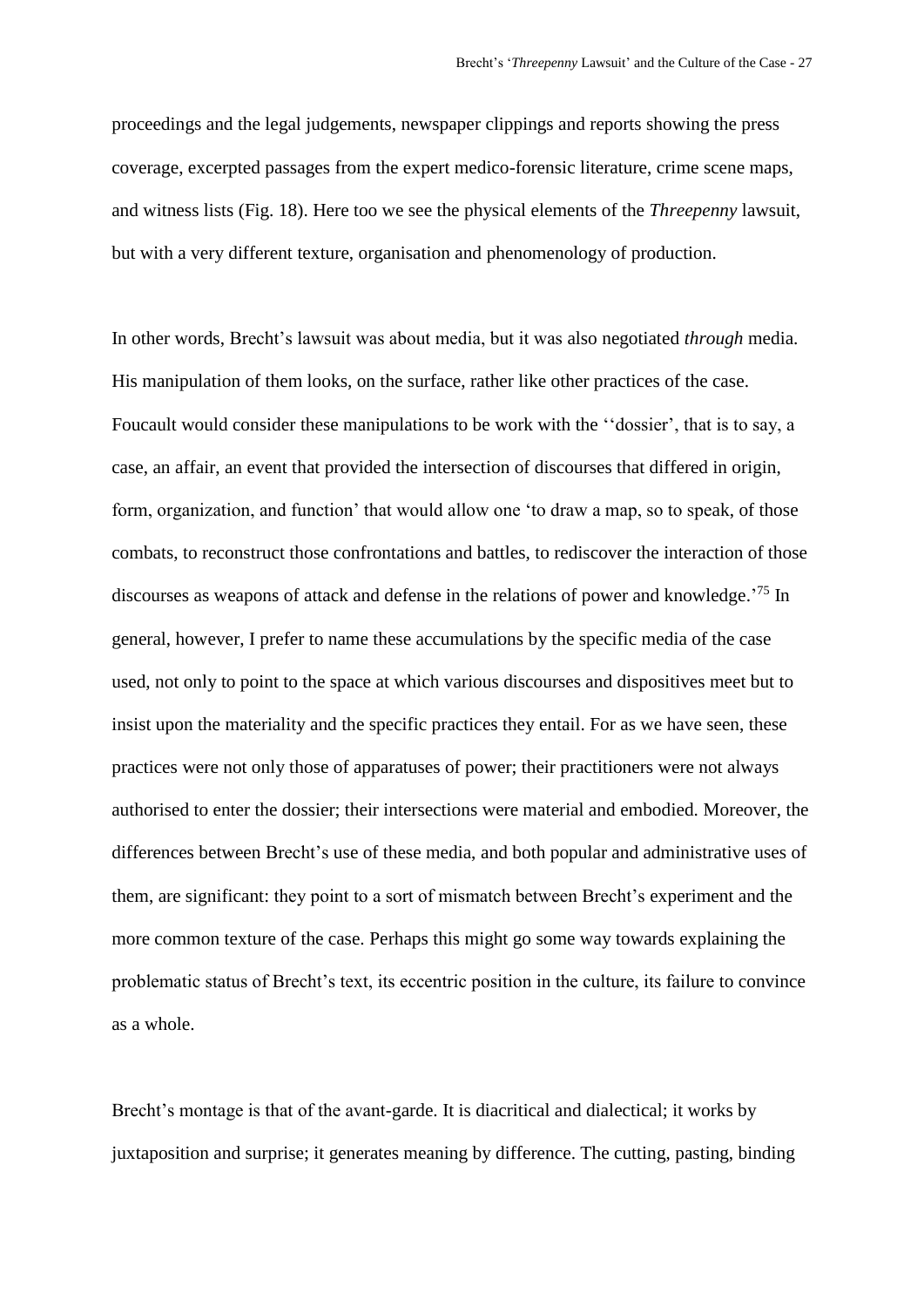proceedings and the legal judgements, newspaper clippings and reports showing the press coverage, excerpted passages from the expert medico-forensic literature, crime scene maps, and witness lists (Fig. 18). Here too we see the physical elements of the *Threepenny* lawsuit, but with a very different texture, organisation and phenomenology of production.

In other words, Brecht's lawsuit was about media, but it was also negotiated *through* media. His manipulation of them looks, on the surface, rather like other practices of the case. Foucault would consider these manipulations to be work with the ''dossier', that is to say, a case, an affair, an event that provided the intersection of discourses that differed in origin, form, organization, and function' that would allow one 'to draw a map, so to speak, of those combats, to reconstruct those confrontations and battles, to rediscover the interaction of those discourses as weapons of attack and defense in the relations of power and knowledge.'[75] In general, however, I prefer to name these accumulations by the specific media of the case used, not only to point to the space at which various discourses and dispositives meet but to insist upon the materiality and the specific practices they entail. For as we have seen, these practices were not only those of apparatuses of power; their practitioners were not always authorised to enter the dossier; their intersections were material and embodied. Moreover, the differences between Brecht's use of these media, and both popular and administrative uses of them, are significant: they point to a sort of mismatch between Brecht's experiment and the more common texture of the case. Perhaps this might go some way towards explaining the problematic status of Brecht's text, its eccentric position in the culture, its failure to convince as a whole.

Brecht's montage is that of the avant-garde. It is diacritical and dialectical; it works by juxtaposition and surprise; it generates meaning by difference. The cutting, pasting, binding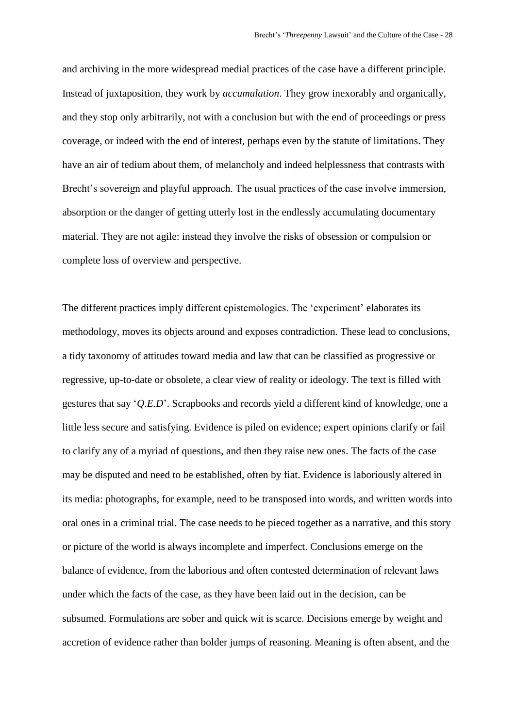and archiving in the more widespread medial practices of the case have a different principle. Instead of juxtaposition, they work by *accumulation*. They grow inexorably and organically, and they stop only arbitrarily, not with a conclusion but with the end of proceedings or press coverage, or indeed with the end of interest, perhaps even by the statute of limitations. They have an air of tedium about them, of melancholy and indeed helplessness that contrasts with Brecht's sovereign and playful approach. The usual practices of the case involve immersion, absorption or the danger of getting utterly lost in the endlessly accumulating documentary material. They are not agile: instead they involve the risks of obsession or compulsion or complete loss of overview and perspective.

The different practices imply different epistemologies. The 'experiment' elaborates its methodology, moves its objects around and exposes contradiction. These lead to conclusions, a tidy taxonomy of attitudes toward media and law that can be classified as progressive or regressive, up-to-date or obsolete, a clear view of reality or ideology. The text is filled with gestures that say '*Q.E.D*'. Scrapbooks and records yield a different kind of knowledge, one a little less secure and satisfying. Evidence is piled on evidence; expert opinions clarify or fail to clarify any of a myriad of questions, and then they raise new ones. The facts of the case may be disputed and need to be established, often by fiat. Evidence is laboriously altered in its media: photographs, for example, need to be transposed into words, and written words into oral ones in a criminal trial. The case needs to be pieced together as a narrative, and this story or picture of the world is always incomplete and imperfect. Conclusions emerge on the balance of evidence, from the laborious and often contested determination of relevant laws under which the facts of the case, as they have been laid out in the decision, can be subsumed. Formulations are sober and quick wit is scarce. Decisions emerge by weight and accretion of evidence rather than bolder jumps of reasoning. Meaning is often absent, and the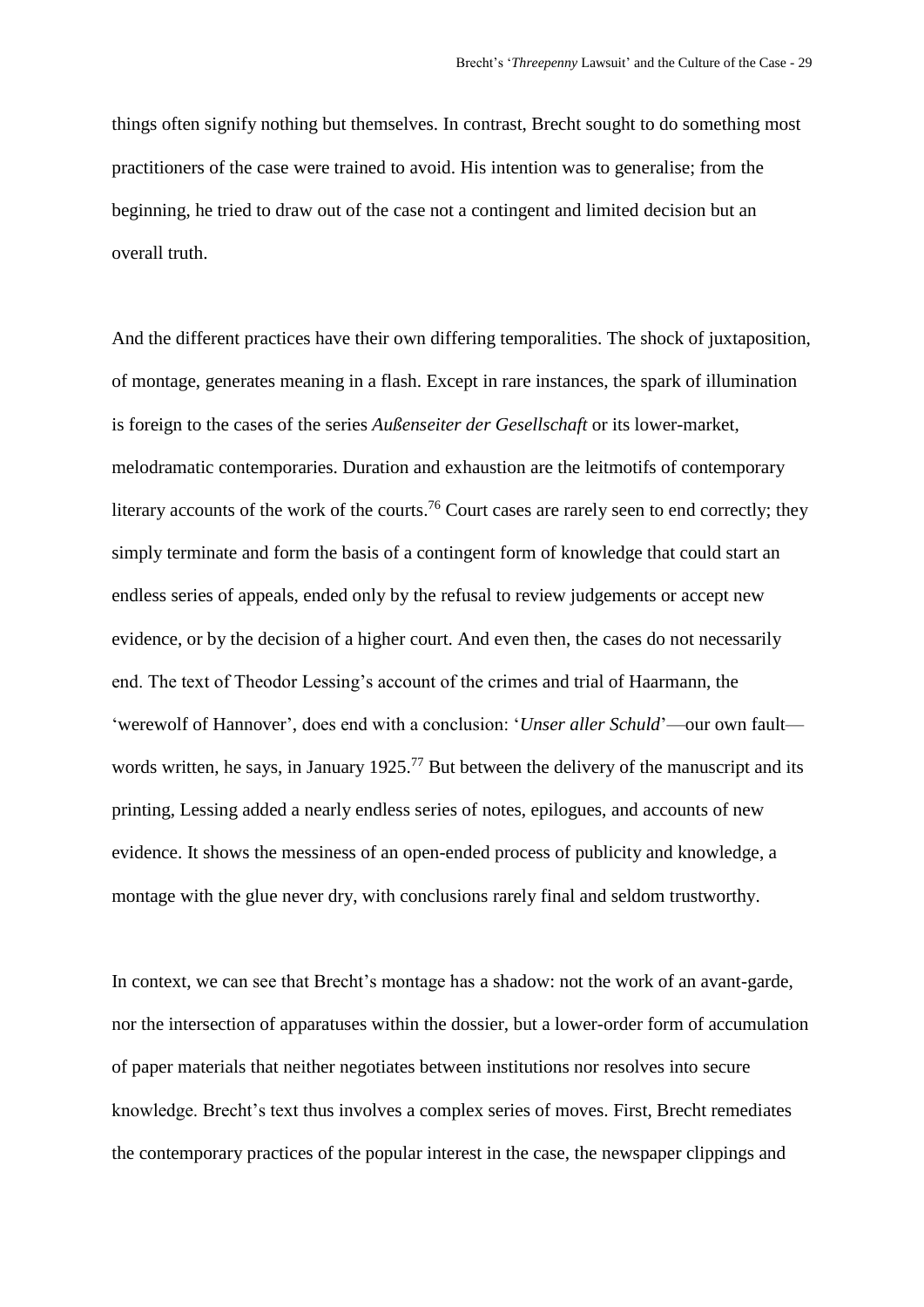things often signify nothing but themselves. In contrast, Brecht sought to do something most practitioners of the case were trained to avoid. His intention was to generalise; from the beginning, he tried to draw out of the case not a contingent and limited decision but an overall truth.

And the different practices have their own differing temporalities. The shock of juxtaposition, of montage, generates meaning in a flash. Except in rare instances, the spark of illumination is foreign to the cases of the series *Außenseiter der Gesellschaft* or its lower-market, melodramatic contemporaries. Duration and exhaustion are the leitmotifs of contemporary literary accounts of the work of the courts.[76] Court cases are rarely seen to end correctly; they simply terminate and form the basis of a contingent form of knowledge that could start an endless series of appeals, ended only by the refusal to review judgements or accept new evidence, or by the decision of a higher court. And even then, the cases do not necessarily end. The text of Theodor Lessing's account of the crimes and trial of Haarmann, the 'werewolf of Hannover', does end with a conclusion: '*Unser aller Schuld*'—our own fault—words written, he says, in January 1925.[77] But between the delivery of the manuscript and its printing, Lessing added a nearly endless series of notes, epilogues, and accounts of new evidence. It shows the messiness of an open-ended process of publicity and knowledge, a montage with the glue never dry, with conclusions rarely final and seldom trustworthy.

In context, we can see that Brecht's montage has a shadow: not the work of an avant-garde, nor the intersection of apparatuses within the dossier, but a lower-order form of accumulation of paper materials that neither negotiates between institutions nor resolves into secure knowledge. Brecht's text thus involves a complex series of moves. First, Brecht remediates the contemporary practices of the popular interest in the case, the newspaper clippings and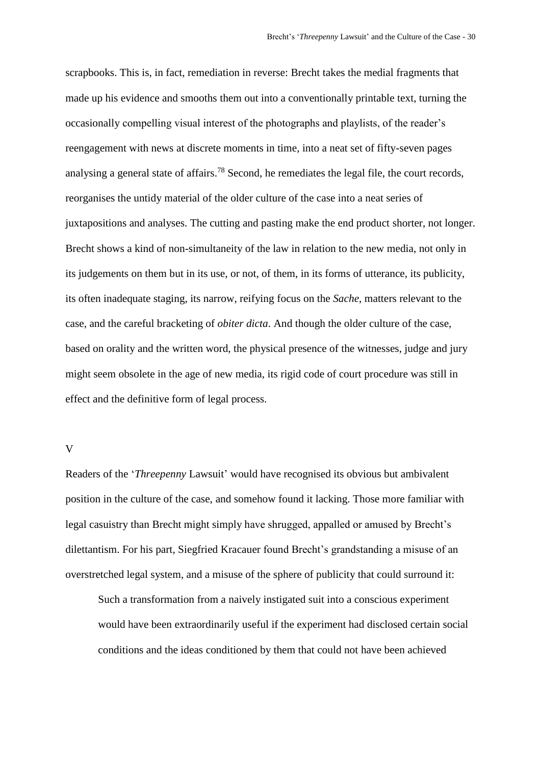scrapbooks. This is, in fact, remediation in reverse: Brecht takes the medial fragments that made up his evidence and smooths them out into a conventionally printable text, turning the occasionally compelling visual interest of the photographs and playlists, of the reader's reengagement with news at discrete moments in time, into a neat set of fifty-seven pages analysing a general state of affairs.[78] Second, he remediates the legal file, the court records, reorganises the untidy material of the older culture of the case into a neat series of juxtapositions and analyses. The cutting and pasting make the end product shorter, not longer. Brecht shows a kind of non-simultaneity of the law in relation to the new media, not only in its judgements on them but in its use, or not, of them, in its forms of utterance, its publicity, its often inadequate staging, its narrow, reifying focus on the *Sache*, matters relevant to the case, and the careful bracketing of *obiter dicta*. And though the older culture of the case, based on orality and the written word, the physical presence of the witnesses, judge and jury might seem obsolete in the age of new media, its rigid code of court procedure was still in effect and the definitive form of legal process.

## V

Readers of the '*Threepenny* Lawsuit' would have recognised its obvious but ambivalent position in the culture of the case, and somehow found it lacking. Those more familiar with legal casuistry than Brecht might simply have shrugged, appalled or amused by Brecht's dilettantism. For his part, Siegfried Kracauer found Brecht's grandstanding a misuse of an overstretched legal system, and a misuse of the sphere of publicity that could surround it:

> Such a transformation from a naively instigated suit into a conscious experiment would have been extraordinarily useful if the experiment had disclosed certain social conditions and the ideas conditioned by them that could not have been achieved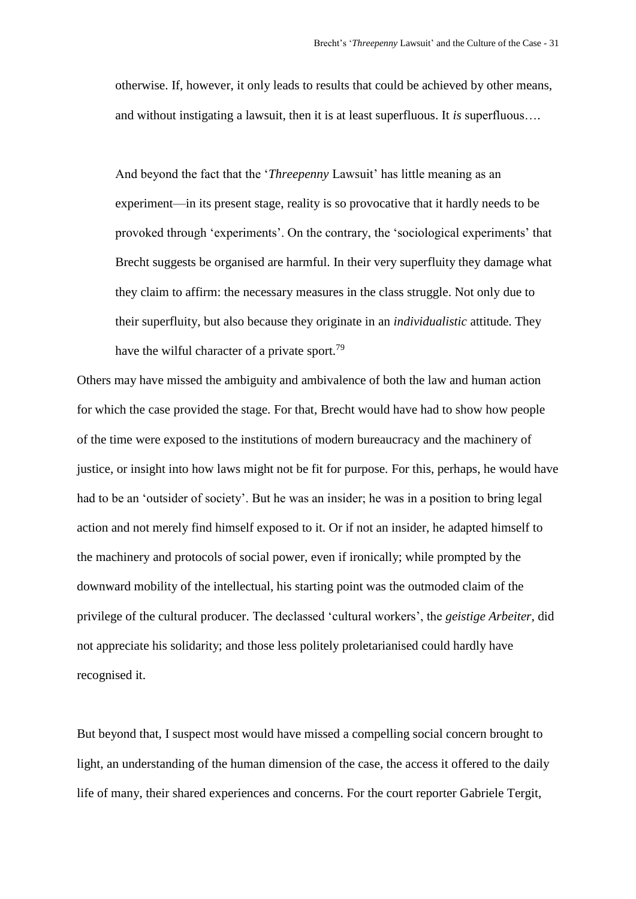otherwise. If, however, it only leads to results that could be achieved by other means, and without instigating a lawsuit, then it is at least superfluous. It *is* superfluous….

> And beyond the fact that the '*Threepenny* Lawsuit' has little meaning as an experiment—in its present stage, reality is so provocative that it hardly needs to be provoked through 'experiments'. On the contrary, the 'sociological experiments' that Brecht suggests be organised are harmful. In their very superfluity they damage what they claim to affirm: the necessary measures in the class struggle. Not only due to their superfluity, but also because they originate in an *individualistic* attitude. They have the wilful character of a private sport.[79]

Others may have missed the ambiguity and ambivalence of both the law and human action for which the case provided the stage. For that, Brecht would have had to show how people of the time were exposed to the institutions of modern bureaucracy and the machinery of justice, or insight into how laws might not be fit for purpose. For this, perhaps, he would have had to be an 'outsider of society'. But he was an insider; he was in a position to bring legal action and not merely find himself exposed to it. Or if not an insider, he adapted himself to the machinery and protocols of social power, even if ironically; while prompted by the downward mobility of the intellectual, his starting point was the outmoded claim of the privilege of the cultural producer. The declassed 'cultural workers', the *geistige Arbeiter*, did not appreciate his solidarity; and those less politely proletarianised could hardly have recognised it.

But beyond that, I suspect most would have missed a compelling social concern brought to light, an understanding of the human dimension of the case, the access it offered to the daily life of many, their shared experiences and concerns. For the court reporter Gabriele Tergit,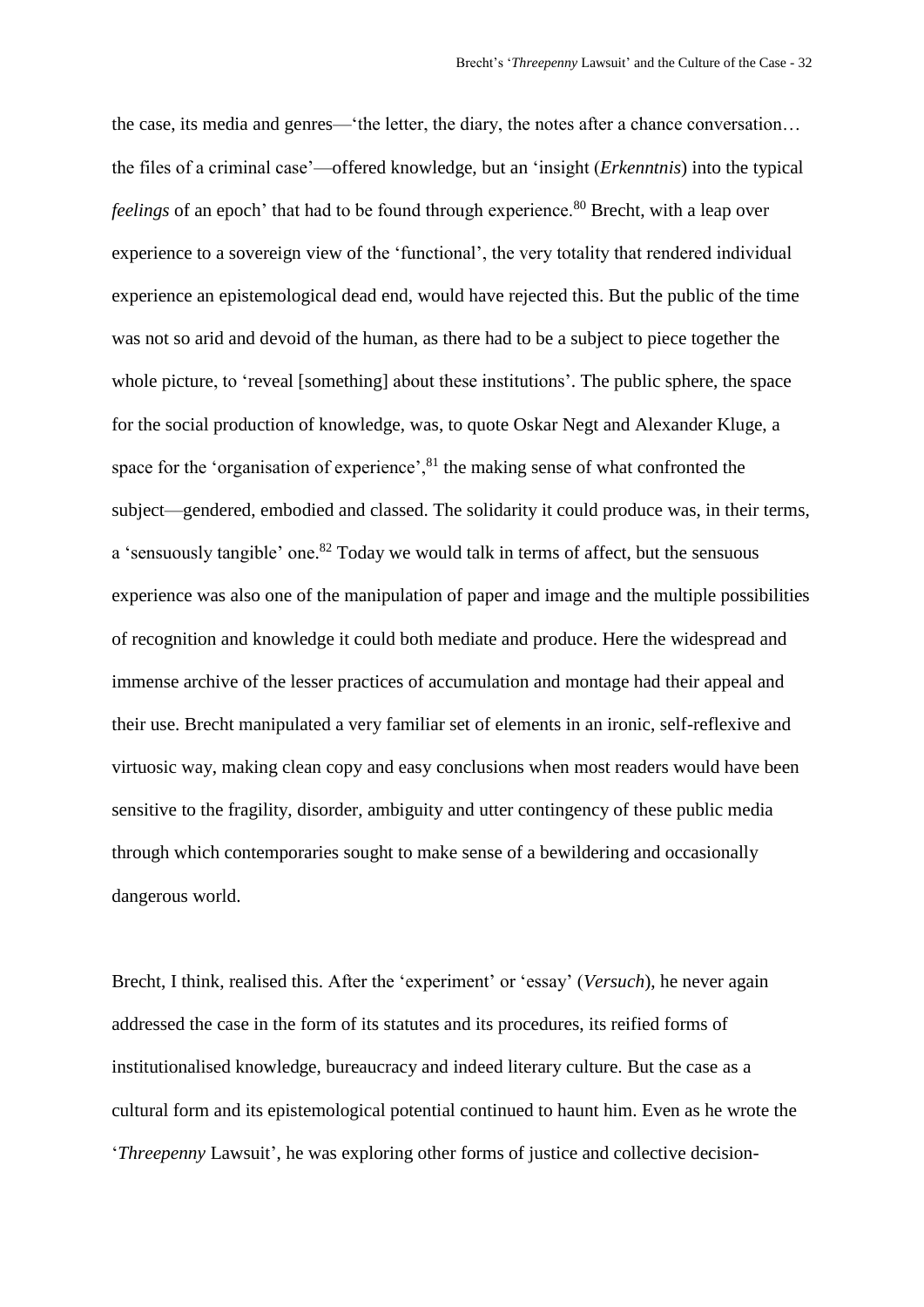the case, its media and genres—'the letter, the diary, the notes after a chance conversation… the files of a criminal case'—offered knowledge, but an 'insight (*Erkenntnis*) into the typical *feelings* of an epoch' that had to be found through experience.[80] Brecht, with a leap over experience to a sovereign view of the 'functional', the very totality that rendered individual experience an epistemological dead end, would have rejected this. But the public of the time was not so arid and devoid of the human, as there had to be a subject to piece together the whole picture, to 'reveal [something] about these institutions'. The public sphere, the space for the social production of knowledge, was, to quote Oskar Negt and Alexander Kluge, a space for the 'organisation of experience',[81] the making sense of what confronted the subject—gendered, embodied and classed. The solidarity it could produce was, in their terms, a 'sensuously tangible' one.[82] Today we would talk in terms of affect, but the sensuous experience was also one of the manipulation of paper and image and the multiple possibilities of recognition and knowledge it could both mediate and produce. Here the widespread and immense archive of the lesser practices of accumulation and montage had their appeal and their use. Brecht manipulated a very familiar set of elements in an ironic, self-reflexive and virtuosic way, making clean copy and easy conclusions when most readers would have been sensitive to the fragility, disorder, ambiguity and utter contingency of these public media through which contemporaries sought to make sense of a bewildering and occasionally dangerous world.

Brecht, I think, realised this. After the 'experiment' or 'essay' (*Versuch*), he never again addressed the case in the form of its statutes and its procedures, its reified forms of institutionalised knowledge, bureaucracy and indeed literary culture. But the case as a cultural form and its epistemological potential continued to haunt him. Even as he wrote the '*Threepenny* Lawsuit', he was exploring other forms of justice and collective decision-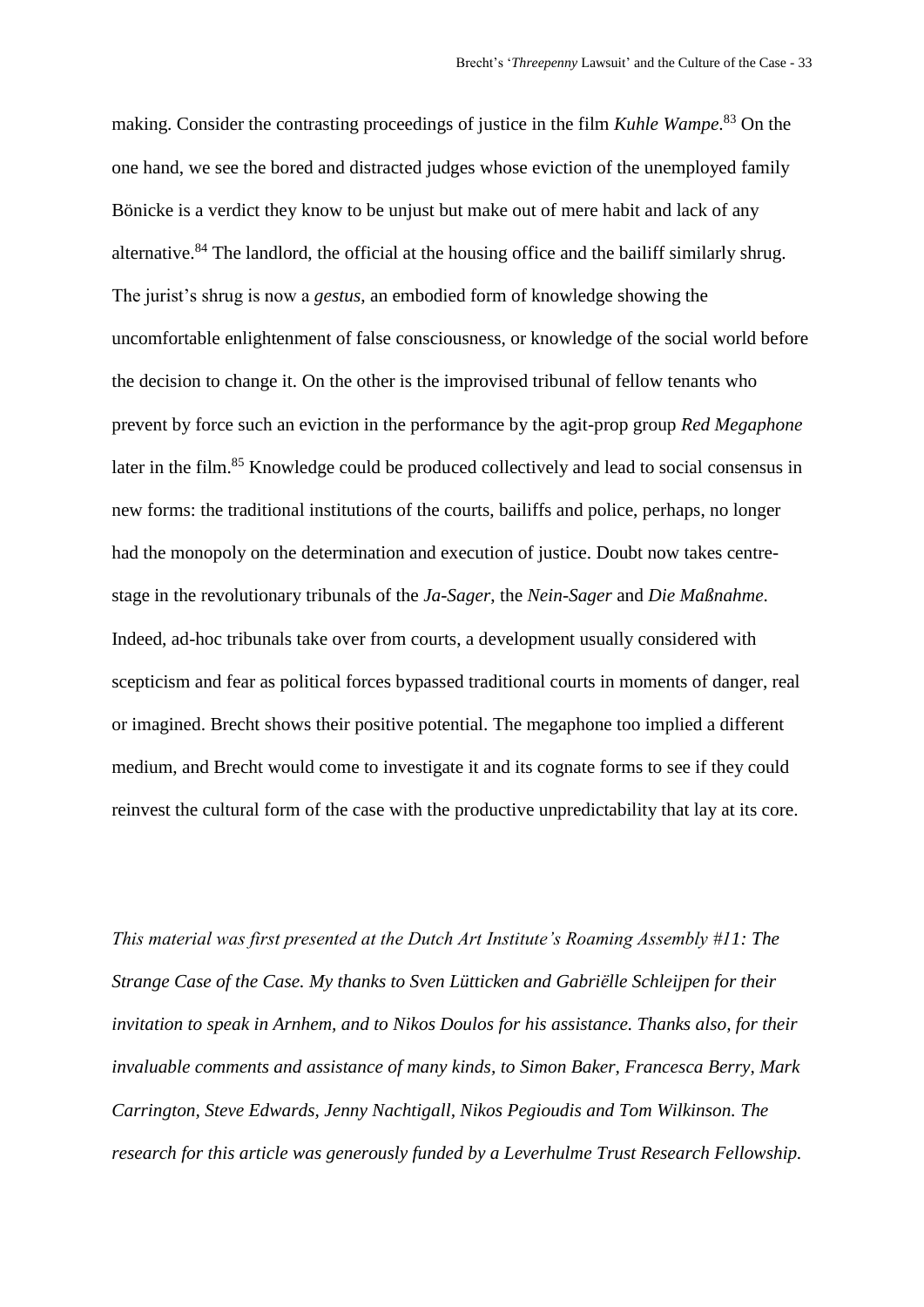making. Consider the contrasting proceedings of justice in the film *Kuhle Wampe*.[83] On the one hand, we see the bored and distracted judges whose eviction of the unemployed family Bönicke is a verdict they know to be unjust but make out of mere habit and lack of any alternative.[84] The landlord, the official at the housing office and the bailiff similarly shrug. The jurist's shrug is now a *gestus*, an embodied form of knowledge showing the uncomfortable enlightenment of false consciousness, or knowledge of the social world before the decision to change it. On the other is the improvised tribunal of fellow tenants who prevent by force such an eviction in the performance by the agit-prop group *Red Megaphone* later in the film.[85] Knowledge could be produced collectively and lead to social consensus in new forms: the traditional institutions of the courts, bailiffs and police, perhaps, no longer had the monopoly on the determination and execution of justice. Doubt now takes centre-stage in the revolutionary tribunals of the *Ja-Sager*, the *Nein-Sager* and *Die Maßnahme*. Indeed, ad-hoc tribunals take over from courts, a development usually considered with scepticism and fear as political forces bypassed traditional courts in moments of danger, real or imagined. Brecht shows their positive potential. The megaphone too implied a different medium, and Brecht would come to investigate it and its cognate forms to see if they could reinvest the cultural form of the case with the productive unpredictability that lay at its core.

*This material was first presented at the Dutch Art Institute's Roaming Assembly #11: The Strange Case of the Case. My thanks to Sven Lütticken and Gabriëlle Schleijpen for their invitation to speak in Arnhem, and to Nikos Doulos for his assistance. Thanks also, for their invaluable comments and assistance of many kinds, to Simon Baker, Francesca Berry, Mark Carrington, Steve Edwards, Jenny Nachtigall, Nikos Pegioudis and Tom Wilkinson. The research for this article was generously funded by a Leverhulme Trust Research Fellowship.*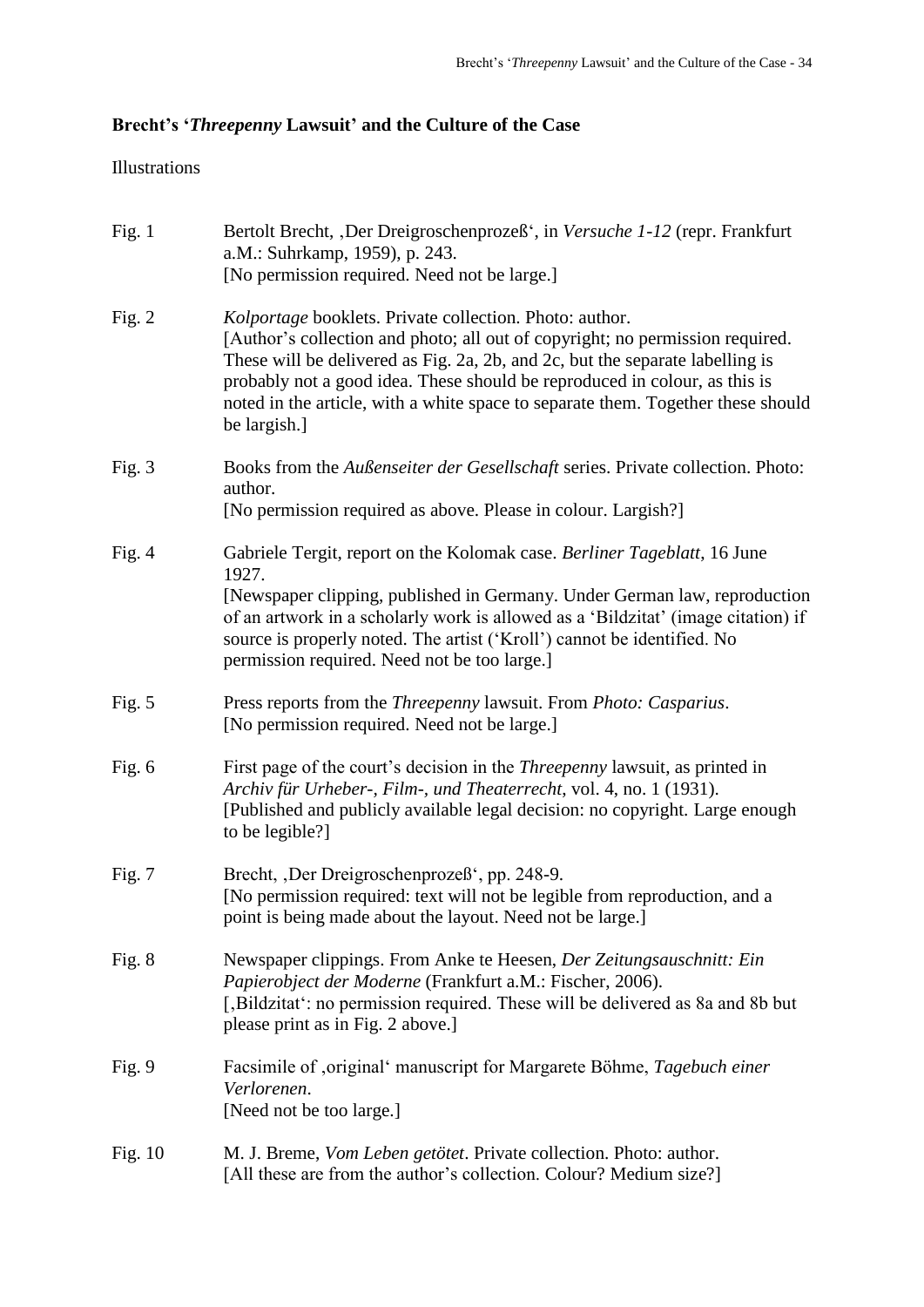**Brecht's '*Threepenny* Lawsuit' and the Culture of the Case**

Illustrations

Fig. 1 Bertolt Brecht, ‚Der Dreigroschenprozeß', in *Versuche 1-12* (repr. Frankfurt a.M.: Suhrkamp, 1959), p. 243.
[No permission required. Need not be large.]

Fig. 2 *Kolportage* booklets. Private collection. Photo: author.
[Author's collection and photo; all out of copyright; no permission required. These will be delivered as Fig. 2a, 2b, and 2c, but the separate labelling is probably not a good idea. These should be reproduced in colour, as this is noted in the article, with a white space to separate them. Together these should be largish.]

Fig. 3 Books from the *Außenseiter der Gesellschaft* series. Private collection. Photo: author.
[No permission required as above. Please in colour. Largish?]

Fig. 4 Gabriele Tergit, report on the Kolomak case. *Berliner Tageblatt*, 16 June 1927.
[Newspaper clipping, published in Germany. Under German law, reproduction of an artwork in a scholarly work is allowed as a 'Bildzitat' (image citation) if source is properly noted. The artist ('Kroll') cannot be identified. No permission required. Need not be too large.]

Fig. 5 Press reports from the *Threepenny* lawsuit. From *Photo: Casparius*.
[No permission required. Need not be large.]

Fig. 6 First page of the court's decision in the *Threepenny* lawsuit, as printed in *Archiv für Urheber-, Film-, und Theaterrecht*, vol. 4, no. 1 (1931).
[Published and publicly available legal decision: no copyright. Large enough to be legible?]

Fig. 7 Brecht, ‚Der Dreigroschenprozeß', pp. 248-9.
[No permission required: text will not be legible from reproduction, and a point is being made about the layout. Need not be large.]

Fig. 8 Newspaper clippings. From Anke te Heesen, *Der Zeitungsauschnitt: Ein Papierobject der Moderne* (Frankfurt a.M.: Fischer, 2006).
[‚Bildzitat': no permission required. These will be delivered as 8a and 8b but please print as in Fig. 2 above.]

Fig. 9 Facsimile of ‚original' manuscript for Margarete Böhme, *Tagebuch einer Verlorenen*.
[Need not be too large.]

Fig. 10 M. J. Breme, *Vom Leben getötet*. Private collection. Photo: author.
[All these are from the author's collection. Colour? Medium size?]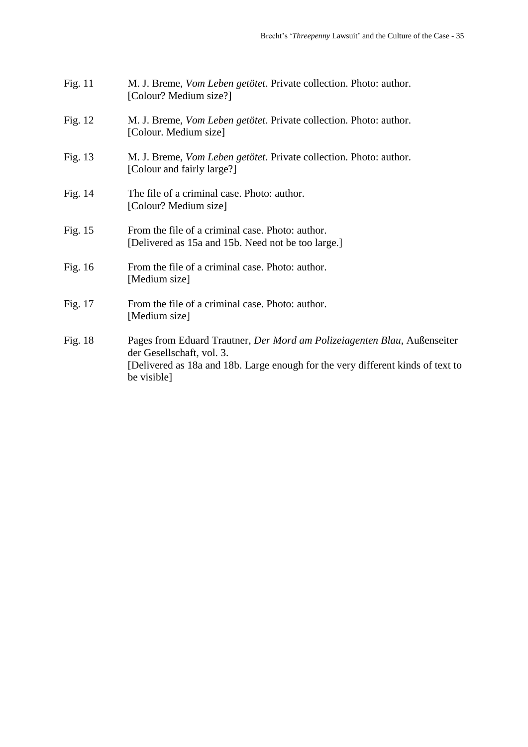Fig. 11 M. J. Breme, *Vom Leben getötet*. Private collection. Photo: author.
[Colour? Medium size?]

Fig. 12 M. J. Breme, *Vom Leben getötet*. Private collection. Photo: author.
[Colour. Medium size]

Fig. 13 M. J. Breme, *Vom Leben getötet*. Private collection. Photo: author.
[Colour and fairly large?]

Fig. 14 The file of a criminal case. Photo: author.
[Colour? Medium size]

Fig. 15 From the file of a criminal case. Photo: author.
[Delivered as 15a and 15b. Need not be too large.]

Fig. 16 From the file of a criminal case. Photo: author.
[Medium size]

Fig. 17 From the file of a criminal case. Photo: author.
[Medium size]

Fig. 18 Pages from Eduard Trautner, *Der Mord am Polizeiagenten Blau*, Außenseiter der Gesellschaft, vol. 3.
[Delivered as 18a and 18b. Large enough for the very different kinds of text to be visible]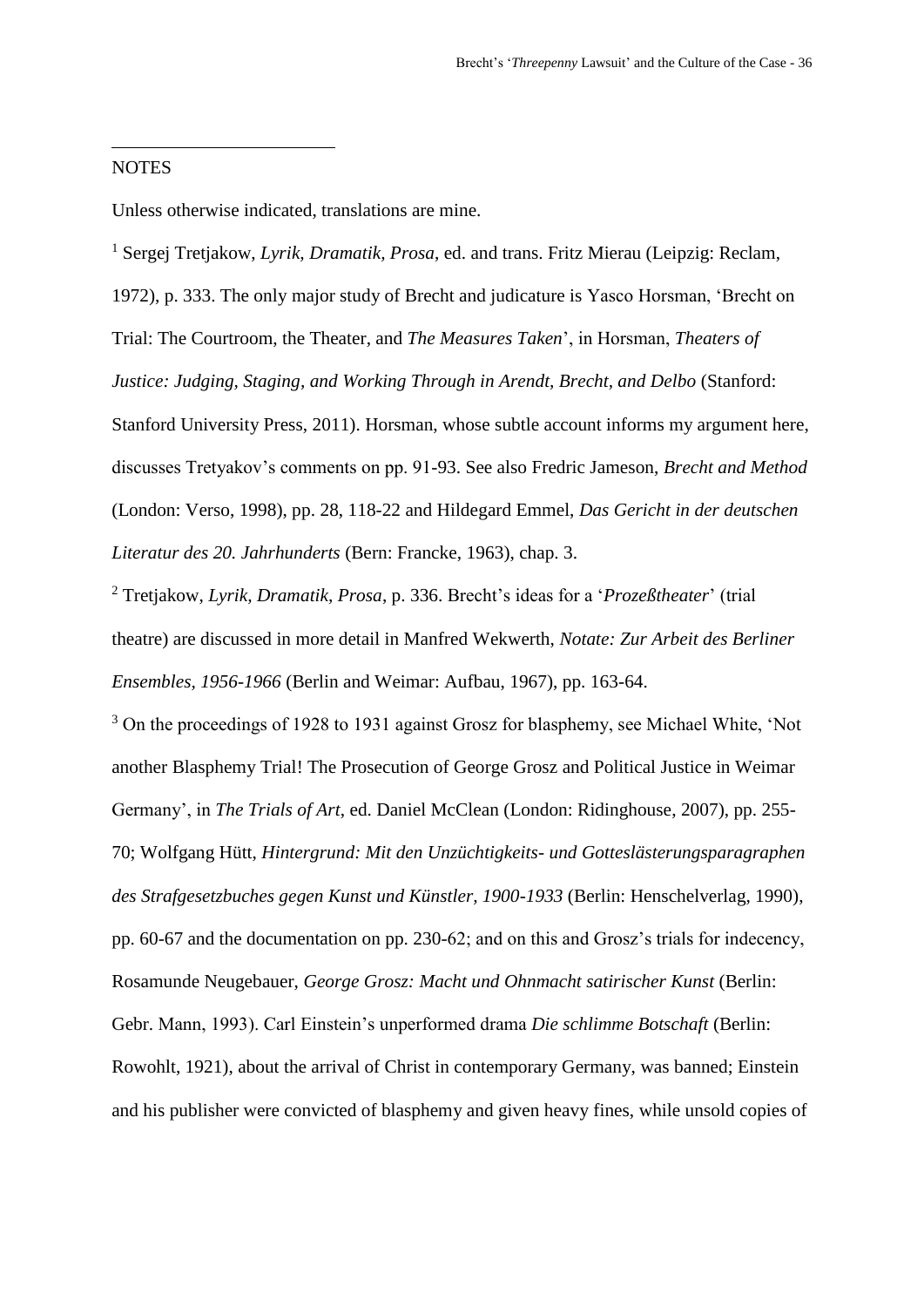NOTES

Unless otherwise indicated, translations are mine.

[1] Sergej Tretjakow, *Lyrik, Dramatik, Prosa*, ed. and trans. Fritz Mierau (Leipzig: Reclam, 1972), p. 333. The only major study of Brecht and judicature is Yasco Horsman, 'Brecht on Trial: The Courtroom, the Theater, and *The Measures Taken*', in Horsman, *Theaters of Justice: Judging, Staging, and Working Through in Arendt, Brecht, and Delbo* (Stanford: Stanford University Press, 2011). Horsman, whose subtle account informs my argument here, discusses Tretyakov's comments on pp. 91-93. See also Fredric Jameson, *Brecht and Method* (London: Verso, 1998), pp. 28, 118-22 and Hildegard Emmel, *Das Gericht in der deutschen Literatur des 20. Jahrhunderts* (Bern: Francke, 1963), chap. 3.

[2] Tretjakow, *Lyrik, Dramatik, Prosa*, p. 336. Brecht's ideas for a '*Prozeßtheater*' (trial theatre) are discussed in more detail in Manfred Wekwerth, *Notate: Zur Arbeit des Berliner Ensembles, 1956-1966* (Berlin and Weimar: Aufbau, 1967), pp. 163-64.

[3] On the proceedings of 1928 to 1931 against Grosz for blasphemy, see Michael White, 'Not another Blasphemy Trial! The Prosecution of George Grosz and Political Justice in Weimar Germany', in *The Trials of Art*, ed. Daniel McClean (London: Ridinghouse, 2007), pp. 255-70; Wolfgang Hütt, *Hintergrund: Mit den Unzüchtigkeits- und Gotteslästerungsparagraphen des Strafgesetzbuches gegen Kunst und Künstler, 1900-1933* (Berlin: Henschelverlag, 1990), pp. 60-67 and the documentation on pp. 230-62; and on this and Grosz's trials for indecency, Rosamunde Neugebauer, *George Grosz: Macht und Ohnmacht satirischer Kunst* (Berlin: Gebr. Mann, 1993). Carl Einstein's unperformed drama *Die schlimme Botschaft* (Berlin: Rowohlt, 1921), about the arrival of Christ in contemporary Germany, was banned; Einstein and his publisher were convicted of blasphemy and given heavy fines, while unsold copies of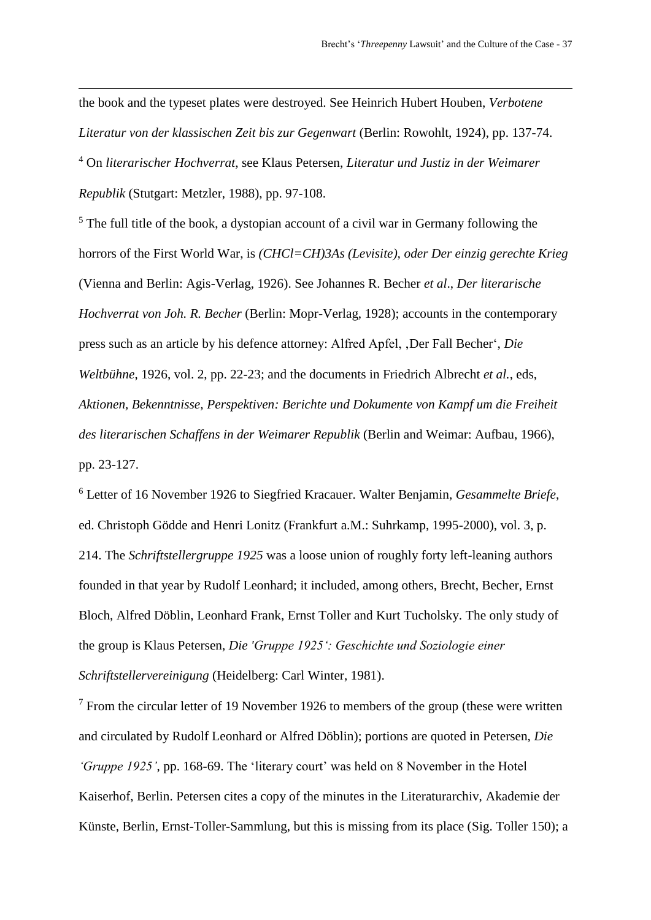the book and the typeset plates were destroyed. See Heinrich Hubert Houben, *Verbotene Literatur von der klassischen Zeit bis zur Gegenwart* (Berlin: Rowohlt, 1924), pp. 137-74.

[4] On *literarischer Hochverrat*, see Klaus Petersen, *Literatur und Justiz in der Weimarer Republik* (Stutgart: Metzler, 1988), pp. 97-108.

[5] The full title of the book, a dystopian account of a civil war in Germany following the horrors of the First World War, is *(CHCl=CH)3As (Levisite), oder Der einzig gerechte Krieg* (Vienna and Berlin: Agis-Verlag, 1926). See Johannes R. Becher *et al*., *Der literarische Hochverrat von Joh. R. Becher* (Berlin: Mopr-Verlag, 1928); accounts in the contemporary press such as an article by his defence attorney: Alfred Apfel, ‚Der Fall Becher', *Die Weltbühne*, 1926, vol. 2, pp. 22-23; and the documents in Friedrich Albrecht *et al.*, eds, *Aktionen, Bekenntnisse, Perspektiven: Berichte und Dokumente von Kampf um die Freiheit des literarischen Schaffens in der Weimarer Republik* (Berlin and Weimar: Aufbau, 1966), pp. 23-127.

[6] Letter of 16 November 1926 to Siegfried Kracauer. Walter Benjamin, *Gesammelte Briefe*, ed. Christoph Gödde and Henri Lonitz (Frankfurt a.M.: Suhrkamp, 1995-2000), vol. 3, p. 214. The *Schriftstellergruppe 1925* was a loose union of roughly forty left-leaning authors founded in that year by Rudolf Leonhard; it included, among others, Brecht, Becher, Ernst Bloch, Alfred Döblin, Leonhard Frank, Ernst Toller and Kurt Tucholsky. The only study of the group is Klaus Petersen, *Die 'Gruppe 1925': Geschichte und Soziologie einer Schriftstellervereinigung* (Heidelberg: Carl Winter, 1981).

[7] From the circular letter of 19 November 1926 to members of the group (these were written and circulated by Rudolf Leonhard or Alfred Döblin); portions are quoted in Petersen, *Die 'Gruppe 1925'*, pp. 168-69. The 'literary court' was held on 8 November in the Hotel Kaiserhof, Berlin. Petersen cites a copy of the minutes in the Literaturarchiv, Akademie der Künste, Berlin, Ernst-Toller-Sammlung, but this is missing from its place (Sig. Toller 150); a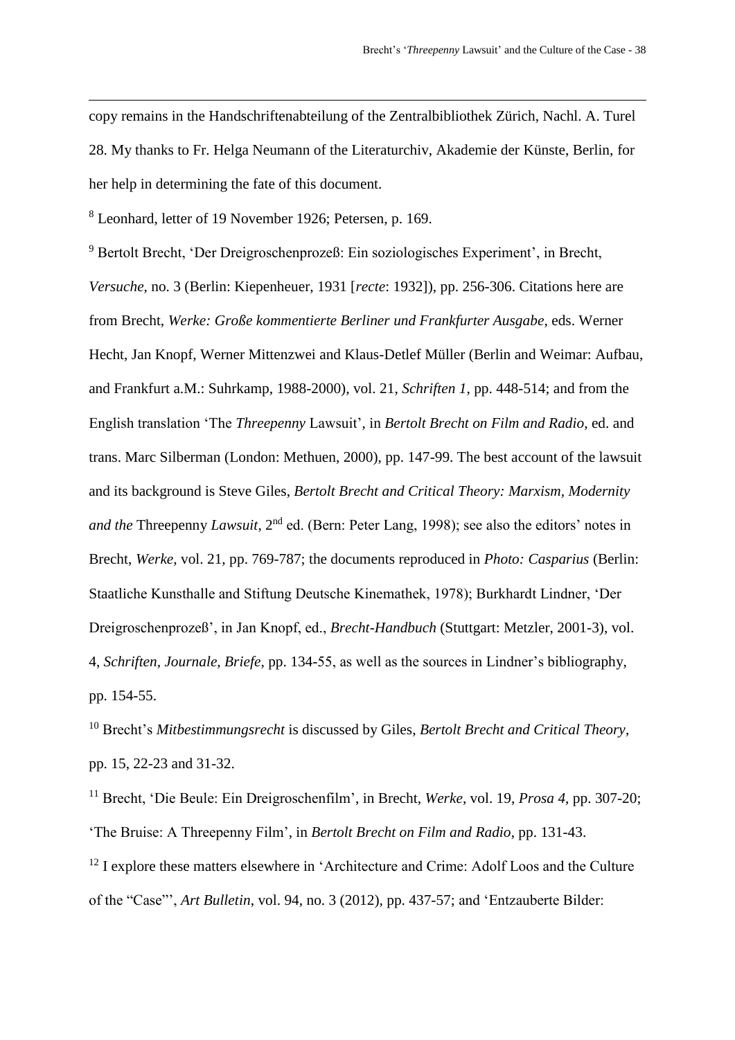copy remains in the Handschriftenabteilung of the Zentralbibliothek Zürich, Nachl. A. Turel 28. My thanks to Fr. Helga Neumann of the Literaturchiv, Akademie der Künste, Berlin, for her help in determining the fate of this document.

[8] Leonhard, letter of 19 November 1926; Petersen, p. 169.

[9] Bertolt Brecht, 'Der Dreigroschenprozeß: Ein soziologisches Experiment', in Brecht, *Versuche*, no. 3 (Berlin: Kiepenheuer, 1931 [*recte*: 1932]), pp. 256-306. Citations here are from Brecht, *Werke: Große kommentierte Berliner und Frankfurter Ausgabe*, eds. Werner Hecht, Jan Knopf, Werner Mittenzwei and Klaus-Detlef Müller (Berlin and Weimar: Aufbau, and Frankfurt a.M.: Suhrkamp, 1988-2000), vol. 21, *Schriften 1*, pp. 448-514; and from the English translation 'The *Threepenny* Lawsuit', in *Bertolt Brecht on Film and Radio*, ed. and trans. Marc Silberman (London: Methuen, 2000), pp. 147-99. The best account of the lawsuit and its background is Steve Giles, *Bertolt Brecht and Critical Theory: Marxism, Modernity and the* Threepenny *Lawsuit*, 2nd ed. (Bern: Peter Lang, 1998); see also the editors' notes in Brecht, *Werke*, vol. 21, pp. 769-787; the documents reproduced in *Photo: Casparius* (Berlin: Staatliche Kunsthalle and Stiftung Deutsche Kinemathek, 1978); Burkhardt Lindner, 'Der Dreigroschenprozeß', in Jan Knopf, ed., *Brecht-Handbuch* (Stuttgart: Metzler, 2001-3), vol. 4, *Schriften, Journale, Briefe*, pp. 134-55, as well as the sources in Lindner's bibliography, pp. 154-55.

[10] Brecht's *Mitbestimmungsrecht* is discussed by Giles, *Bertolt Brecht and Critical Theory*, pp. 15, 22-23 and 31-32.

[11] Brecht, 'Die Beule: Ein Dreigroschenfilm', in Brecht, *Werke*, vol. 19, *Prosa 4*, pp. 307-20; 'The Bruise: A Threepenny Film', in *Bertolt Brecht on Film and Radio*, pp. 131-43.

[12] I explore these matters elsewhere in 'Architecture and Crime: Adolf Loos and the Culture of the "Case"', *Art Bulletin*, vol. 94, no. 3 (2012), pp. 437-57; and 'Entzauberte Bilder: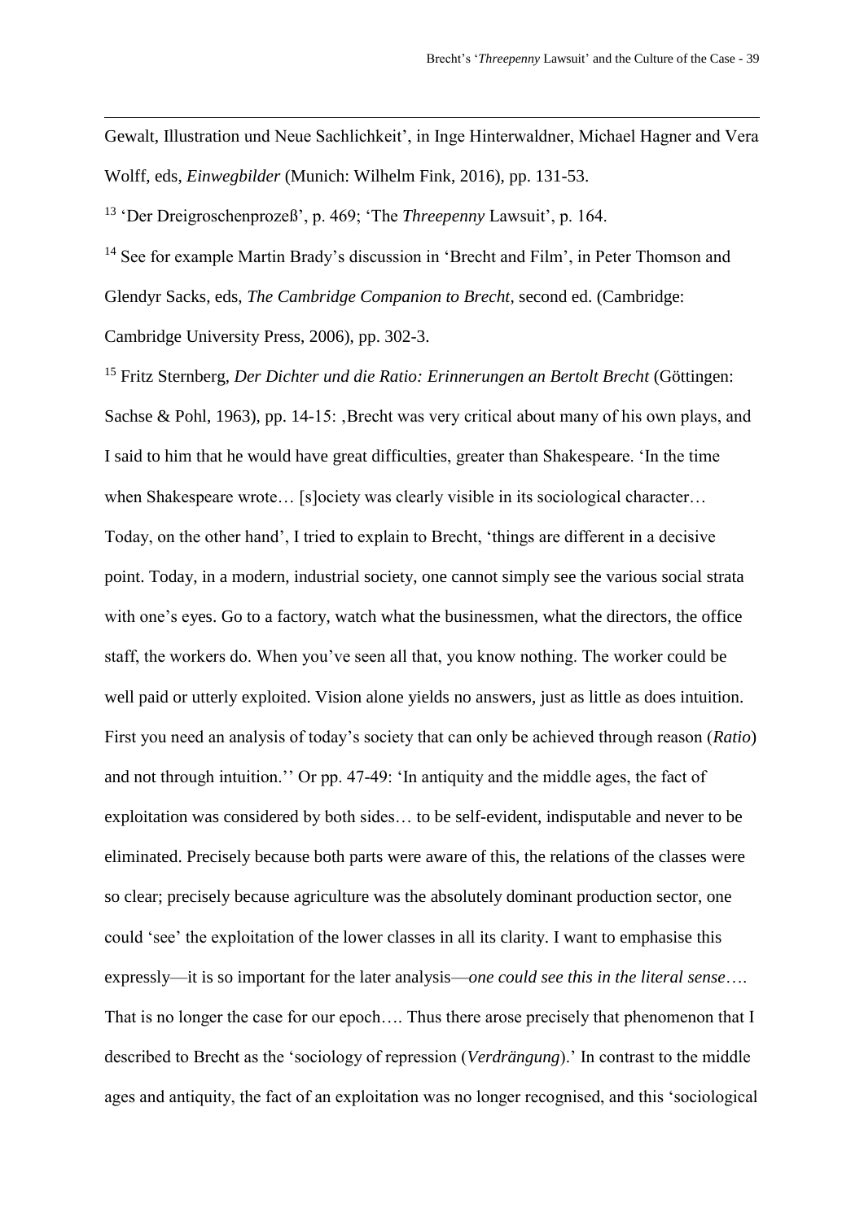Gewalt, Illustration und Neue Sachlichkeit', in Inge Hinterwaldner, Michael Hagner and Vera Wolff, eds, *Einwegbilder* (Munich: Wilhelm Fink, 2016), pp. 131-53.

[13] 'Der Dreigroschenprozeß', p. 469; 'The *Threepenny* Lawsuit', p. 164.

[14] See for example Martin Brady's discussion in 'Brecht and Film', in Peter Thomson and Glendyr Sacks, eds, *The Cambridge Companion to Brecht*, second ed. (Cambridge: Cambridge University Press, 2006), pp. 302-3.

[15] Fritz Sternberg, *Der Dichter und die Ratio: Erinnerungen an Bertolt Brecht* (Göttingen: Sachse & Pohl, 1963), pp. 14-15: ‚Brecht was very critical about many of his own plays, and I said to him that he would have great difficulties, greater than Shakespeare. 'In the time when Shakespeare wrote… [s]ociety was clearly visible in its sociological character… Today, on the other hand', I tried to explain to Brecht, 'things are different in a decisive point. Today, in a modern, industrial society, one cannot simply see the various social strata with one's eyes. Go to a factory, watch what the businessmen, what the directors, the office staff, the workers do. When you've seen all that, you know nothing. The worker could be well paid or utterly exploited. Vision alone yields no answers, just as little as does intuition. First you need an analysis of today's society that can only be achieved through reason (*Ratio*) and not through intuition.'' Or pp. 47-49: 'In antiquity and the middle ages, the fact of exploitation was considered by both sides… to be self-evident, indisputable and never to be eliminated. Precisely because both parts were aware of this, the relations of the classes were so clear; precisely because agriculture was the absolutely dominant production sector, one could 'see' the exploitation of the lower classes in all its clarity. I want to emphasise this expressly—it is so important for the later analysis—*one could see this in the literal sense*…. That is no longer the case for our epoch…. Thus there arose precisely that phenomenon that I described to Brecht as the 'sociology of repression (*Verdrängung*).' In contrast to the middle ages and antiquity, the fact of an exploitation was no longer recognised, and this 'sociological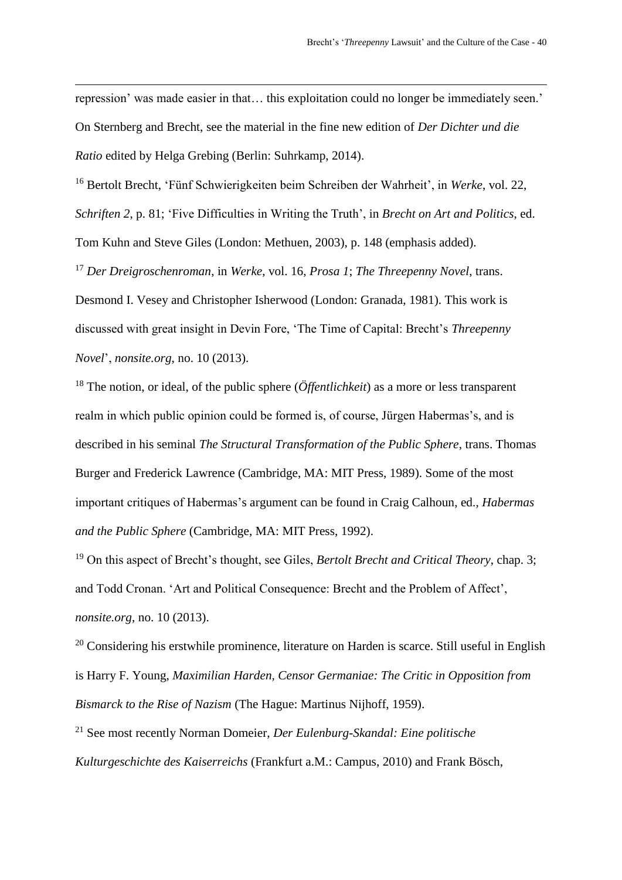repression' was made easier in that… this exploitation could no longer be immediately seen.' On Sternberg and Brecht, see the material in the fine new edition of *Der Dichter und die Ratio* edited by Helga Grebing (Berlin: Suhrkamp, 2014).

[16] Bertolt Brecht, 'Fünf Schwierigkeiten beim Schreiben der Wahrheit', in *Werke*, vol. 22, *Schriften 2*, p. 81; 'Five Difficulties in Writing the Truth', in *Brecht on Art and Politics*, ed. Tom Kuhn and Steve Giles (London: Methuen, 2003), p. 148 (emphasis added).

[17] *Der Dreigroschenroman*, in *Werke*, vol. 16, *Prosa 1*; *The Threepenny Novel*, trans. Desmond I. Vesey and Christopher Isherwood (London: Granada, 1981). This work is discussed with great insight in Devin Fore, 'The Time of Capital: Brecht's *Threepenny Novel*', *nonsite.org*, no. 10 (2013).

[18] The notion, or ideal, of the public sphere (*Öffentlichkeit*) as a more or less transparent realm in which public opinion could be formed is, of course, Jürgen Habermas's, and is described in his seminal *The Structural Transformation of the Public Sphere*, trans. Thomas Burger and Frederick Lawrence (Cambridge, MA: MIT Press, 1989). Some of the most important critiques of Habermas's argument can be found in Craig Calhoun, ed., *Habermas and the Public Sphere* (Cambridge, MA: MIT Press, 1992).

[19] On this aspect of Brecht's thought, see Giles, *Bertolt Brecht and Critical Theory*, chap. 3; and Todd Cronan. 'Art and Political Consequence: Brecht and the Problem of Affect', *nonsite.org*, no. 10 (2013).

[20] Considering his erstwhile prominence, literature on Harden is scarce. Still useful in English is Harry F. Young, *Maximilian Harden, Censor Germaniae: The Critic in Opposition from Bismarck to the Rise of Nazism* (The Hague: Martinus Nijhoff, 1959).

[21] See most recently Norman Domeier, *Der Eulenburg-Skandal: Eine politische Kulturgeschichte des Kaiserreichs* (Frankfurt a.M.: Campus, 2010) and Frank Bösch,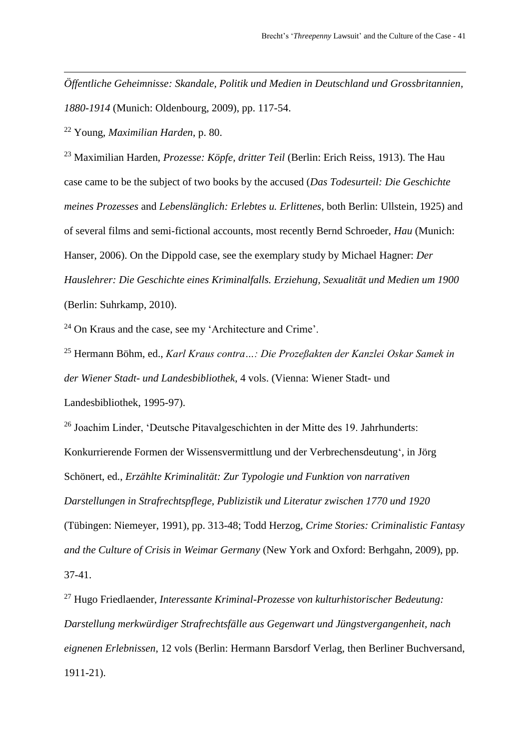*Öffentliche Geheimnisse: Skandale, Politik und Medien in Deutschland und Grossbritannien, 1880-1914* (Munich: Oldenbourg, 2009), pp. 117-54.

[22] Young, *Maximilian Harden*, p. 80.

[23] Maximilian Harden, *Prozesse: Köpfe, dritter Teil* (Berlin: Erich Reiss, 1913). The Hau case came to be the subject of two books by the accused (*Das Todesurteil: Die Geschichte meines Prozesses* and *Lebenslänglich: Erlebtes u. Erlittenes*, both Berlin: Ullstein, 1925) and of several films and semi-fictional accounts, most recently Bernd Schroeder, *Hau* (Munich: Hanser, 2006). On the Dippold case, see the exemplary study by Michael Hagner: *Der Hauslehrer: Die Geschichte eines Kriminalfalls. Erziehung, Sexualität und Medien um 1900* (Berlin: Suhrkamp, 2010).

[24] On Kraus and the case, see my 'Architecture and Crime'.

[25] Hermann Böhm, ed., *Karl Kraus contra…: Die Prozeßakten der Kanzlei Oskar Samek in der Wiener Stadt- und Landesbibliothek*, 4 vols. (Vienna: Wiener Stadt- und Landesbibliothek, 1995-97).

[26] Joachim Linder, 'Deutsche Pitavalgeschichten in der Mitte des 19. Jahrhunderts: Konkurrierende Formen der Wissensvermittlung und der Verbrechensdeutung', in Jörg Schönert, ed., *Erzählte Kriminalität: Zur Typologie und Funktion von narrativen Darstellungen in Strafrechtspflege, Publizistik und Literatur zwischen 1770 und 1920* (Tübingen: Niemeyer, 1991), pp. 313-48; Todd Herzog, *Crime Stories: Criminalistic Fantasy and the Culture of Crisis in Weimar Germany* (New York and Oxford: Berhgahn, 2009), pp. 37-41.

[27] Hugo Friedlaender, *Interessante Kriminal-Prozesse von kulturhistorischer Bedeutung: Darstellung merkwürdiger Strafrechtsfälle aus Gegenwart und Jüngstvergangenheit, nach eignenen Erlebnissen*, 12 vols (Berlin: Hermann Barsdorf Verlag, then Berliner Buchversand, 1911-21).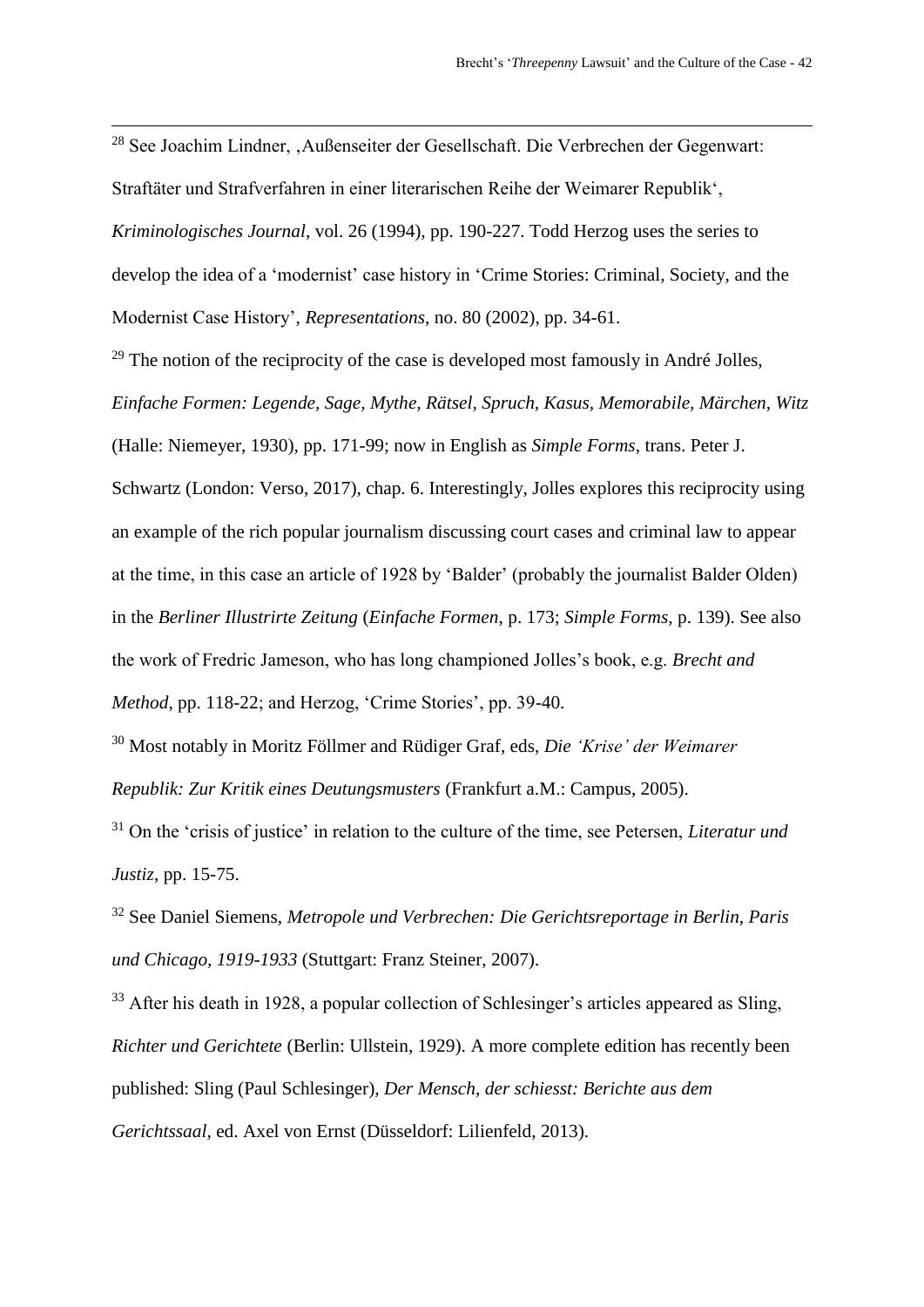[28] See Joachim Lindner, ‚Außenseiter der Gesellschaft. Die Verbrechen der Gegenwart: Straftäter und Strafverfahren in einer literarischen Reihe der Weimarer Republik', *Kriminologisches Journal*, vol. 26 (1994), pp. 190-227. Todd Herzog uses the series to develop the idea of a 'modernist' case history in 'Crime Stories: Criminal, Society, and the Modernist Case History', *Representations*, no. 80 (2002), pp. 34-61.

[29] The notion of the reciprocity of the case is developed most famously in André Jolles, *Einfache Formen: Legende, Sage, Mythe, Rätsel, Spruch, Kasus, Memorabile, Märchen, Witz* (Halle: Niemeyer, 1930), pp. 171-99; now in English as *Simple Forms*, trans. Peter J. Schwartz (London: Verso, 2017), chap. 6. Interestingly, Jolles explores this reciprocity using an example of the rich popular journalism discussing court cases and criminal law to appear at the time, in this case an article of 1928 by 'Balder' (probably the journalist Balder Olden) in the *Berliner Illustrirte Zeitung* (*Einfache Formen*, p. 173; *Simple Forms*, p. 139). See also the work of Fredric Jameson, who has long championed Jolles's book, e.g. *Brecht and Method*, pp. 118-22; and Herzog, 'Crime Stories', pp. 39-40.

[30] Most notably in Moritz Föllmer and Rüdiger Graf, eds, *Die 'Krise' der Weimarer Republik: Zur Kritik eines Deutungsmusters* (Frankfurt a.M.: Campus, 2005).

[31] On the 'crisis of justice' in relation to the culture of the time, see Petersen, *Literatur und Justiz*, pp. 15-75.

[32] See Daniel Siemens, *Metropole und Verbrechen: Die Gerichtsreportage in Berlin, Paris und Chicago, 1919-1933* (Stuttgart: Franz Steiner, 2007).

[33] After his death in 1928, a popular collection of Schlesinger's articles appeared as Sling, *Richter und Gerichtete* (Berlin: Ullstein, 1929). A more complete edition has recently been published: Sling (Paul Schlesinger), *Der Mensch, der schiesst: Berichte aus dem Gerichtssaal*, ed. Axel von Ernst (Düsseldorf: Lilienfeld, 2013).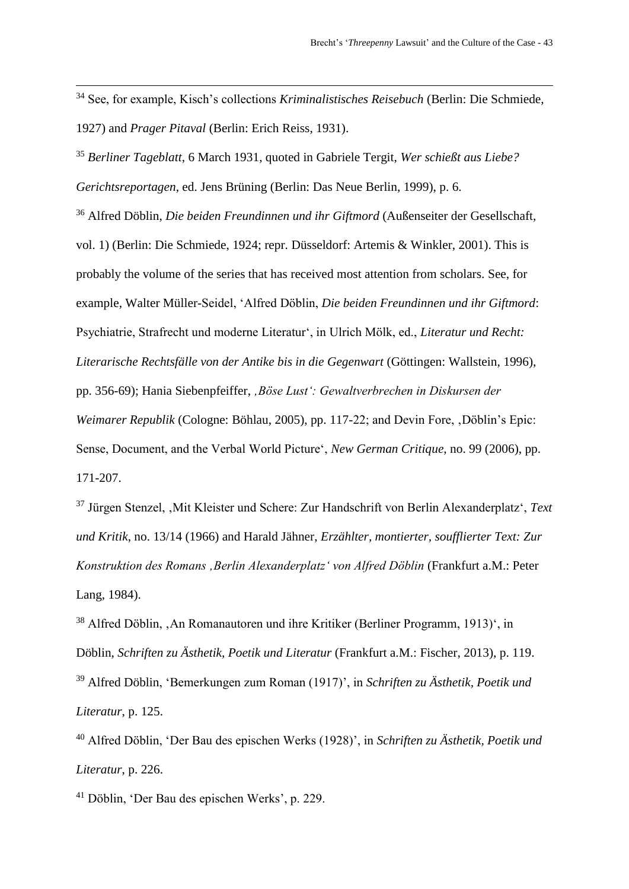[34] See, for example, Kisch's collections *Kriminalistisches Reisebuch* (Berlin: Die Schmiede, 1927) and *Prager Pitaval* (Berlin: Erich Reiss, 1931).

[35] *Berliner Tageblatt*, 6 March 1931, quoted in Gabriele Tergit, *Wer schießt aus Liebe? Gerichtsreportagen*, ed. Jens Brüning (Berlin: Das Neue Berlin, 1999), p. 6.

[36] Alfred Döblin, *Die beiden Freundinnen und ihr Giftmord* (Außenseiter der Gesellschaft, vol. 1) (Berlin: Die Schmiede, 1924; repr. Düsseldorf: Artemis & Winkler, 2001). This is probably the volume of the series that has received most attention from scholars. See, for example, Walter Müller-Seidel, 'Alfred Döblin, *Die beiden Freundinnen und ihr Giftmord*: Psychiatrie, Strafrecht und moderne Literatur', in Ulrich Mölk, ed., *Literatur und Recht: Literarische Rechtsfälle von der Antike bis in die Gegenwart* (Göttingen: Wallstein, 1996), pp. 356-69); Hania Siebenpfeiffer, *‚Böse Lust': Gewaltverbrechen in Diskursen der Weimarer Republik* (Cologne: Böhlau, 2005), pp. 117-22; and Devin Fore, ‚Döblin's Epic: Sense, Document, and the Verbal World Picture', *New German Critique*, no. 99 (2006), pp. 171-207.

[37] Jürgen Stenzel, ‚Mit Kleister und Schere: Zur Handschrift von Berlin Alexanderplatz', *Text und Kritik*, no. 13/14 (1966) and Harald Jähner, *Erzählter, montierter, soufflierter Text: Zur Konstruktion des Romans ‚Berlin Alexanderplatz' von Alfred Döblin* (Frankfurt a.M.: Peter Lang, 1984).

[38] Alfred Döblin, ‚An Romanautoren und ihre Kritiker (Berliner Programm, 1913)', in Döblin, *Schriften zu Ästhetik, Poetik und Literatur* (Frankfurt a.M.: Fischer, 2013), p. 119.

[39] Alfred Döblin, 'Bemerkungen zum Roman (1917)', in *Schriften zu Ästhetik, Poetik und Literatur*, p. 125.

[40] Alfred Döblin, 'Der Bau des epischen Werks (1928)', in *Schriften zu Ästhetik, Poetik und Literatur*, p. 226.

[41] Döblin, 'Der Bau des epischen Werks', p. 229.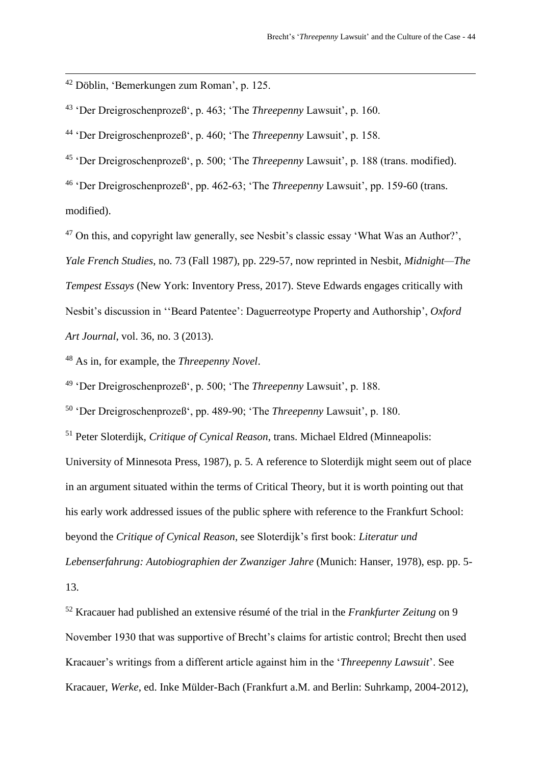[42] Döblin, 'Bemerkungen zum Roman', p. 125.

[43] 'Der Dreigroschenprozeß', p. 463; 'The *Threepenny* Lawsuit', p. 160.

[44] 'Der Dreigroschenprozeß', p. 460; 'The *Threepenny* Lawsuit', p. 158.

[45] 'Der Dreigroschenprozeß', p. 500; 'The *Threepenny* Lawsuit', p. 188 (trans. modified).

[46] 'Der Dreigroschenprozeß', pp. 462-63; 'The *Threepenny* Lawsuit', pp. 159-60 (trans. modified).

[47] On this, and copyright law generally, see Nesbit's classic essay 'What Was an Author?', *Yale French Studies*, no. 73 (Fall 1987), pp. 229-57, now reprinted in Nesbit, *Midnight—The Tempest Essays* (New York: Inventory Press, 2017). Steve Edwards engages critically with Nesbit's discussion in ''Beard Patentee': Daguerreotype Property and Authorship', *Oxford Art Journal*, vol. 36, no. 3 (2013).

[48] As in, for example, the *Threepenny Novel*.

[49] 'Der Dreigroschenprozeß', p. 500; 'The *Threepenny* Lawsuit', p. 188.

[50] 'Der Dreigroschenprozeß', pp. 489-90; 'The *Threepenny* Lawsuit', p. 180.

[51] Peter Sloterdijk, *Critique of Cynical Reason*, trans. Michael Eldred (Minneapolis: University of Minnesota Press, 1987), p. 5. A reference to Sloterdijk might seem out of place in an argument situated within the terms of Critical Theory, but it is worth pointing out that his early work addressed issues of the public sphere with reference to the Frankfurt School: beyond the *Critique of Cynical Reason*, see Sloterdijk's first book: *Literatur und Lebenserfahrung: Autobiographien der Zwanziger Jahre* (Munich: Hanser, 1978), esp. pp. 5-13.

[52] Kracauer had published an extensive résumé of the trial in the *Frankfurter Zeitung* on 9 November 1930 that was supportive of Brecht's claims for artistic control; Brecht then used Kracauer's writings from a different article against him in the '*Threepenny Lawsuit*'. See Kracauer, *Werke*, ed. Inke Mülder-Bach (Frankfurt a.M. and Berlin: Suhrkamp, 2004-2012),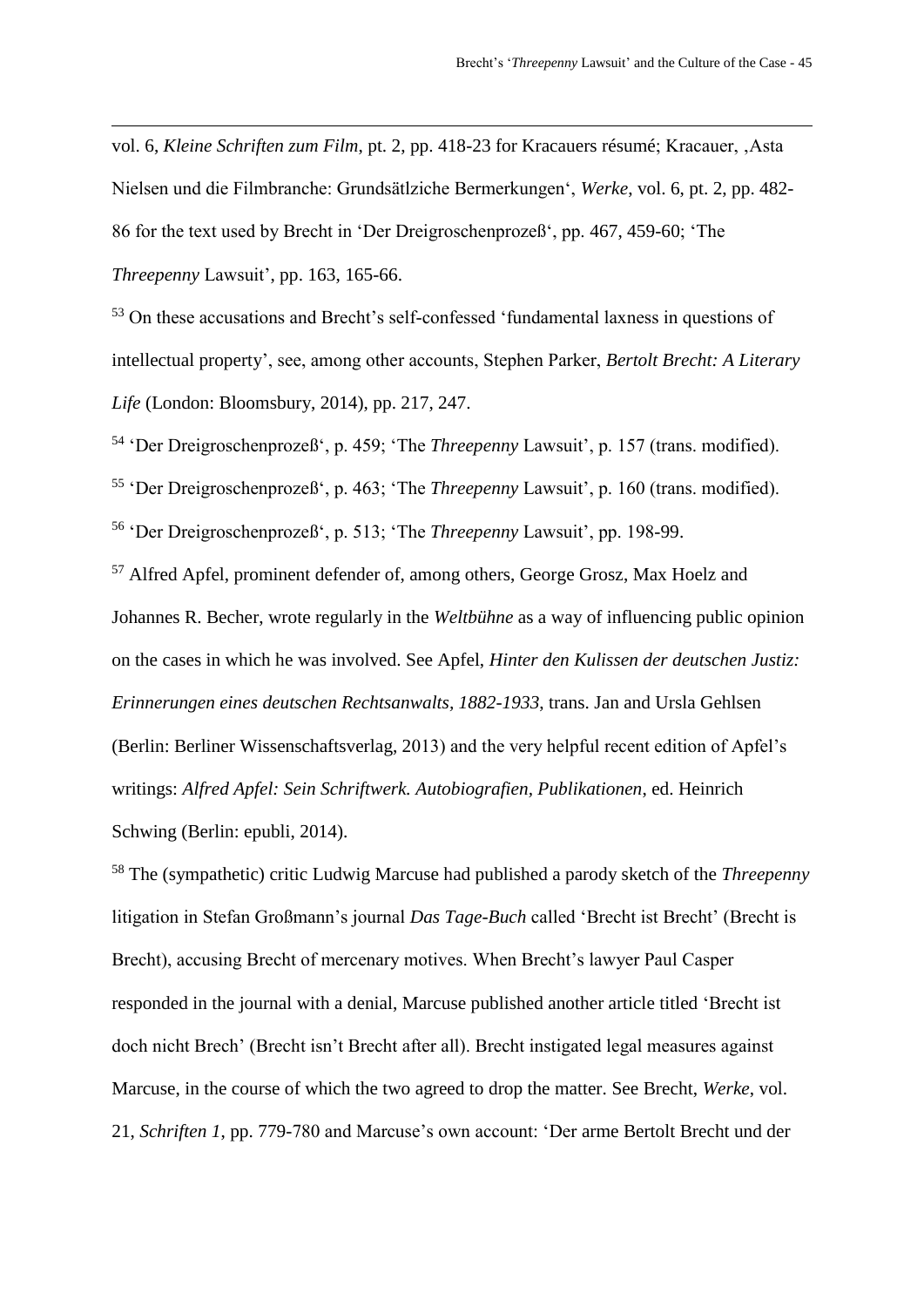vol. 6, *Kleine Schriften zum Film*, pt. 2, pp. 418-23 for Kracauers résumé; Kracauer, ‚Asta Nielsen und die Filmbranche: Grundsätlziche Bermerkungen‘, *Werke*, vol. 6, pt. 2, pp. 482-86 for the text used by Brecht in 'Der Dreigroschenprozeß', pp. 467, 459-60; 'The *Threepenny* Lawsuit', pp. 163, 165-66.

[53] On these accusations and Brecht's self-confessed 'fundamental laxness in questions of intellectual property', see, among other accounts, Stephen Parker, *Bertolt Brecht: A Literary Life* (London: Bloomsbury, 2014), pp. 217, 247.

[54] 'Der Dreigroschenprozeß', p. 459; 'The *Threepenny* Lawsuit', p. 157 (trans. modified).

[55] 'Der Dreigroschenprozeß', p. 463; 'The *Threepenny* Lawsuit', p. 160 (trans. modified).

[56] 'Der Dreigroschenprozeß', p. 513; 'The *Threepenny* Lawsuit', pp. 198-99.

[57] Alfred Apfel, prominent defender of, among others, George Grosz, Max Hoelz and Johannes R. Becher, wrote regularly in the *Weltbühne* as a way of influencing public opinion on the cases in which he was involved. See Apfel, *Hinter den Kulissen der deutschen Justiz: Erinnerungen eines deutschen Rechtsanwalts, 1882-1933*, trans. Jan and Ursla Gehlsen (Berlin: Berliner Wissenschaftsverlag, 2013) and the very helpful recent edition of Apfel's writings: *Alfred Apfel: Sein Schriftwerk. Autobiografien, Publikationen*, ed. Heinrich Schwing (Berlin: epubli, 2014).

[58] The (sympathetic) critic Ludwig Marcuse had published a parody sketch of the *Threepenny* litigation in Stefan Großmann's journal *Das Tage-Buch* called 'Brecht ist Brecht' (Brecht is Brecht), accusing Brecht of mercenary motives. When Brecht's lawyer Paul Casper responded in the journal with a denial, Marcuse published another article titled 'Brecht ist doch nicht Brech' (Brecht isn't Brecht after all). Brecht instigated legal measures against Marcuse, in the course of which the two agreed to drop the matter. See Brecht, *Werke*, vol. 21, *Schriften 1*, pp. 779-780 and Marcuse's own account: 'Der arme Bertolt Brecht und der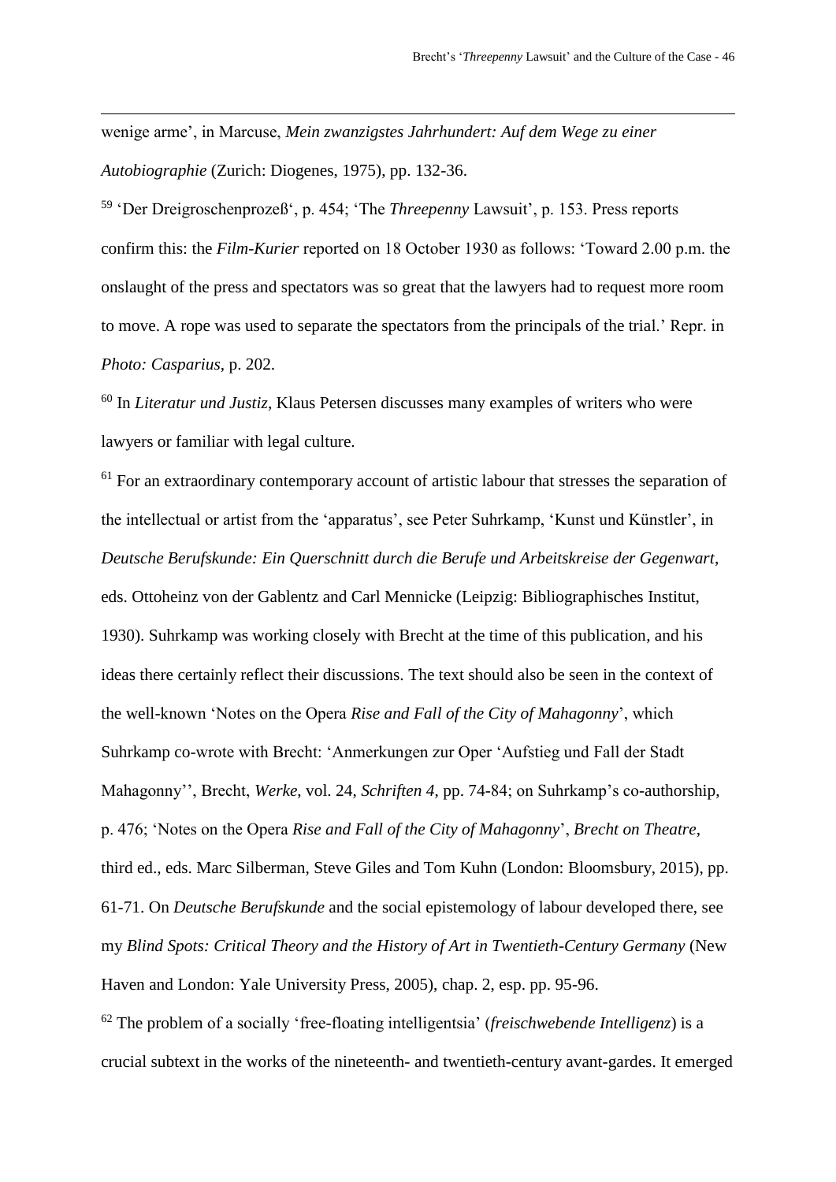wenige arme', in Marcuse, *Mein zwanzigstes Jahrhundert: Auf dem Wege zu einer Autobiographie* (Zurich: Diogenes, 1975), pp. 132-36.

[59] 'Der Dreigroschenprozeß', p. 454; 'The *Threepenny* Lawsuit', p. 153. Press reports confirm this: the *Film-Kurier* reported on 18 October 1930 as follows: 'Toward 2.00 p.m. the onslaught of the press and spectators was so great that the lawyers had to request more room to move. A rope was used to separate the spectators from the principals of the trial.' Repr. in *Photo: Casparius*, p. 202.

[60] In *Literatur und Justiz*, Klaus Petersen discusses many examples of writers who were lawyers or familiar with legal culture.

[61] For an extraordinary contemporary account of artistic labour that stresses the separation of the intellectual or artist from the 'apparatus', see Peter Suhrkamp, 'Kunst und Künstler', in *Deutsche Berufskunde: Ein Querschnitt durch die Berufe und Arbeitskreise der Gegenwart*, eds. Ottoheinz von der Gablentz and Carl Mennicke (Leipzig: Bibliographisches Institut, 1930). Suhrkamp was working closely with Brecht at the time of this publication, and his ideas there certainly reflect their discussions. The text should also be seen in the context of the well-known 'Notes on the Opera *Rise and Fall of the City of Mahagonny*', which Suhrkamp co-wrote with Brecht: 'Anmerkungen zur Oper 'Aufstieg und Fall der Stadt Mahagonny'', Brecht, *Werke*, vol. 24, *Schriften 4*, pp. 74-84; on Suhrkamp's co-authorship, p. 476; 'Notes on the Opera *Rise and Fall of the City of Mahagonny*', *Brecht on Theatre*, third ed., eds. Marc Silberman, Steve Giles and Tom Kuhn (London: Bloomsbury, 2015), pp. 61-71. On *Deutsche Berufskunde* and the social epistemology of labour developed there, see my *Blind Spots: Critical Theory and the History of Art in Twentieth-Century Germany* (New Haven and London: Yale University Press, 2005), chap. 2, esp. pp. 95-96.

[62] The problem of a socially 'free-floating intelligentsia' (*freischwebende Intelligenz*) is a crucial subtext in the works of the nineteenth- and twentieth-century avant-gardes. It emerged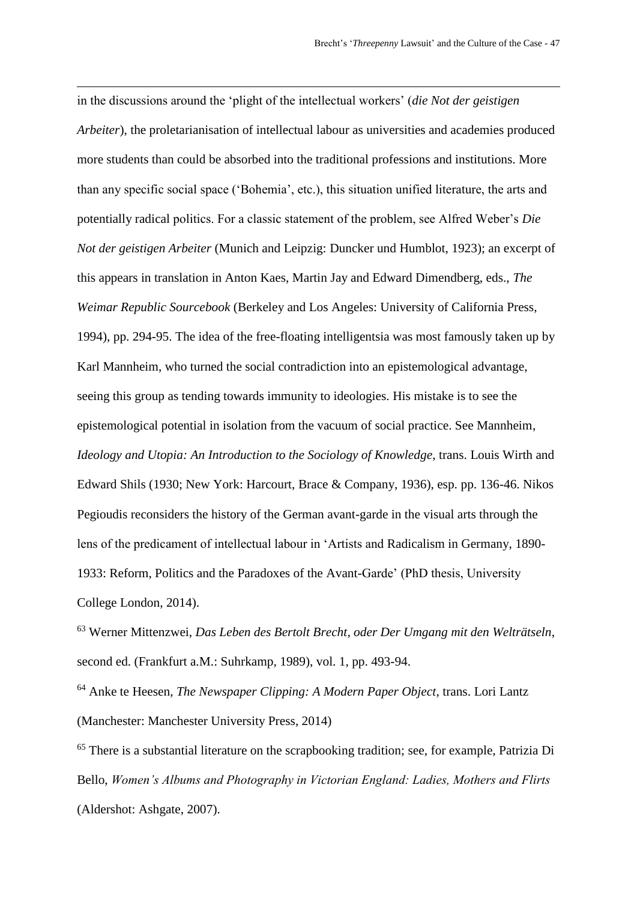in the discussions around the 'plight of the intellectual workers' (*die Not der geistigen Arbeiter*), the proletarianisation of intellectual labour as universities and academies produced more students than could be absorbed into the traditional professions and institutions. More than any specific social space ('Bohemia', etc.), this situation unified literature, the arts and potentially radical politics. For a classic statement of the problem, see Alfred Weber's *Die Not der geistigen Arbeiter* (Munich and Leipzig: Duncker und Humblot, 1923); an excerpt of this appears in translation in Anton Kaes, Martin Jay and Edward Dimendberg, eds., *The Weimar Republic Sourcebook* (Berkeley and Los Angeles: University of California Press, 1994), pp. 294-95. The idea of the free-floating intelligentsia was most famously taken up by Karl Mannheim, who turned the social contradiction into an epistemological advantage, seeing this group as tending towards immunity to ideologies. His mistake is to see the epistemological potential in isolation from the vacuum of social practice. See Mannheim, *Ideology and Utopia: An Introduction to the Sociology of Knowledge*, trans. Louis Wirth and Edward Shils (1930; New York: Harcourt, Brace & Company, 1936), esp. pp. 136-46. Nikos Pegioudis reconsiders the history of the German avant-garde in the visual arts through the lens of the predicament of intellectual labour in 'Artists and Radicalism in Germany, 1890-1933: Reform, Politics and the Paradoxes of the Avant-Garde' (PhD thesis, University College London, 2014).

[63] Werner Mittenzwei, *Das Leben des Bertolt Brecht, oder Der Umgang mit den Welträtseln*, second ed. (Frankfurt a.M.: Suhrkamp, 1989), vol. 1, pp. 493-94.

[64] Anke te Heesen, *The Newspaper Clipping: A Modern Paper Object*, trans. Lori Lantz (Manchester: Manchester University Press, 2014)

[65] There is a substantial literature on the scrapbooking tradition; see, for example, Patrizia Di Bello, *Women's Albums and Photography in Victorian England: Ladies, Mothers and Flirts* (Aldershot: Ashgate, 2007).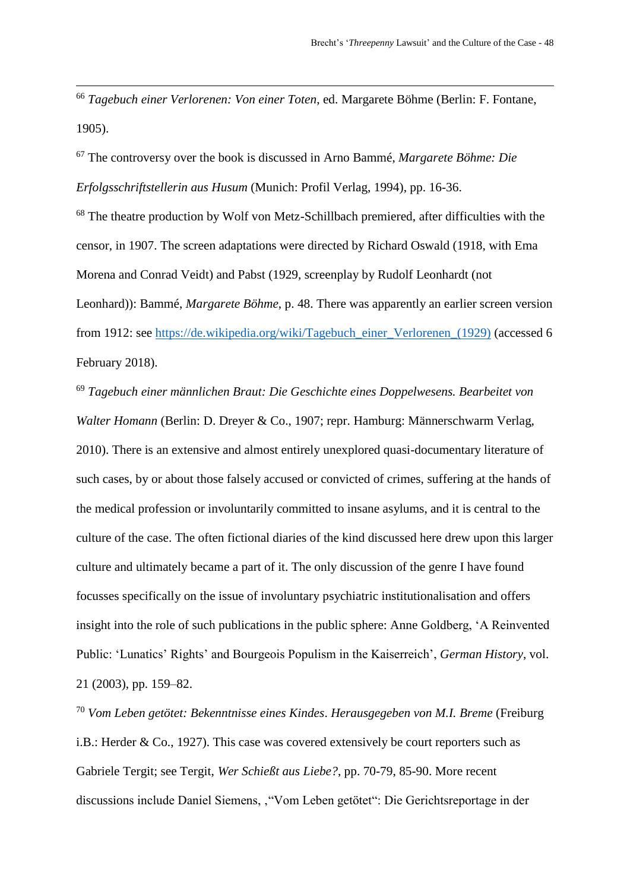[66] *Tagebuch einer Verlorenen: Von einer Toten*, ed. Margarete Böhme (Berlin: F. Fontane, 1905).

[67] The controversy over the book is discussed in Arno Bammé, *Margarete Böhme: Die Erfolgsschriftstellerin aus Husum* (Munich: Profil Verlag, 1994), pp. 16-36.

[68] The theatre production by Wolf von Metz-Schillbach premiered, after difficulties with the censor, in 1907. The screen adaptations were directed by Richard Oswald (1918, with Ema Morena and Conrad Veidt) and Pabst (1929, screenplay by Rudolf Leonhardt (not Leonhard)): Bammé, *Margarete Böhme*, p. 48. There was apparently an earlier screen version from 1912: see https://de.wikipedia.org/wiki/Tagebuch_einer_Verlorenen_(1929) (accessed 6 February 2018).

[69] *Tagebuch einer männlichen Braut: Die Geschichte eines Doppelwesens. Bearbeitet von Walter Homann* (Berlin: D. Dreyer & Co., 1907; repr. Hamburg: Männerschwarm Verlag, 2010). There is an extensive and almost entirely unexplored quasi-documentary literature of such cases, by or about those falsely accused or convicted of crimes, suffering at the hands of the medical profession or involuntarily committed to insane asylums, and it is central to the culture of the case. The often fictional diaries of the kind discussed here drew upon this larger culture and ultimately became a part of it. The only discussion of the genre I have found focusses specifically on the issue of involuntary psychiatric institutionalisation and offers insight into the role of such publications in the public sphere: Anne Goldberg, 'A Reinvented Public: 'Lunatics' Rights' and Bourgeois Populism in the Kaiserreich', *German History*, vol. 21 (2003), pp. 159–82.

[70] *Vom Leben getötet: Bekenntnisse eines Kindes*. *Herausgegeben von M.I. Breme* (Freiburg i.B.: Herder & Co., 1927). This case was covered extensively be court reporters such as Gabriele Tergit; see Tergit, *Wer Schießt aus Liebe?*, pp. 70-79, 85-90. More recent discussions include Daniel Siemens, ,"Vom Leben getötet": Die Gerichtsreportage in der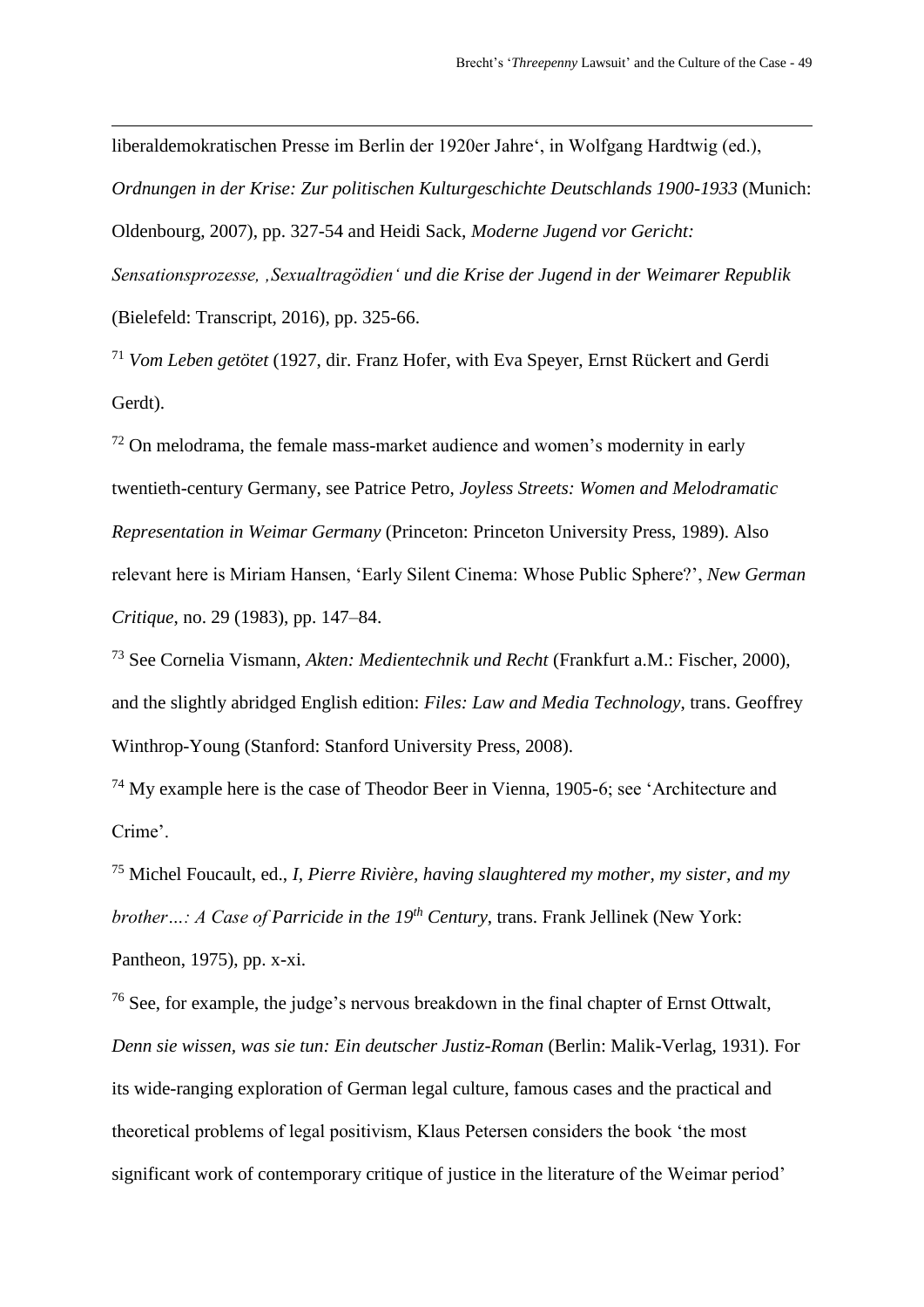liberaldemokratischen Presse im Berlin der 1920er Jahre', in Wolfgang Hardtwig (ed.), *Ordnungen in der Krise: Zur politischen Kulturgeschichte Deutschlands 1900-1933* (Munich: Oldenbourg, 2007), pp. 327-54 and Heidi Sack, *Moderne Jugend vor Gericht: Sensationsprozesse, ‚Sexualtragödien' und die Krise der Jugend in der Weimarer Republik* (Bielefeld: Transcript, 2016), pp. 325-66.

[71] *Vom Leben getötet* (1927, dir. Franz Hofer, with Eva Speyer, Ernst Rückert and Gerdi Gerdt).

[72] On melodrama, the female mass-market audience and women's modernity in early twentieth-century Germany, see Patrice Petro, *Joyless Streets: Women and Melodramatic Representation in Weimar Germany* (Princeton: Princeton University Press, 1989). Also relevant here is Miriam Hansen, 'Early Silent Cinema: Whose Public Sphere?', *New German Critique*, no. 29 (1983), pp. 147–84.

[73] See Cornelia Vismann, *Akten: Medientechnik und Recht* (Frankfurt a.M.: Fischer, 2000), and the slightly abridged English edition: *Files: Law and Media Technology*, trans. Geoffrey Winthrop-Young (Stanford: Stanford University Press, 2008).

[74] My example here is the case of Theodor Beer in Vienna, 1905-6; see 'Architecture and Crime'.

[75] Michel Foucault, ed., *I, Pierre Rivière, having slaughtered my mother, my sister, and my brother…: A Case of Parricide in the 19th Century*, trans. Frank Jellinek (New York: Pantheon, 1975), pp. x-xi.

[76] See, for example, the judge's nervous breakdown in the final chapter of Ernst Ottwalt, *Denn sie wissen, was sie tun: Ein deutscher Justiz-Roman* (Berlin: Malik-Verlag, 1931). For its wide-ranging exploration of German legal culture, famous cases and the practical and theoretical problems of legal positivism, Klaus Petersen considers the book 'the most significant work of contemporary critique of justice in the literature of the Weimar period'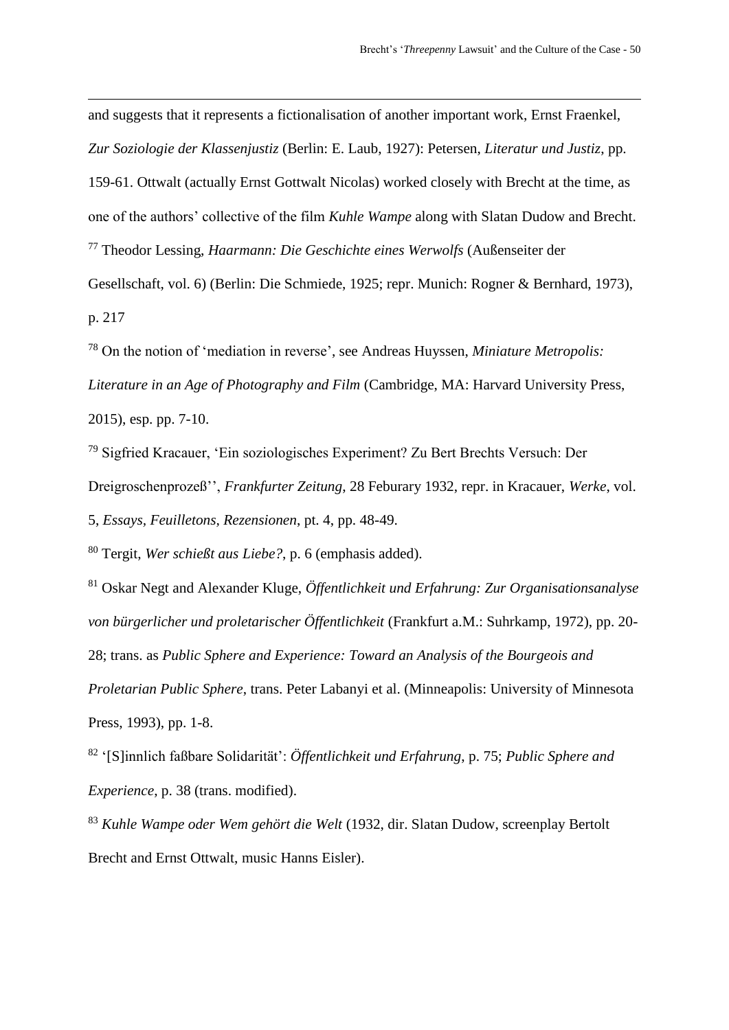and suggests that it represents a fictionalisation of another important work, Ernst Fraenkel, *Zur Soziologie der Klassenjustiz* (Berlin: E. Laub, 1927): Petersen, *Literatur und Justiz*, pp. 159-61. Ottwalt (actually Ernst Gottwalt Nicolas) worked closely with Brecht at the time, as one of the authors' collective of the film *Kuhle Wampe* along with Slatan Dudow and Brecht.

[77] Theodor Lessing, *Haarmann: Die Geschichte eines Werwolfs* (Außenseiter der Gesellschaft, vol. 6) (Berlin: Die Schmiede, 1925; repr. Munich: Rogner & Bernhard, 1973), p. 217

[78] On the notion of 'mediation in reverse', see Andreas Huyssen, *Miniature Metropolis: Literature in an Age of Photography and Film* (Cambridge, MA: Harvard University Press, 2015), esp. pp. 7-10.

[79] Sigfried Kracauer, 'Ein soziologisches Experiment? Zu Bert Brechts Versuch: Der Dreigroschenprozeß'', *Frankfurter Zeitung*, 28 Feburary 1932, repr. in Kracauer, *Werke*, vol. 5, *Essays, Feuilletons, Rezensionen*, pt. 4, pp. 48-49.

[80] Tergit, *Wer schießt aus Liebe?*, p. 6 (emphasis added).

[81] Oskar Negt and Alexander Kluge, *Öffentlichkeit und Erfahrung: Zur Organisationsanalyse von bürgerlicher und proletarischer Öffentlichkeit* (Frankfurt a.M.: Suhrkamp, 1972), pp. 20-28; trans. as *Public Sphere and Experience: Toward an Analysis of the Bourgeois and Proletarian Public Sphere*, trans. Peter Labanyi et al. (Minneapolis: University of Minnesota Press, 1993), pp. 1-8.

[82] '[S]innlich faßbare Solidarität': *Öffentlichkeit und Erfahrung*, p. 75; *Public Sphere and Experience*, p. 38 (trans. modified).

[83] *Kuhle Wampe oder Wem gehört die Welt* (1932, dir. Slatan Dudow, screenplay Bertolt Brecht and Ernst Ottwalt, music Hanns Eisler).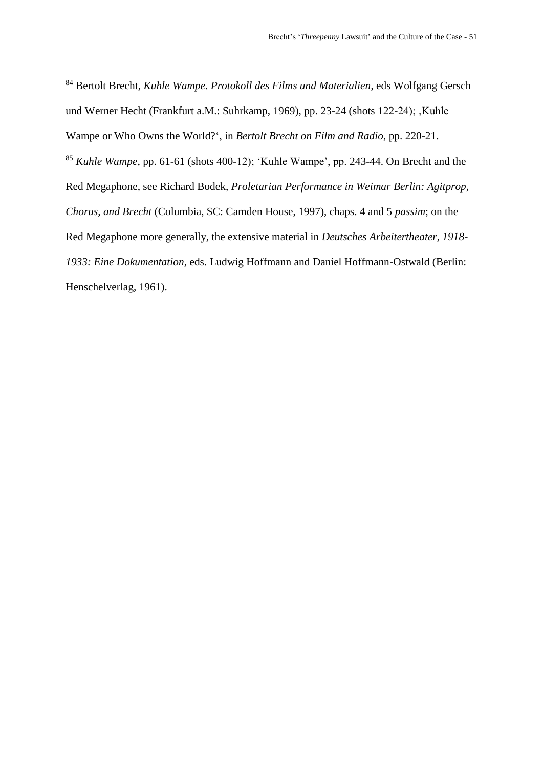[84] Bertolt Brecht, *Kuhle Wampe. Protokoll des Films und Materialien*, eds Wolfgang Gersch und Werner Hecht (Frankfurt a.M.: Suhrkamp, 1969), pp. 23-24 (shots 122-24); ‚Kuhle Wampe or Who Owns the World?', in *Bertolt Brecht on Film and Radio*, pp. 220-21.

[85] *Kuhle Wampe*, pp. 61-61 (shots 400-12); 'Kuhle Wampe', pp. 243-44. On Brecht and the Red Megaphone, see Richard Bodek, *Proletarian Performance in Weimar Berlin: Agitprop, Chorus, and Brecht* (Columbia, SC: Camden House, 1997), chaps. 4 and 5 *passim*; on the Red Megaphone more generally, the extensive material in *Deutsches Arbeitertheater, 1918-1933: Eine Dokumentation*, eds. Ludwig Hoffmann and Daniel Hoffmann-Ostwald (Berlin: Henschelverlag, 1961).